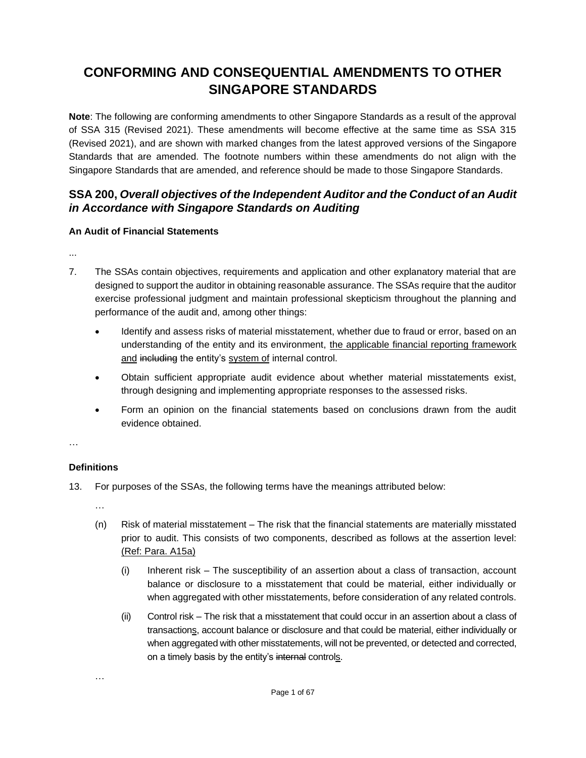# CONFORMING AND CONSEQUENTIAL AMENDMENTS TO OTHER SINGAPORE STANDARDS

**Note**: The following are conforming amendments to other Singapore Standards as a result of the approval of SSA 315 (Revised 2021). These amendments will become effective at the same time as SSA 315 (Revised 2021), and are shown with marked changes from the latest approved versions of the Singapore Standards that are amended. The footnote numbers within these amendments do not align with the Singapore Standards that are amended, and reference should be made to those Singapore Standards.

## SSA 200, *Overall objectives of the Independent Auditor and the Conduct of an Audit in Accordance with Singapore Standards on Auditing*

### An Audit of Financial Statements

...

7. The SSAs contain objectives, requirements and application and other explanatory material that are designed to support the auditor in obtaining reasonable assurance. The SSAs require that the auditor exercise professional judgment and maintain professional skepticism throughout the planning and performance of the audit and, among other things:

   - Identify and assess risks of material misstatement, whether due to fraud or error, based on an understanding of the entity and its environment, <u>the applicable financial reporting framework and</u> ~~including~~ the entity's <u>system of</u> internal control.
   - Obtain sufficient appropriate audit evidence about whether material misstatements exist, through designing and implementing appropriate responses to the assessed risks.
   - Form an opinion on the financial statements based on conclusions drawn from the audit evidence obtained.

…

### Definitions

13. For purposes of the SSAs, the following terms have the meanings attributed below:

    …

    (n) Risk of material misstatement – The risk that the financial statements are materially misstated prior to audit. This consists of two components, described as follows at the assertion level: <u>(Ref: Para. A15a)</u>

    (i) Inherent risk – The susceptibility of an assertion about a class of transaction, account balance or disclosure to a misstatement that could be material, either individually or when aggregated with other misstatements, before consideration of any related controls.

    (ii) Control risk – The risk that a misstatement that could occur in an assertion about a class of transaction<u>s</u>, account balance or disclosure and that could be material, either individually or when aggregated with other misstatements, will not be prevented, or detected and corrected, on a timely basis by the entity's ~~internal~~ control<u>s</u>.

    …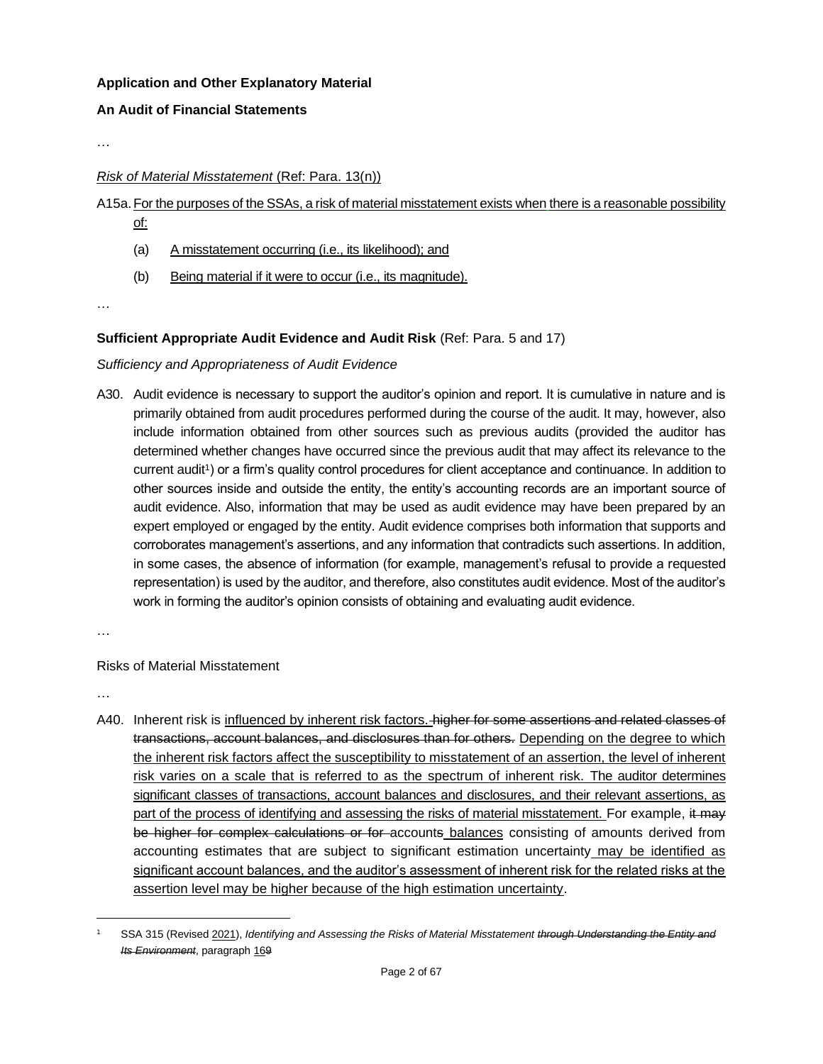**Application and Other Explanatory Material**

**An Audit of Financial Statements**

…

*Risk of Material Misstatement* (Ref: Para. 13(n))

A15a. For the purposes of the SSAs, a risk of material misstatement exists when there is a reasonable possibility of:

(a) A misstatement occurring (i.e., its likelihood); and

(b) Being material if it were to occur (i.e., its magnitude).

…

**Sufficient Appropriate Audit Evidence and Audit Risk** (Ref: Para. 5 and 17)

*Sufficiency and Appropriateness of Audit Evidence*

A30. Audit evidence is necessary to support the auditor's opinion and report. It is cumulative in nature and is primarily obtained from audit procedures performed during the course of the audit. It may, however, also include information obtained from other sources such as previous audits (provided the auditor has determined whether changes have occurred since the previous audit that may affect its relevance to the current audit[1]) or a firm's quality control procedures for client acceptance and continuance. In addition to other sources inside and outside the entity, the entity's accounting records are an important source of audit evidence. Also, information that may be used as audit evidence may have been prepared by an expert employed or engaged by the entity. Audit evidence comprises both information that supports and corroborates management's assertions, and any information that contradicts such assertions. In addition, in some cases, the absence of information (for example, management's refusal to provide a requested representation) is used by the auditor, and therefore, also constitutes audit evidence. Most of the auditor's work in forming the auditor's opinion consists of obtaining and evaluating audit evidence.

…

Risks of Material Misstatement

…

A40. Inherent risk is influenced by inherent risk factors. ~~higher for some assertions and related classes of transactions, account balances, and disclosures than for others.~~ Depending on the degree to which the inherent risk factors affect the susceptibility to misstatement of an assertion, the level of inherent risk varies on a scale that is referred to as the spectrum of inherent risk. The auditor determines significant classes of transactions, account balances and disclosures, and their relevant assertions, as part of the process of identifying and assessing the risks of material misstatement. For example, ~~it may be higher for complex calculations or for~~ accounts balances consisting of amounts derived from accounting estimates that are subject to significant estimation uncertainty may be identified as significant account balances, and the auditor's assessment of inherent risk for the related risks at the assertion level may be higher because of the high estimation uncertainty.

---

[1] SSA 315 (Revised 2021), *Identifying and Assessing the Risks of Material Misstatement ~~through Understanding the Entity and Its Environment~~*, paragraph 16~~9~~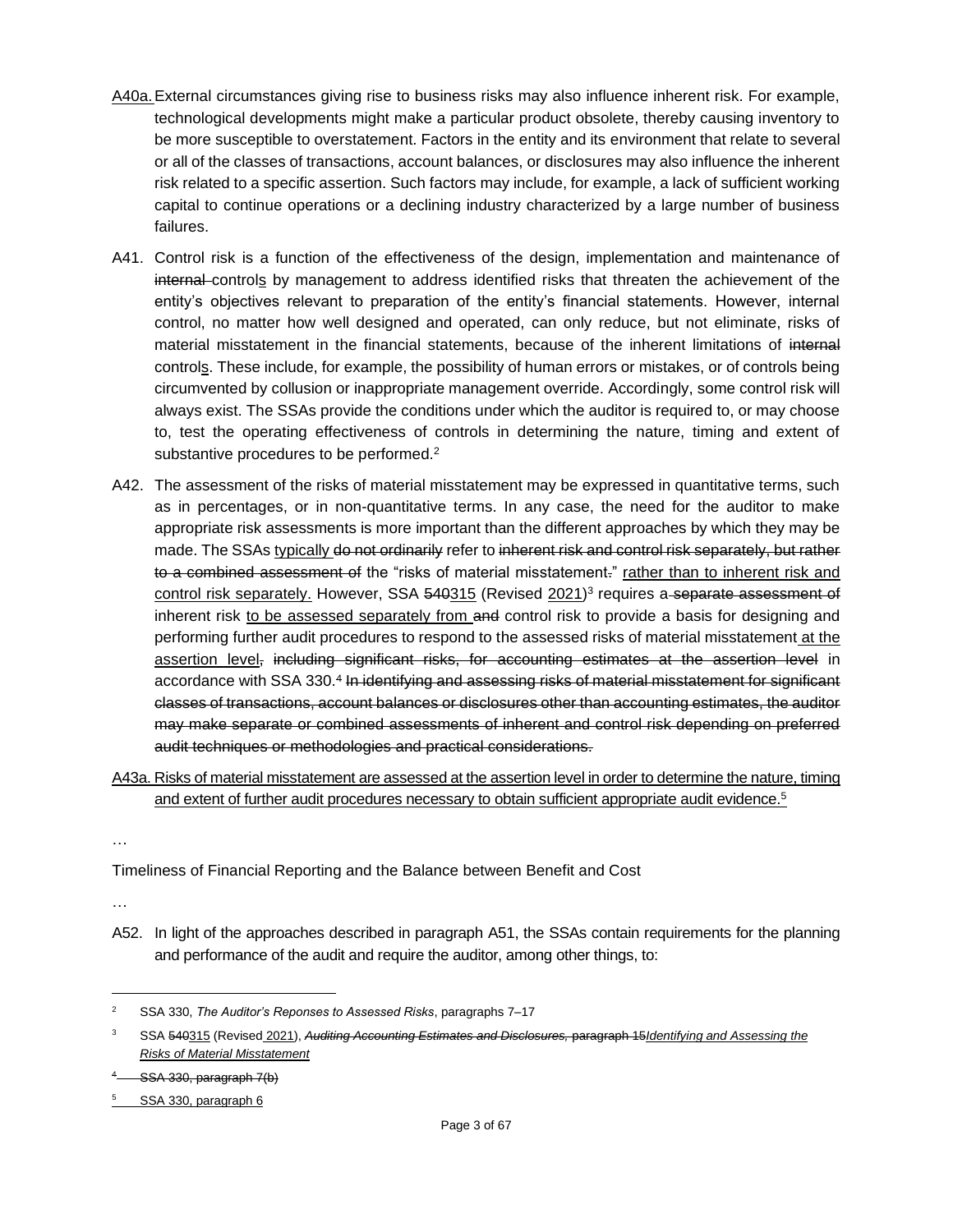A40a. External circumstances giving rise to business risks may also influence inherent risk. For example, technological developments might make a particular product obsolete, thereby causing inventory to be more susceptible to overstatement. Factors in the entity and its environment that relate to several or all of the classes of transactions, account balances, or disclosures may also influence the inherent risk related to a specific assertion. Such factors may include, for example, a lack of sufficient working capital to continue operations or a declining industry characterized by a large number of business failures.

A41. Control risk is a function of the effectiveness of the design, implementation and maintenance of ~~internal~~ controls by management to address identified risks that threaten the achievement of the entity's objectives relevant to preparation of the entity's financial statements. However, internal control, no matter how well designed and operated, can only reduce, but not eliminate, risks of material misstatement in the financial statements, because of the inherent limitations of ~~internal~~ controls. These include, for example, the possibility of human errors or mistakes, or of controls being circumvented by collusion or inappropriate management override. Accordingly, some control risk will always exist. The SSAs provide the conditions under which the auditor is required to, or may choose to, test the operating effectiveness of controls in determining the nature, timing and extent of substantive procedures to be performed.[2]

A42. The assessment of the risks of material misstatement may be expressed in quantitative terms, such as in percentages, or in non-quantitative terms. In any case, the need for the auditor to make appropriate risk assessments is more important than the different approaches by which they may be made. The SSAs typically ~~do not ordinarily~~ refer to ~~inherent risk and control risk separately, but rather to a combined assessment of~~ the "risks of material misstatement~~.~~" rather than to inherent risk and control risk separately. However, SSA ~~540~~315 (Revised 2021)[3] requires a ~~separate assessment of~~ inherent risk to be assessed separately from ~~and~~ control risk to provide a basis for designing and performing further audit procedures to respond to the assessed risks of material misstatement at the assertion level~~, including significant risks, for accounting estimates at the assertion level~~ in accordance with SSA 330.[4] ~~In identifying and assessing risks of material misstatement for significant classes of transactions, account balances or disclosures other than accounting estimates, the auditor may make separate or combined assessments of inherent and control risk depending on preferred audit techniques or methodologies and practical considerations.~~

A43a. Risks of material misstatement are assessed at the assertion level in order to determine the nature, timing and extent of further audit procedures necessary to obtain sufficient appropriate audit evidence.[5]

…

Timeliness of Financial Reporting and the Balance between Benefit and Cost

…

A52. In light of the approaches described in paragraph A51, the SSAs contain requirements for the planning and performance of the audit and require the auditor, among other things, to:

---

[2] SSA 330, *The Auditor's Reponses to Assessed Risks*, paragraphs 7–17

[3] SSA ~~540~~315 (Revised 2021), ~~*Auditing Accounting Estimates and Disclosures,* paragraph 15~~*Identifying and Assessing the Risks of Material Misstatement*

[4] ~~SSA 330, paragraph 7(b)~~

[5] SSA 330, paragraph 6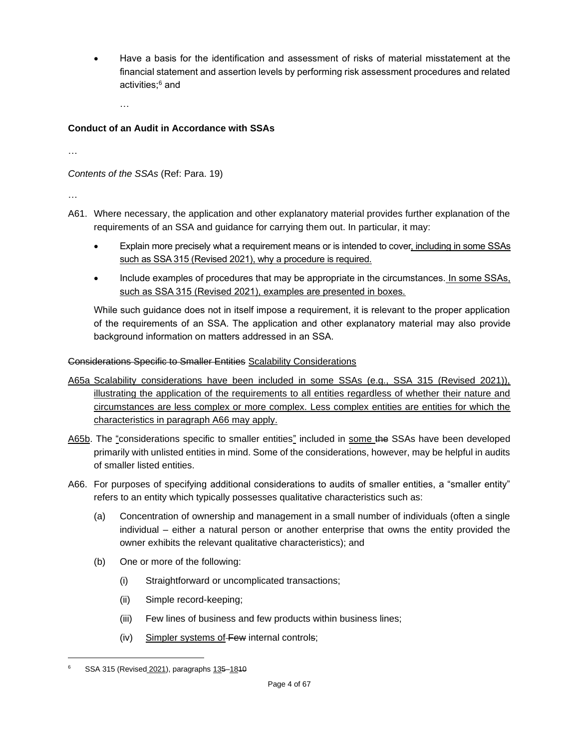- Have a basis for the identification and assessment of risks of material misstatement at the financial statement and assertion levels by performing risk assessment procedures and related activities;[6] and

  …

**Conduct of an Audit in Accordance with SSAs**

…

*Contents of the SSAs* (Ref: Para. 19)

…

A61. Where necessary, the application and other explanatory material provides further explanation of the requirements of an SSA and guidance for carrying them out. In particular, it may:

- Explain more precisely what a requirement means or is intended to cover<u>, including in some SSAs such as SSA 315 (Revised 2021), why a procedure is required.</u>
- Include examples of procedures that may be appropriate in the circumstances.<u> In some SSAs, such as SSA 315 (Revised 2021), examples are presented in boxes.</u>

While such guidance does not in itself impose a requirement, it is relevant to the proper application of the requirements of an SSA. The application and other explanatory material may also provide background information on matters addressed in an SSA.

~~Considerations Specific to Smaller Entities~~ <u>Scalability Considerations</u>

<u>A65a Scalability considerations have been included in some SSAs (e.g., SSA 315 (Revised 2021)), illustrating the application of the requirements to all entities regardless of whether their nature and circumstances are less complex or more complex. Less complex entities are entities for which the characteristics in paragraph A66 may apply.</u>

<u>A65b</u>. The <u>"</u>considerations specific to smaller entities<u>"</u> included in <u>some </u>~~the~~ SSAs have been developed primarily with unlisted entities in mind. Some of the considerations, however, may be helpful in audits of smaller listed entities.

A66. For purposes of specifying additional considerations to audits of smaller entities, a "smaller entity" refers to an entity which typically possesses qualitative characteristics such as:

(a) Concentration of ownership and management in a small number of individuals (often a single individual – either a natural person or another enterprise that owns the entity provided the owner exhibits the relevant qualitative characteristics); and

(b) One or more of the following:

(i) Straightforward or uncomplicated transactions;

(ii) Simple record-keeping;

(iii) Few lines of business and few products within business lines;

(iv) <u>Simpler systems of</u> ~~Few~~ internal control~~s~~;

---

[6] SSA 315 (Revised<u> 2021</u>), paragraphs <u>13</u>~~5~~–<u>18</u>~~10~~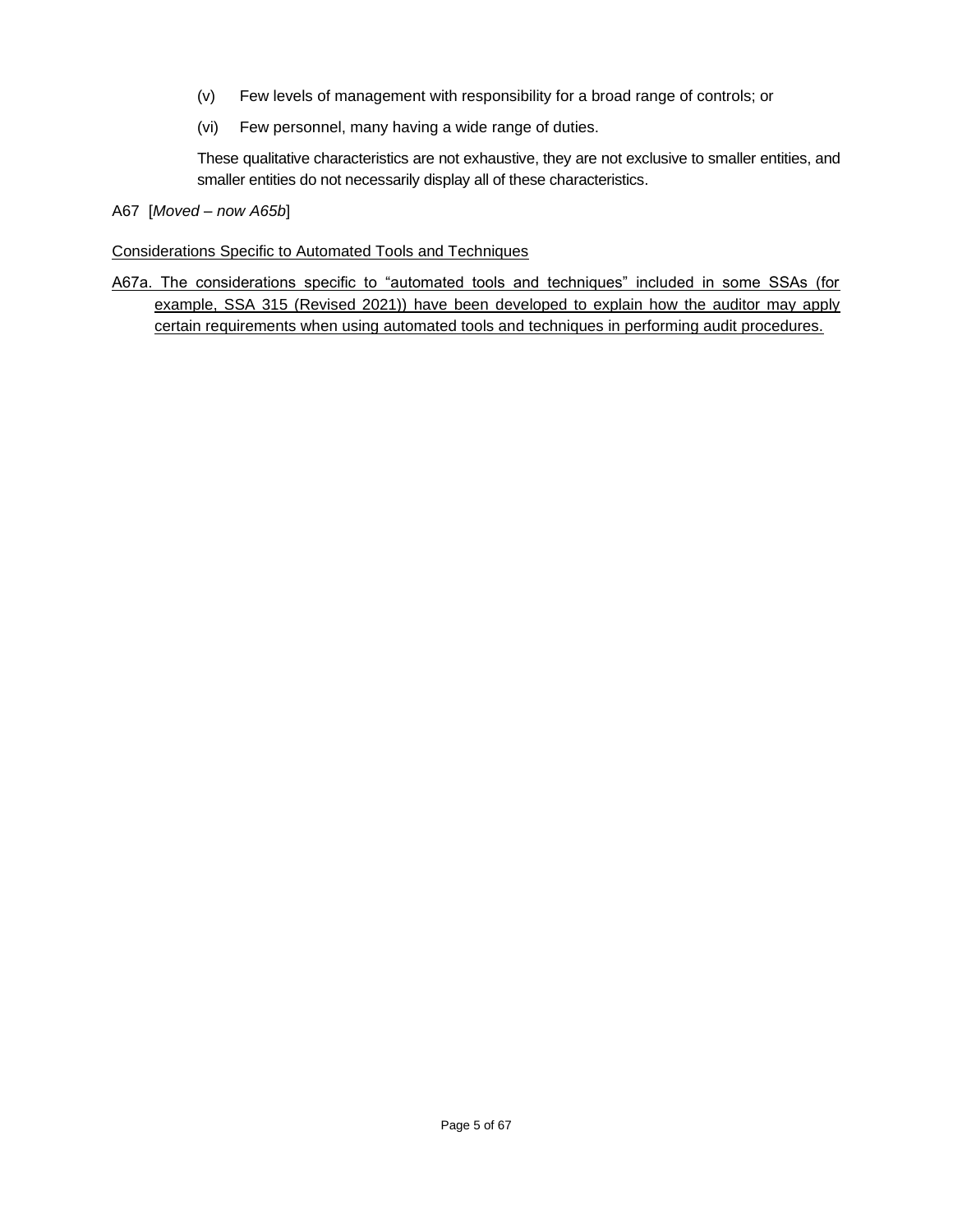(v) Few levels of management with responsibility for a broad range of controls; or

(vi) Few personnel, many having a wide range of duties.

These qualitative characteristics are not exhaustive, they are not exclusive to smaller entities, and smaller entities do not necessarily display all of these characteristics.

A67 [*Moved – now A65b*]

<u>Considerations Specific to Automated Tools and Techniques</u>

<u>A67a. The considerations specific to "automated tools and techniques" included in some SSAs (for example, SSA 315 (Revised 2021)) have been developed to explain how the auditor may apply certain requirements when using automated tools and techniques in performing audit procedures.</u>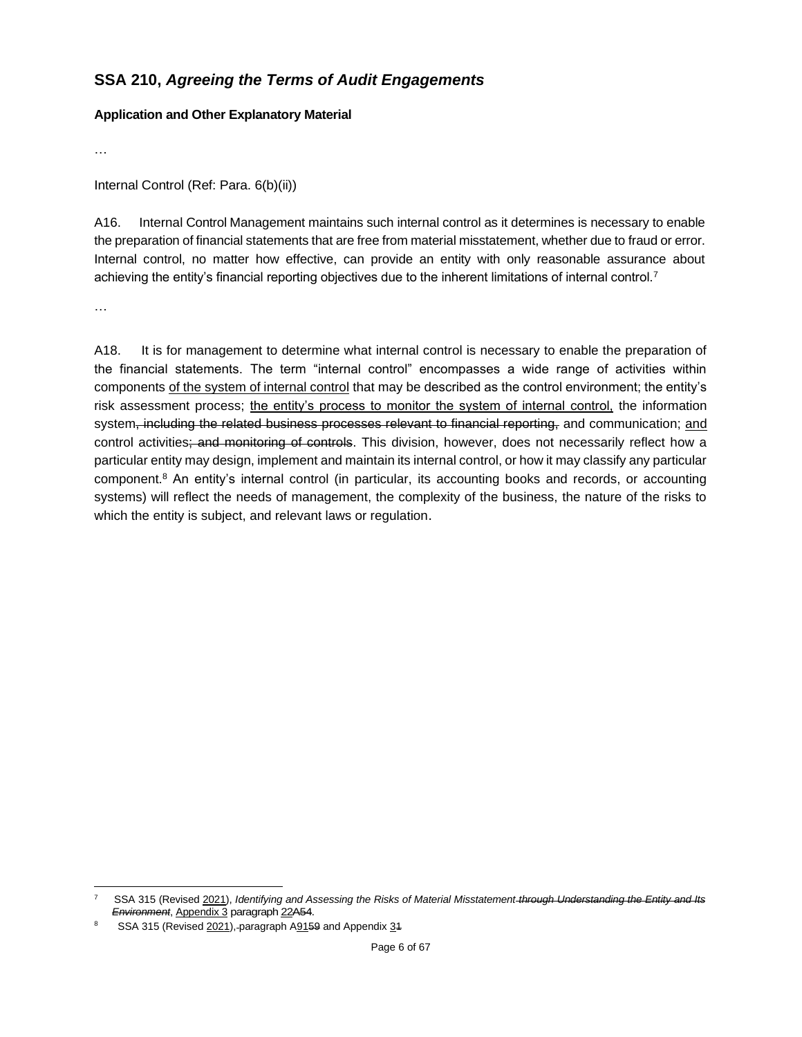## SSA 210, *Agreeing the Terms of Audit Engagements*

**Application and Other Explanatory Material**

…

Internal Control (Ref: Para. 6(b)(ii))

A16. Internal Control Management maintains such internal control as it determines is necessary to enable the preparation of financial statements that are free from material misstatement, whether due to fraud or error. Internal control, no matter how effective, can provide an entity with only reasonable assurance about achieving the entity's financial reporting objectives due to the inherent limitations of internal control.[7]

…

A18. It is for management to determine what internal control is necessary to enable the preparation of the financial statements. The term "internal control" encompasses a wide range of activities within components of the system of internal control that may be described as the control environment; the entity's risk assessment process; the entity's process to monitor the system of internal control, the information system, including the related business processes relevant to financial reporting, and communication; and control activities; and monitoring of controls. This division, however, does not necessarily reflect how a particular entity may design, implement and maintain its internal control, or how it may classify any particular component.[8] An entity's internal control (in particular, its accounting books and records, or accounting systems) will reflect the needs of management, the complexity of the business, the nature of the risks to which the entity is subject, and relevant laws or regulation.

---

[7] SSA 315 (Revised 2021), *Identifying and Assessing the Risks of Material Misstatement through Understanding the Entity and Its Environment*, Appendix 3 paragraph 22A54.

[8] SSA 315 (Revised 2021), paragraph A9159 and Appendix 31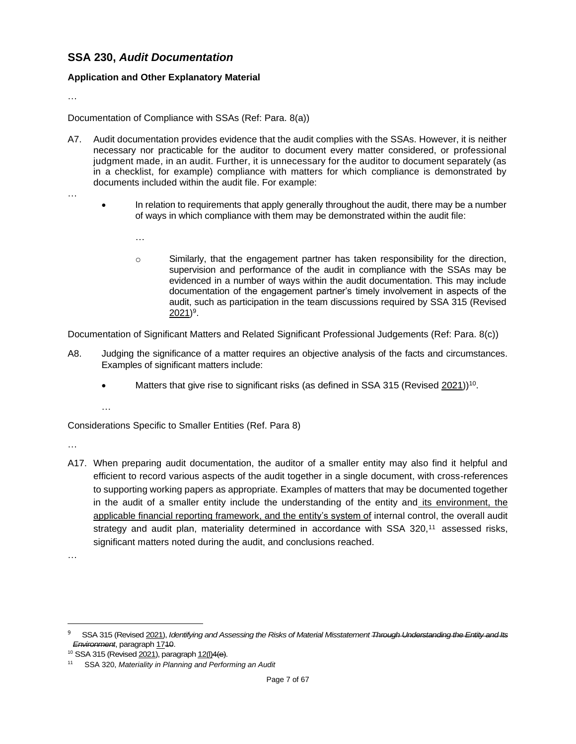## SSA 230, *Audit Documentation*

**Application and Other Explanatory Material**

…

Documentation of Compliance with SSAs (Ref: Para. 8(a))

A7. Audit documentation provides evidence that the audit complies with the SSAs. However, it is neither necessary nor practicable for the auditor to document every matter considered, or professional judgment made, in an audit. Further, it is unnecessary for the auditor to document separately (as in a checklist, for example) compliance with matters for which compliance is demonstrated by documents included within the audit file. For example:

…

- In relation to requirements that apply generally throughout the audit, there may be a number of ways in which compliance with them may be demonstrated within the audit file:

  …

  - Similarly, that the engagement partner has taken responsibility for the direction, supervision and performance of the audit in compliance with the SSAs may be evidenced in a number of ways within the audit documentation. This may include documentation of the engagement partner's timely involvement in aspects of the audit, such as participation in the team discussions required by SSA 315 (Revised 2021)[9].

Documentation of Significant Matters and Related Significant Professional Judgements (Ref: Para. 8(c))

A8. Judging the significance of a matter requires an objective analysis of the facts and circumstances. Examples of significant matters include:

- Matters that give rise to significant risks (as defined in SSA 315 (Revised 2021))[10].

…

Considerations Specific to Smaller Entities (Ref. Para 8)

…

A17. When preparing audit documentation, the auditor of a smaller entity may also find it helpful and efficient to record various aspects of the audit together in a single document, with cross-references to supporting working papers as appropriate. Examples of matters that may be documented together in the audit of a smaller entity include the understanding of the entity and its environment, the applicable financial reporting framework, and the entity's system of internal control, the overall audit strategy and audit plan, materiality determined in accordance with SSA 320,[11] assessed risks, significant matters noted during the audit, and conclusions reached.

…

---

[9] SSA 315 (Revised 2021), *Identifying and Assessing the Risks of Material Misstatement ~~Through Understanding the Entity and Its Environment~~*, paragraph 17~~10~~.

[10] SSA 315 (Revised 2021), paragraph 12(l)~~4(e)~~.

[11] SSA 320, *Materiality in Planning and Performing an Audit*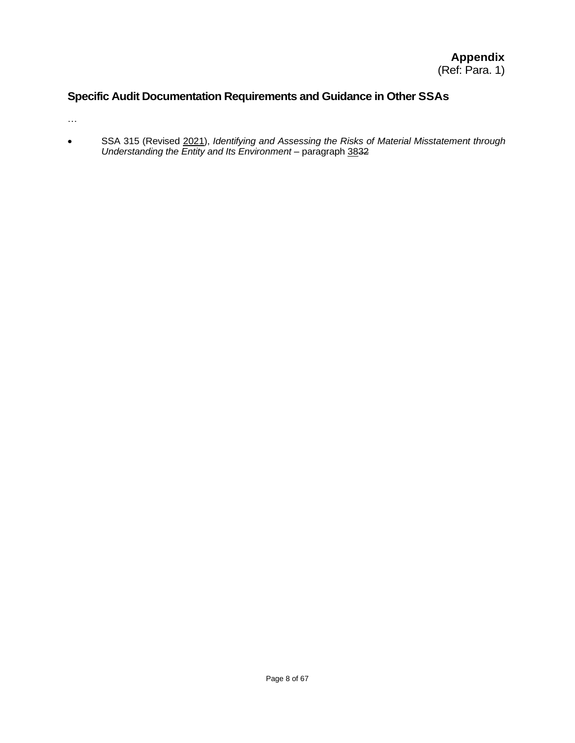**Appendix**
(Ref: Para. 1)

## Specific Audit Documentation Requirements and Guidance in Other SSAs

…

- SSA 315 (Revised 2021), *Identifying and Assessing the Risks of Material Misstatement through Understanding the Entity and Its Environment* – paragraph 38~~32~~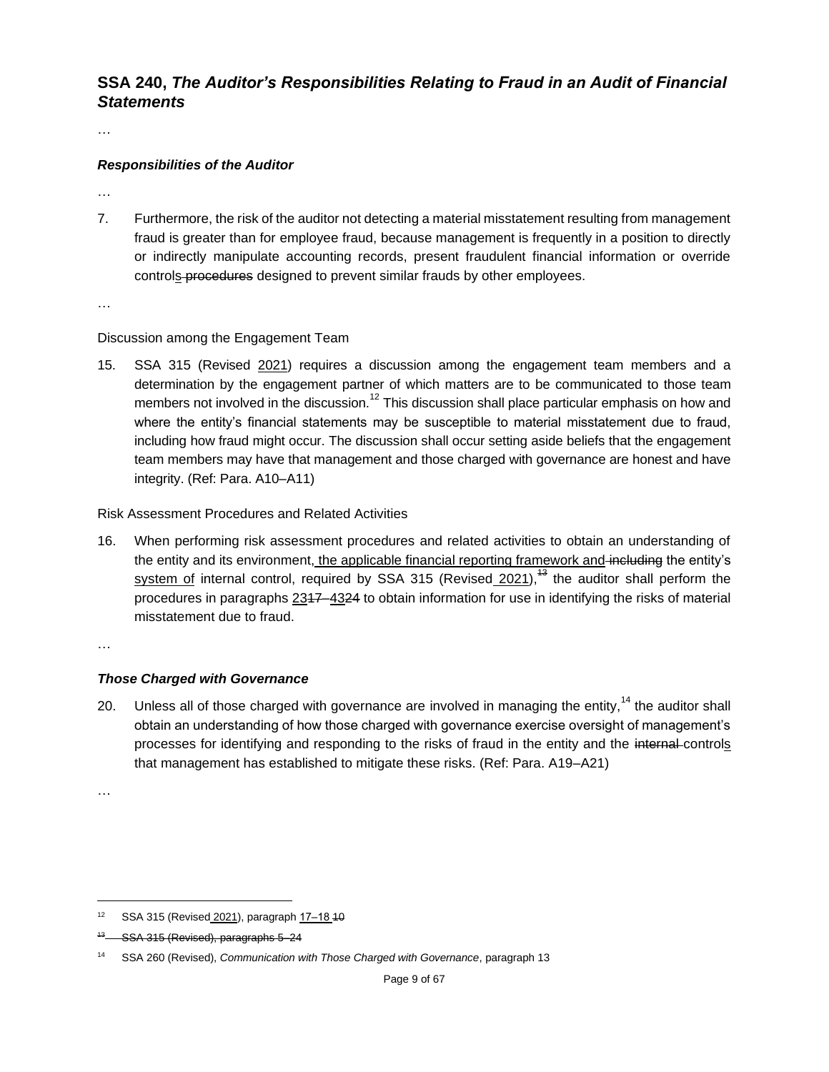## SSA 240, *The Auditor's Responsibilities Relating to Fraud in an Audit of Financial Statements*

…

### *Responsibilities of the Auditor*

…

7. Furthermore, the risk of the auditor not detecting a material misstatement resulting from management fraud is greater than for employee fraud, because management is frequently in a position to directly or indirectly manipulate accounting records, present fraudulent financial information or override controls ~~procedures~~ designed to prevent similar frauds by other employees.

…

Discussion among the Engagement Team

15. SSA 315 (Revised 2021) requires a discussion among the engagement team members and a determination by the engagement partner of which matters are to be communicated to those team members not involved in the discussion.[12] This discussion shall place particular emphasis on how and where the entity's financial statements may be susceptible to material misstatement due to fraud, including how fraud might occur. The discussion shall occur setting aside beliefs that the engagement team members may have that management and those charged with governance are honest and have integrity. (Ref: Para. A10–A11)

Risk Assessment Procedures and Related Activities

16. When performing risk assessment procedures and related activities to obtain an understanding of the entity and its environment, the applicable financial reporting framework and ~~including~~ the entity's system of internal control, required by SSA 315 (Revised 2021),~~[13]~~ the auditor shall perform the procedures in paragraphs 23~~17~~–43~~24~~ to obtain information for use in identifying the risks of material misstatement due to fraud.

…

### *Those Charged with Governance*

20. Unless all of those charged with governance are involved in managing the entity,[14] the auditor shall obtain an understanding of how those charged with governance exercise oversight of management's processes for identifying and responding to the risks of fraud in the entity and the ~~internal~~ controls that management has established to mitigate these risks. (Ref: Para. A19–A21)

…

---

[12] SSA 315 (Revised 2021), paragraph 17–18 ~~10~~

~~[13] SSA 315 (Revised), paragraphs 5–24~~

[14] SSA 260 (Revised), *Communication with Those Charged with Governance*, paragraph 13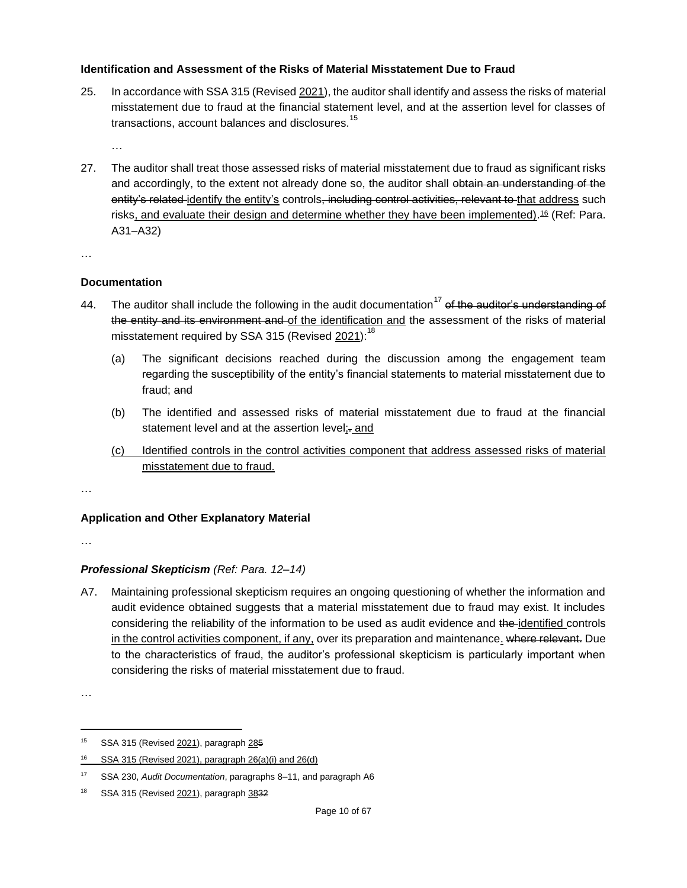**Identification and Assessment of the Risks of Material Misstatement Due to Fraud**

25. In accordance with SSA 315 (Revised 2021), the auditor shall identify and assess the risks of material misstatement due to fraud at the financial statement level, and at the assertion level for classes of transactions, account balances and disclosures.[15]

…

27. The auditor shall treat those assessed risks of material misstatement due to fraud as significant risks and accordingly, to the extent not already done so, the auditor shall ~~obtain an understanding of the entity's related~~ identify the entity's controls~~, including control activities, relevant to~~ that address such risks, and evaluate their design and determine whether they have been implemented).[16] (Ref: Para. A31–A32)

…

**Documentation**

44. The auditor shall include the following in the audit documentation[17] ~~of the auditor's understanding of the entity and its environment and~~ of the identification and the assessment of the risks of material misstatement required by SSA 315 (Revised 2021):[18]

    (a) The significant decisions reached during the discussion among the engagement team regarding the susceptibility of the entity's financial statements to material misstatement due to fraud; ~~and~~

    (b) The identified and assessed risks of material misstatement due to fraud at the financial statement level and at the assertion level;~~.~~ and

    (c) Identified controls in the control activities component that address assessed risks of material misstatement due to fraud.

…

**Application and Other Explanatory Material**

…

***Professional Skepticism*** *(Ref: Para. 12–14)*

A7. Maintaining professional skepticism requires an ongoing questioning of whether the information and audit evidence obtained suggests that a material misstatement due to fraud may exist. It includes considering the reliability of the information to be used as audit evidence and ~~the~~ identified controls in the control activities component, if any, over its preparation and maintenance. ~~where relevant.~~ Due to the characteristics of fraud, the auditor's professional skepticism is particularly important when considering the risks of material misstatement due to fraud.

…

---

[15] SSA 315 (Revised 2021), paragraph 28~~5~~

[16] SSA 315 (Revised 2021), paragraph 26(a)(i) and 26(d)

[17] SSA 230, *Audit Documentation*, paragraphs 8–11, and paragraph A6

[18] SSA 315 (Revised 2021), paragraph 38~~32~~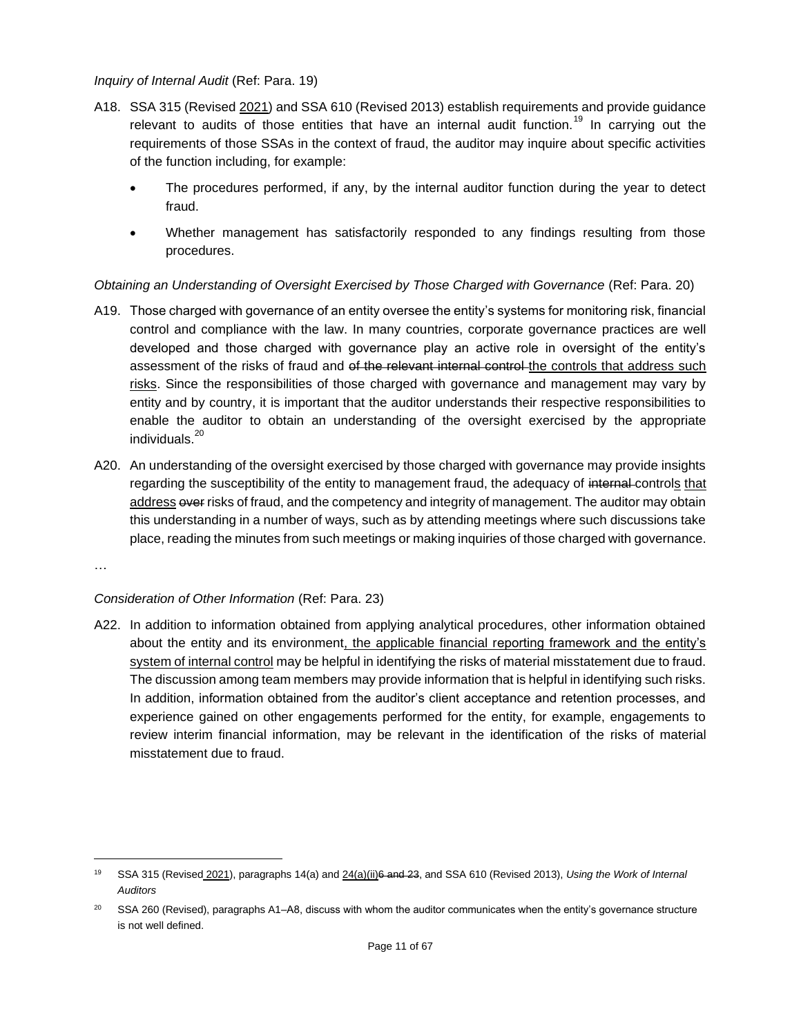*Inquiry of Internal Audit* (Ref: Para. 19)

A18. SSA 315 (Revised 2021) and SSA 610 (Revised 2013) establish requirements and provide guidance relevant to audits of those entities that have an internal audit function.[19] In carrying out the requirements of those SSAs in the context of fraud, the auditor may inquire about specific activities of the function including, for example:

- The procedures performed, if any, by the internal auditor function during the year to detect fraud.
- Whether management has satisfactorily responded to any findings resulting from those procedures.

*Obtaining an Understanding of Oversight Exercised by Those Charged with Governance* (Ref: Para. 20)

A19. Those charged with governance of an entity oversee the entity's systems for monitoring risk, financial control and compliance with the law. In many countries, corporate governance practices are well developed and those charged with governance play an active role in oversight of the entity's assessment of the risks of fraud and ~~of the relevant internal control~~ the controls that address such risks. Since the responsibilities of those charged with governance and management may vary by entity and by country, it is important that the auditor understands their respective responsibilities to enable the auditor to obtain an understanding of the oversight exercised by the appropriate individuals.[20]

A20. An understanding of the oversight exercised by those charged with governance may provide insights regarding the susceptibility of the entity to management fraud, the adequacy of ~~internal~~ controls that address ~~over~~ risks of fraud, and the competency and integrity of management. The auditor may obtain this understanding in a number of ways, such as by attending meetings where such discussions take place, reading the minutes from such meetings or making inquiries of those charged with governance.

…

*Consideration of Other Information* (Ref: Para. 23)

A22. In addition to information obtained from applying analytical procedures, other information obtained about the entity and its environment, the applicable financial reporting framework and the entity's system of internal control may be helpful in identifying the risks of material misstatement due to fraud. The discussion among team members may provide information that is helpful in identifying such risks. In addition, information obtained from the auditor's client acceptance and retention processes, and experience gained on other engagements performed for the entity, for example, engagements to review interim financial information, may be relevant in the identification of the risks of material misstatement due to fraud.

---

[19] SSA 315 (Revised 2021), paragraphs 14(a) and 24(a)(ii)~~6 and 23~~, and SSA 610 (Revised 2013), *Using the Work of Internal Auditors*

[20] SSA 260 (Revised), paragraphs A1–A8, discuss with whom the auditor communicates when the entity's governance structure is not well defined.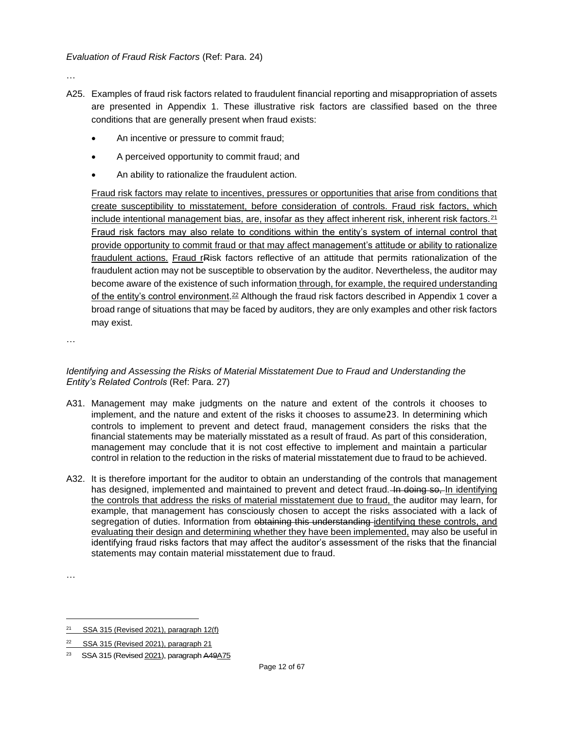*Evaluation of Fraud Risk Factors* (Ref: Para. 24)

…

A25. Examples of fraud risk factors related to fraudulent financial reporting and misappropriation of assets are presented in Appendix 1. These illustrative risk factors are classified based on the three conditions that are generally present when fraud exists:

- An incentive or pressure to commit fraud;
- A perceived opportunity to commit fraud; and
- An ability to rationalize the fraudulent action.

Fraud risk factors may relate to incentives, pressures or opportunities that arise from conditions that create susceptibility to misstatement, before consideration of controls. Fraud risk factors, which include intentional management bias, are, insofar as they affect inherent risk, inherent risk factors.[21] Fraud risk factors may also relate to conditions within the entity's system of internal control that provide opportunity to commit fraud or that may affect management's attitude or ability to rationalize fraudulent actions. Fraud rRisk factors reflective of an attitude that permits rationalization of the fraudulent action may not be susceptible to observation by the auditor. Nevertheless, the auditor may become aware of the existence of such information through, for example, the required understanding of the entity's control environment.[22] Although the fraud risk factors described in Appendix 1 cover a broad range of situations that may be faced by auditors, they are only examples and other risk factors may exist.

…

*Identifying and Assessing the Risks of Material Misstatement Due to Fraud and Understanding the Entity's Related Controls* (Ref: Para. 27)

A31. Management may make judgments on the nature and extent of the controls it chooses to implement, and the nature and extent of the risks it chooses to assume[23]. In determining which controls to implement to prevent and detect fraud, management considers the risks that the financial statements may be materially misstated as a result of fraud. As part of this consideration, management may conclude that it is not cost effective to implement and maintain a particular control in relation to the reduction in the risks of material misstatement due to fraud to be achieved.

A32. It is therefore important for the auditor to obtain an understanding of the controls that management has designed, implemented and maintained to prevent and detect fraud. ~~In doing so,~~ In identifying the controls that address the risks of material misstatement due to fraud, the auditor may learn, for example, that management has consciously chosen to accept the risks associated with a lack of segregation of duties. Information from ~~obtaining this understanding~~ identifying these controls, and evaluating their design and determining whether they have been implemented, may also be useful in identifying fraud risks factors that may affect the auditor's assessment of the risks that the financial statements may contain material misstatement due to fraud.

…

---

[21] SSA 315 (Revised 2021), paragraph 12(f)

[22] SSA 315 (Revised 2021), paragraph 21

[23] SSA 315 (Revised 2021), paragraph ~~A49~~A75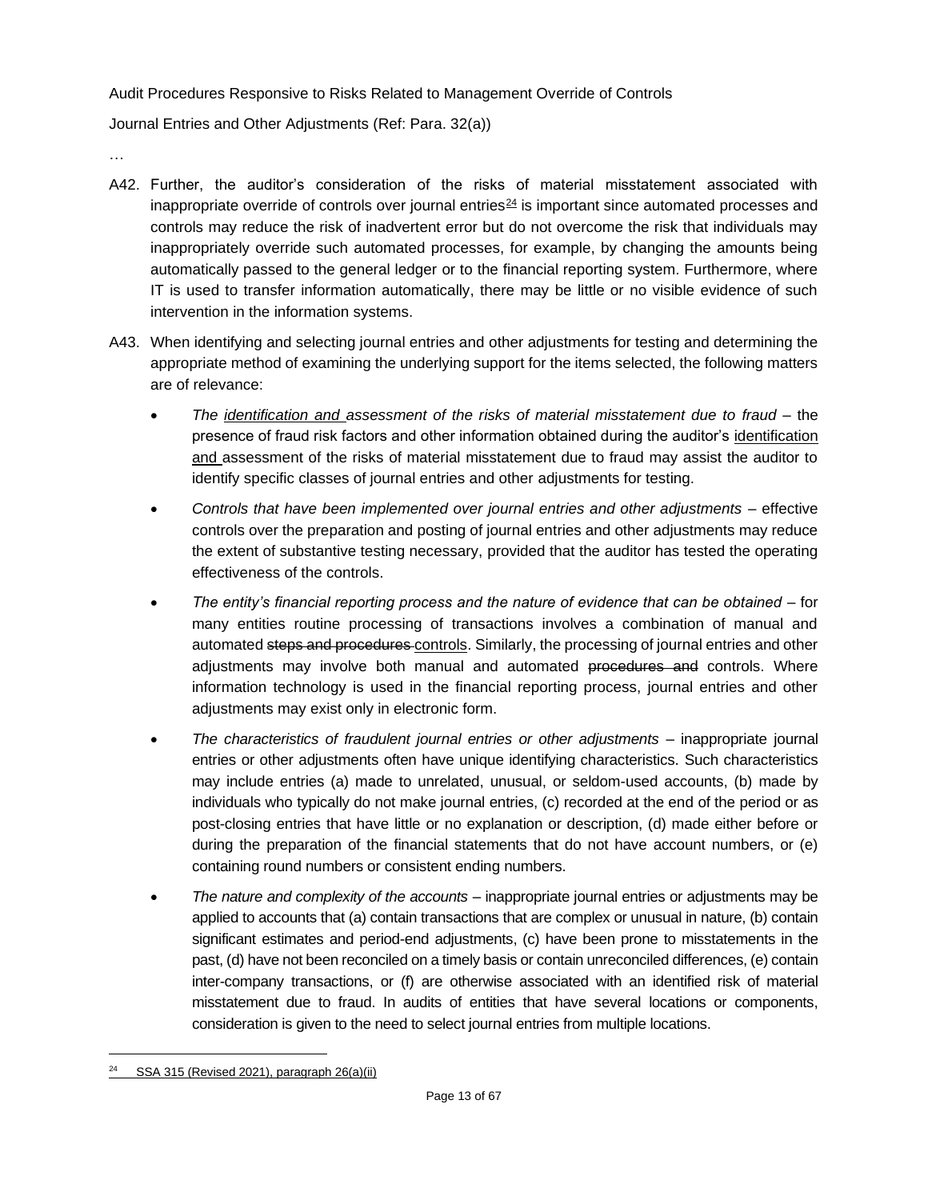Audit Procedures Responsive to Risks Related to Management Override of Controls

Journal Entries and Other Adjustments (Ref: Para. 32(a))

…

A42. Further, the auditor's consideration of the risks of material misstatement associated with inappropriate override of controls over journal entries[24] is important since automated processes and controls may reduce the risk of inadvertent error but do not overcome the risk that individuals may inappropriately override such automated processes, for example, by changing the amounts being automatically passed to the general ledger or to the financial reporting system. Furthermore, where IT is used to transfer information automatically, there may be little or no visible evidence of such intervention in the information systems.

A43. When identifying and selecting journal entries and other adjustments for testing and determining the appropriate method of examining the underlying support for the items selected, the following matters are of relevance:

- *The identification and assessment of the risks of material misstatement due to fraud* – the presence of fraud risk factors and other information obtained during the auditor's identification and assessment of the risks of material misstatement due to fraud may assist the auditor to identify specific classes of journal entries and other adjustments for testing.
- *Controls that have been implemented over journal entries and other adjustments* – effective controls over the preparation and posting of journal entries and other adjustments may reduce the extent of substantive testing necessary, provided that the auditor has tested the operating effectiveness of the controls.
- *The entity's financial reporting process and the nature of evidence that can be obtained* – for many entities routine processing of transactions involves a combination of manual and automated ~~steps and procedures~~ controls. Similarly, the processing of journal entries and other adjustments may involve both manual and automated ~~procedures and~~ controls. Where information technology is used in the financial reporting process, journal entries and other adjustments may exist only in electronic form.
- *The characteristics of fraudulent journal entries or other adjustments* – inappropriate journal entries or other adjustments often have unique identifying characteristics. Such characteristics may include entries (a) made to unrelated, unusual, or seldom-used accounts, (b) made by individuals who typically do not make journal entries, (c) recorded at the end of the period or as post-closing entries that have little or no explanation or description, (d) made either before or during the preparation of the financial statements that do not have account numbers, or (e) containing round numbers or consistent ending numbers.
- *The nature and complexity of the accounts* – inappropriate journal entries or adjustments may be applied to accounts that (a) contain transactions that are complex or unusual in nature, (b) contain significant estimates and period-end adjustments, (c) have been prone to misstatements in the past, (d) have not been reconciled on a timely basis or contain unreconciled differences, (e) contain inter-company transactions, or (f) are otherwise associated with an identified risk of material misstatement due to fraud. In audits of entities that have several locations or components, consideration is given to the need to select journal entries from multiple locations.

---

[24] SSA 315 (Revised 2021), paragraph 26(a)(ii)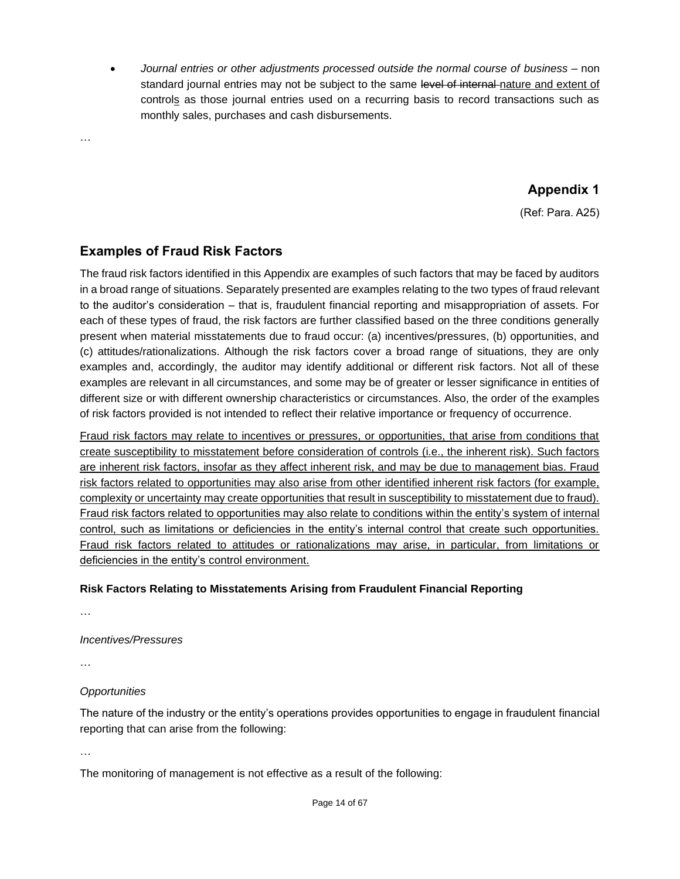- *Journal entries or other adjustments processed outside the normal course of business* – non standard journal entries may not be subject to the same ~~level of internal~~ nature and extent of controls as those journal entries used on a recurring basis to record transactions such as monthly sales, purchases and cash disbursements.

…

## Appendix 1

(Ref: Para. A25)

## Examples of Fraud Risk Factors

The fraud risk factors identified in this Appendix are examples of such factors that may be faced by auditors in a broad range of situations. Separately presented are examples relating to the two types of fraud relevant to the auditor's consideration – that is, fraudulent financial reporting and misappropriation of assets. For each of these types of fraud, the risk factors are further classified based on the three conditions generally present when material misstatements due to fraud occur: (a) incentives/pressures, (b) opportunities, and (c) attitudes/rationalizations. Although the risk factors cover a broad range of situations, they are only examples and, accordingly, the auditor may identify additional or different risk factors. Not all of these examples are relevant in all circumstances, and some may be of greater or lesser significance in entities of different size or with different ownership characteristics or circumstances. Also, the order of the examples of risk factors provided is not intended to reflect their relative importance or frequency of occurrence.

<u>Fraud risk factors may relate to incentives or pressures, or opportunities, that arise from conditions that create susceptibility to misstatement before consideration of controls (i.e., the inherent risk). Such factors are inherent risk factors, insofar as they affect inherent risk, and may be due to management bias. Fraud risk factors related to opportunities may also arise from other identified inherent risk factors (for example, complexity or uncertainty may create opportunities that result in susceptibility to misstatement due to fraud). Fraud risk factors related to opportunities may also relate to conditions within the entity's system of internal control, such as limitations or deficiencies in the entity's internal control that create such opportunities. Fraud risk factors related to attitudes or rationalizations may arise, in particular, from limitations or deficiencies in the entity's control environment.</u>

**Risk Factors Relating to Misstatements Arising from Fraudulent Financial Reporting**

…

*Incentives/Pressures*

…

*Opportunities*

The nature of the industry or the entity's operations provides opportunities to engage in fraudulent financial reporting that can arise from the following:

…

The monitoring of management is not effective as a result of the following: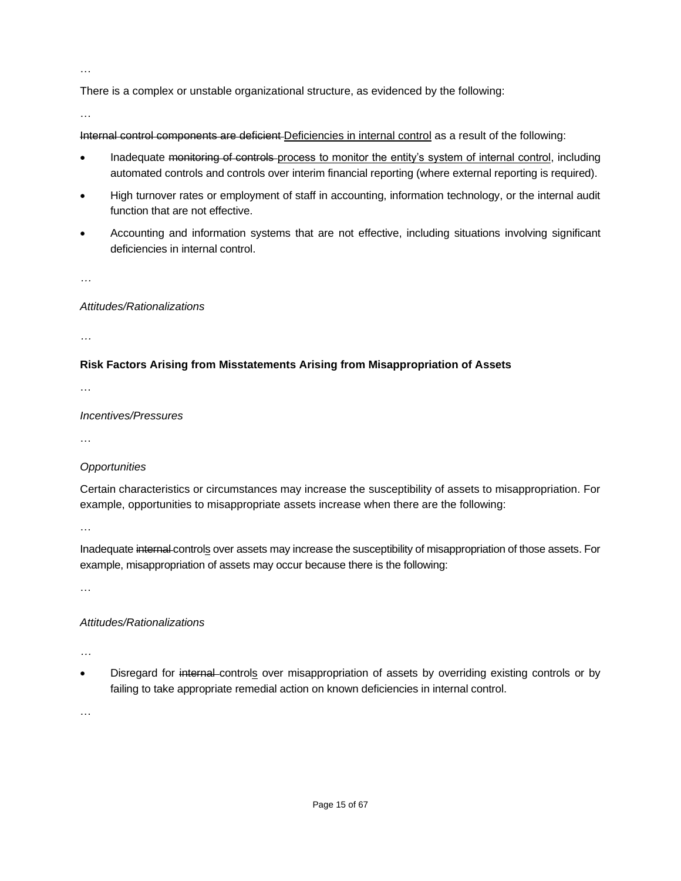…

There is a complex or unstable organizational structure, as evidenced by the following:

…

~~Internal control components are deficient~~ <u>Deficiencies in internal control</u> as a result of the following:

- Inadequate ~~monitoring of controls~~ <u>process to monitor the entity's system of internal control</u>, including automated controls and controls over interim financial reporting (where external reporting is required).
- High turnover rates or employment of staff in accounting, information technology, or the internal audit function that are not effective.
- Accounting and information systems that are not effective, including situations involving significant deficiencies in internal control.

…

*Attitudes/Rationalizations*

…

**Risk Factors Arising from Misstatements Arising from Misappropriation of Assets**

…

*Incentives/Pressures*

…

*Opportunities*

Certain characteristics or circumstances may increase the susceptibility of assets to misappropriation. For example, opportunities to misappropriate assets increase when there are the following:

…

Inadequate ~~internal~~ control<u>s</u> over assets may increase the susceptibility of misappropriation of those assets. For example, misappropriation of assets may occur because there is the following:

…

*Attitudes/Rationalizations*

…

- Disregard for ~~internal~~ control<u>s</u> over misappropriation of assets by overriding existing controls or by failing to take appropriate remedial action on known deficiencies in internal control.

…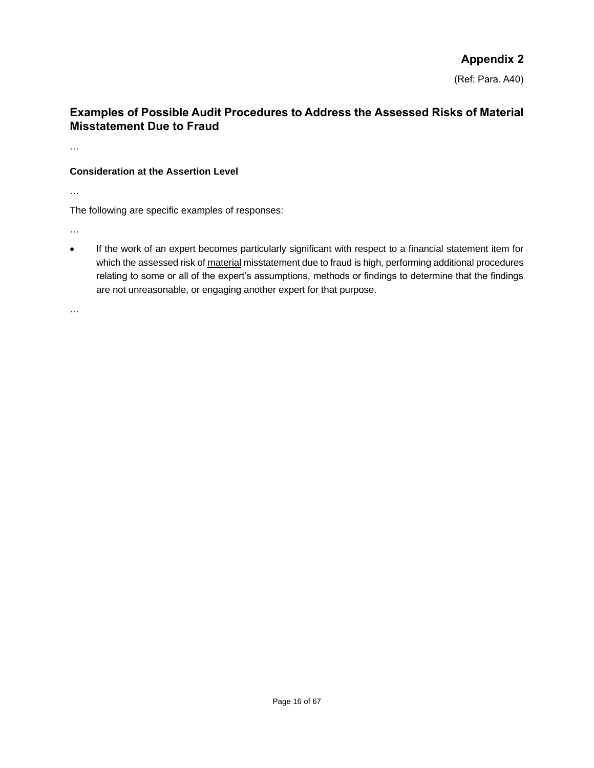**Appendix 2**

(Ref: Para. A40)

## Examples of Possible Audit Procedures to Address the Assessed Risks of Material Misstatement Due to Fraud

…

### Consideration at the Assertion Level

…

The following are specific examples of responses:

…

- If the work of an expert becomes particularly significant with respect to a financial statement item for which the assessed risk of <u>material</u> misstatement due to fraud is high, performing additional procedures relating to some or all of the expert's assumptions, methods or findings to determine that the findings are not unreasonable, or engaging another expert for that purpose.

…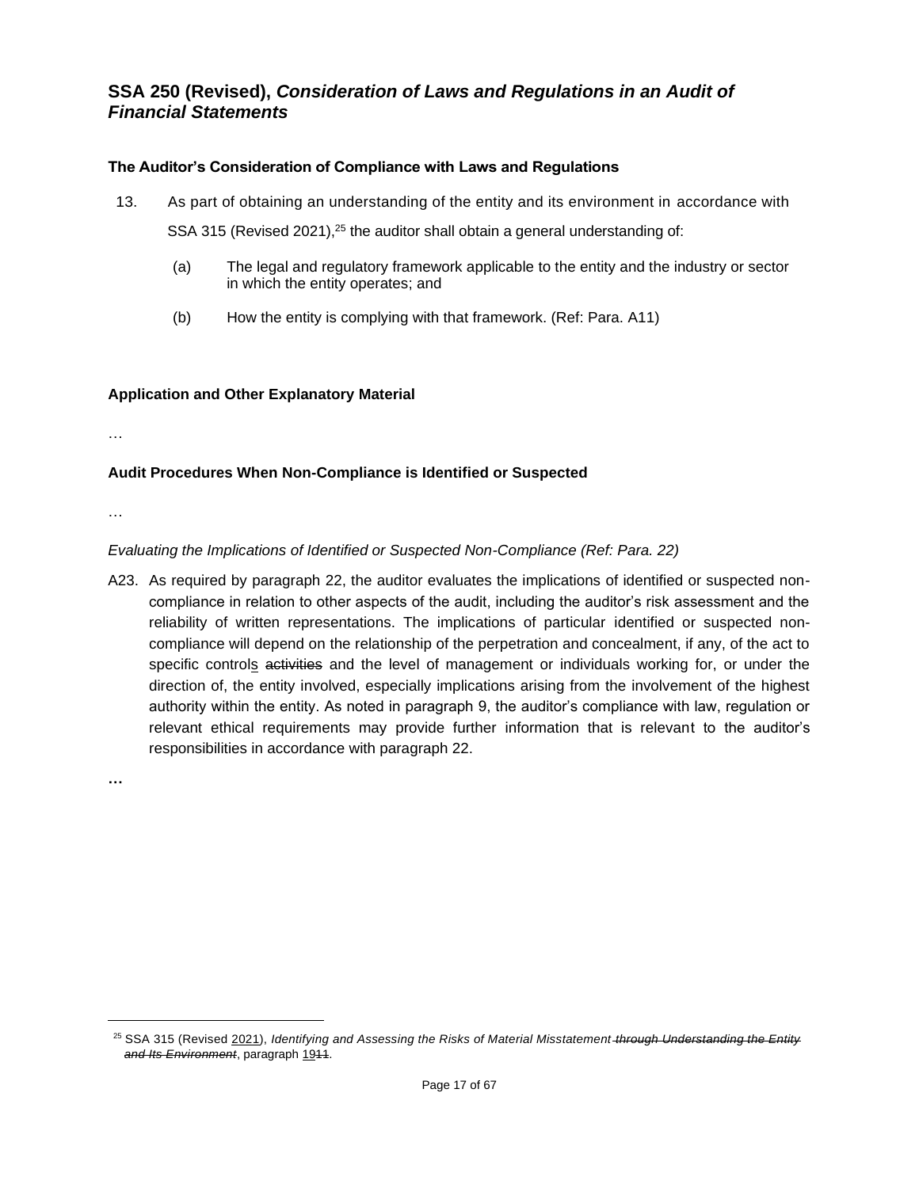## SSA 250 (Revised), *Consideration of Laws and Regulations in an Audit of Financial Statements*

### The Auditor's Consideration of Compliance with Laws and Regulations

13. As part of obtaining an understanding of the entity and its environment in accordance with SSA 315 (Revised 2021),[25] the auditor shall obtain a general understanding of:

    (a) The legal and regulatory framework applicable to the entity and the industry or sector in which the entity operates; and

    (b) How the entity is complying with that framework. (Ref: Para. A11)

### Application and Other Explanatory Material

…

### Audit Procedures When Non-Compliance is Identified or Suspected

…

*Evaluating the Implications of Identified or Suspected Non-Compliance (Ref: Para. 22)*

A23. As required by paragraph 22, the auditor evaluates the implications of identified or suspected non-compliance in relation to other aspects of the audit, including the auditor's risk assessment and the reliability of written representations. The implications of particular identified or suspected non-compliance will depend on the relationship of the perpetration and concealment, if any, of the act to specific controls ~~activities~~ and the level of management or individuals working for, or under the direction of, the entity involved, especially implications arising from the involvement of the highest authority within the entity. As noted in paragraph 9, the auditor's compliance with law, regulation or relevant ethical requirements may provide further information that is relevant to the auditor's responsibilities in accordance with paragraph 22.

…

[25] SSA 315 (Revised 2021), *Identifying and Assessing the Risks of Material Misstatement ~~through Understanding the Entity and Its Environment~~*, paragraph 19~~11~~.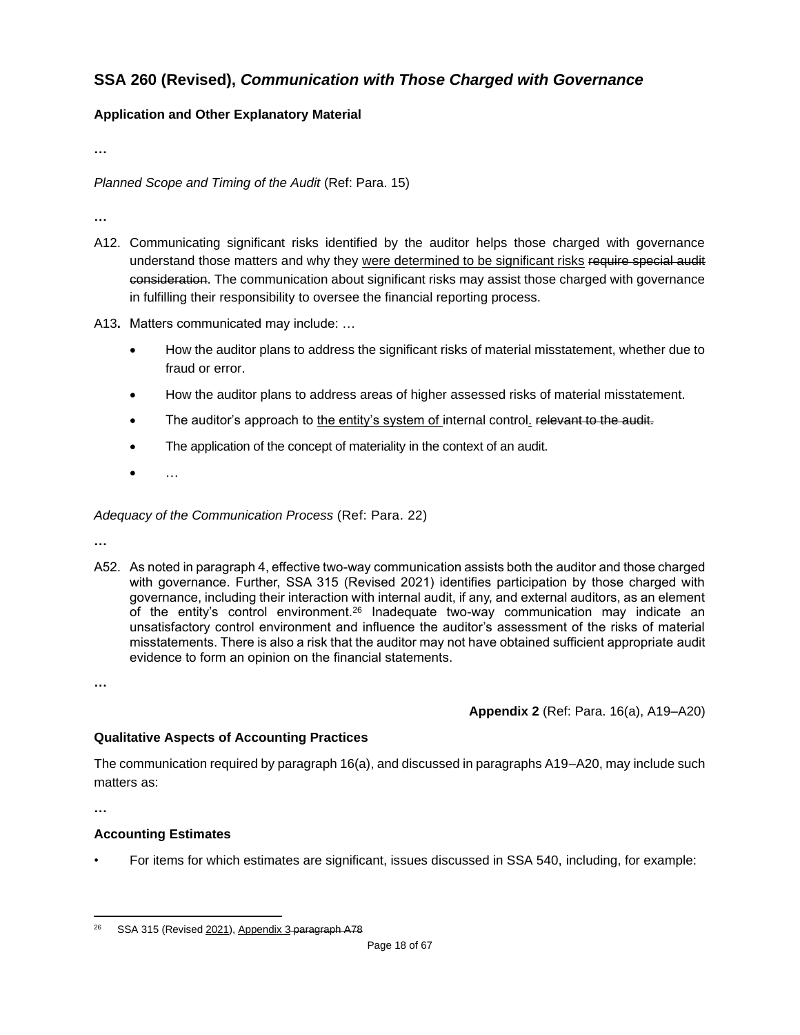## SSA 260 (Revised), *Communication with Those Charged with Governance*

### Application and Other Explanatory Material

…

*Planned Scope and Timing of the Audit* (Ref: Para. 15)

…

A12. Communicating significant risks identified by the auditor helps those charged with governance understand those matters and why they <u>were determined to be significant risks</u> ~~require special audit consideration~~. The communication about significant risks may assist those charged with governance in fulfilling their responsibility to oversee the financial reporting process.

A13**.** Matters communicated may include: …

- How the auditor plans to address the significant risks of material misstatement, whether due to fraud or error.
- How the auditor plans to address areas of higher assessed risks of material misstatement.
- The auditor's approach to <u>the entity's system of</u> internal control<u>.</u> ~~relevant to the audit.~~
- The application of the concept of materiality in the context of an audit.
- …

*Adequacy of the Communication Process* (Ref: Para. 22)

…

A52. As noted in paragraph 4, effective two-way communication assists both the auditor and those charged with governance. Further, SSA 315 (Revised 2021) identifies participation by those charged with governance, including their interaction with internal audit, if any, and external auditors, as an element of the entity's control environment.[26] Inadequate two-way communication may indicate an unsatisfactory control environment and influence the auditor's assessment of the risks of material misstatements. There is also a risk that the auditor may not have obtained sufficient appropriate audit evidence to form an opinion on the financial statements.

…

**Appendix 2** (Ref: Para. 16(a), A19–A20)

### Qualitative Aspects of Accounting Practices

The communication required by paragraph 16(a), and discussed in paragraphs A19–A20, may include such matters as:

…

### Accounting Estimates

- For items for which estimates are significant, issues discussed in SSA 540, including, for example:

---

[26] SSA 315 (Revised <u>2021</u>), <u>Appendix 3</u> ~~paragraph A78~~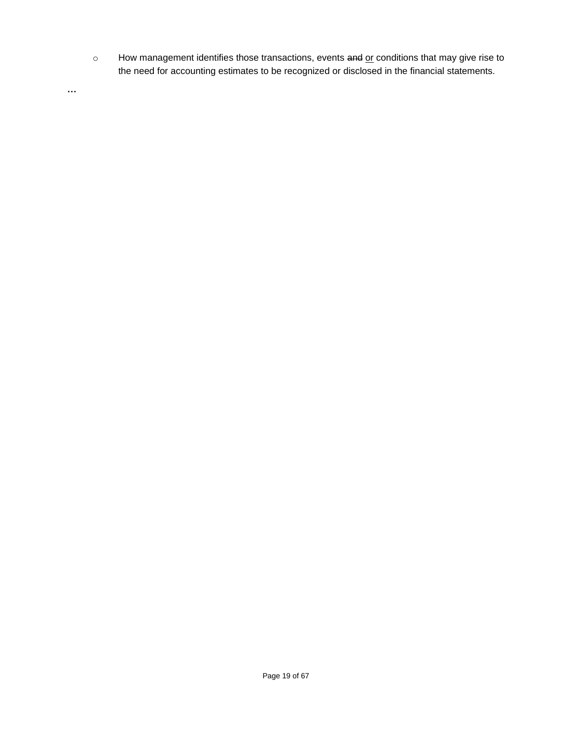- How management identifies those transactions, events ~~and~~ <u>or</u> conditions that may give rise to the need for accounting estimates to be recognized or disclosed in the financial statements.

**…**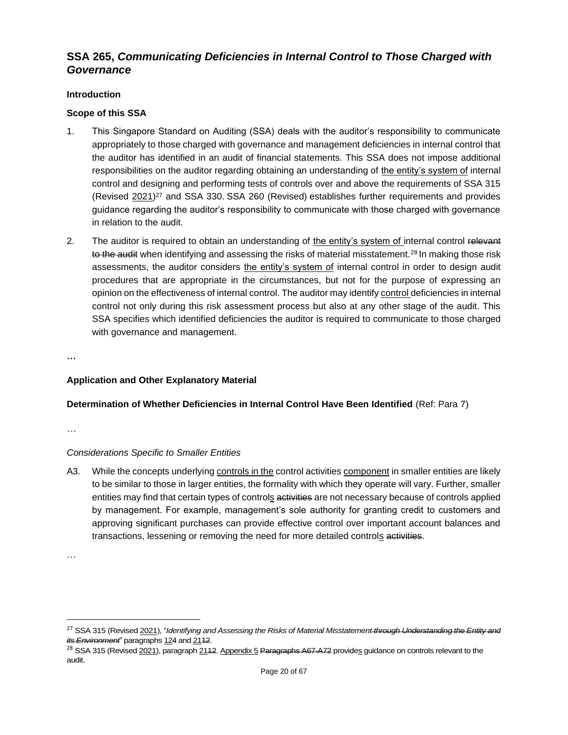## SSA 265, *Communicating Deficiencies in Internal Control to Those Charged with Governance*

**Introduction**

**Scope of this SSA**

1. This Singapore Standard on Auditing (SSA) deals with the auditor's responsibility to communicate appropriately to those charged with governance and management deficiencies in internal control that the auditor has identified in an audit of financial statements. This SSA does not impose additional responsibilities on the auditor regarding obtaining an understanding of <u>the entity's system of</u> internal control and designing and performing tests of controls over and above the requirements of SSA 315 (Revised <u>2021</u>)[27] and SSA 330. SSA 260 (Revised) establishes further requirements and provides guidance regarding the auditor's responsibility to communicate with those charged with governance in relation to the audit.

2. The auditor is required to obtain an understanding of <u>the entity's system of</u> internal control ~~relevant to the audit~~ when identifying and assessing the risks of material misstatement.[28] In making those risk assessments, the auditor considers <u>the entity's system of</u> internal control in order to design audit procedures that are appropriate in the circumstances, but not for the purpose of expressing an opinion on the effectiveness of internal control. The auditor may identify <u>control</u> deficiencies in internal control not only during this risk assessment process but also at any other stage of the audit. This SSA specifies which identified deficiencies the auditor is required to communicate to those charged with governance and management.

**…**

**Application and Other Explanatory Material**

**Determination of Whether Deficiencies in Internal Control Have Been Identified** (Ref: Para 7)

…

*Considerations Specific to Smaller Entities*

A3. While the concepts underlying <u>controls in the</u> control activities <u>component</u> in smaller entities are likely to be similar to those in larger entities, the formality with which they operate will vary. Further, smaller entities may find that certain types of control<u>s</u> ~~activities~~ are not necessary because of controls applied by management. For example, management's sole authority for granting credit to customers and approving significant purchases can provide effective control over important account balances and transactions, lessening or removing the need for more detailed control<u>s</u> ~~activities~~.

…

---

[27] SSA 315 (Revised <u>2021</u>), "*Identifying and Assessing the Risks of Material Misstatement ~~through Understanding the Entity and its Environment~~*" paragraphs <u>12</u>~~4~~ and <u>21</u>~~12~~.

[28] SSA 315 (Revised <u>2021</u>), paragraph <u>21</u>~~12~~. <u>Appendix 5</u> ~~Paragraphs A67-A72~~ provide<u>s</u> guidance on controls relevant to the audit.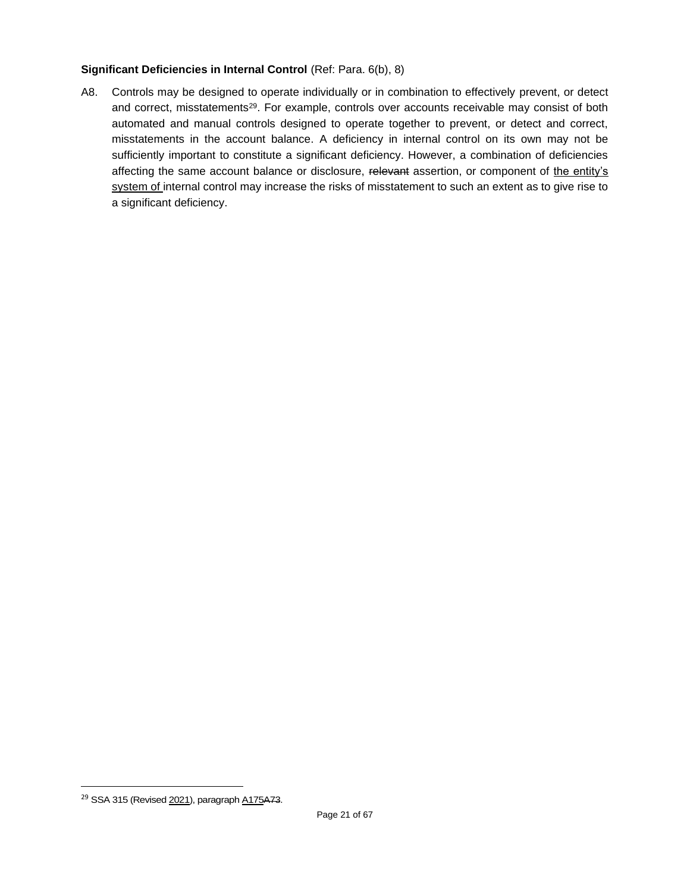**Significant Deficiencies in Internal Control** (Ref: Para. 6(b), 8)

A8. Controls may be designed to operate individually or in combination to effectively prevent, or detect and correct, misstatements[29]. For example, controls over accounts receivable may consist of both automated and manual controls designed to operate together to prevent, or detect and correct, misstatements in the account balance. A deficiency in internal control on its own may not be sufficiently important to constitute a significant deficiency. However, a combination of deficiencies affecting the same account balance or disclosure, ~~relevant~~ assertion, or component of <u>the entity's system of</u> internal control may increase the risks of misstatement to such an extent as to give rise to a significant deficiency.

---

[29] SSA 315 (Revised <u>2021</u>), paragraph <u>A175</u>~~A73~~.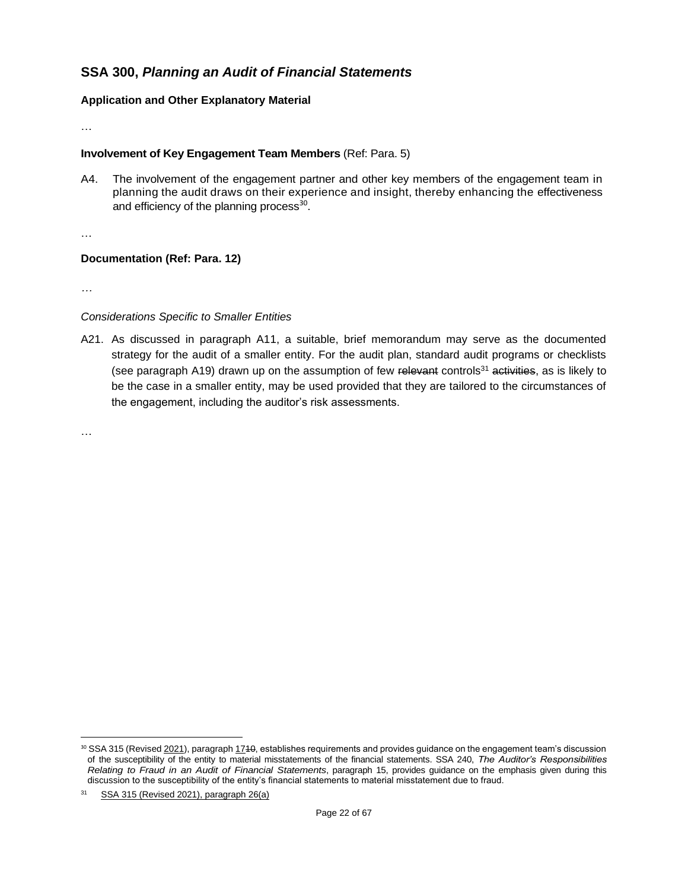## SSA 300, *Planning an Audit of Financial Statements*

### Application and Other Explanatory Material

…

**Involvement of Key Engagement Team Members** (Ref: Para. 5)

A4. The involvement of the engagement partner and other key members of the engagement team in planning the audit draws on their experience and insight, thereby enhancing the effectiveness and efficiency of the planning process[30].

…

**Documentation (Ref: Para. 12)**

…

*Considerations Specific to Smaller Entities*

A21. As discussed in paragraph A11, a suitable, brief memorandum may serve as the documented strategy for the audit of a smaller entity. For the audit plan, standard audit programs or checklists (see paragraph A19) drawn up on the assumption of few ~~relevant~~ controls[31] ~~activities~~, as is likely to be the case in a smaller entity, may be used provided that they are tailored to the circumstances of the engagement, including the auditor's risk assessments.

…

---

[30] SSA 315 (Revised 2021), paragraph 17~~10~~, establishes requirements and provides guidance on the engagement team's discussion of the susceptibility of the entity to material misstatements of the financial statements. SSA 240, *The Auditor's Responsibilities Relating to Fraud in an Audit of Financial Statements*, paragraph 15, provides guidance on the emphasis given during this discussion to the susceptibility of the entity's financial statements to material misstatement due to fraud.

[31] SSA 315 (Revised 2021), paragraph 26(a)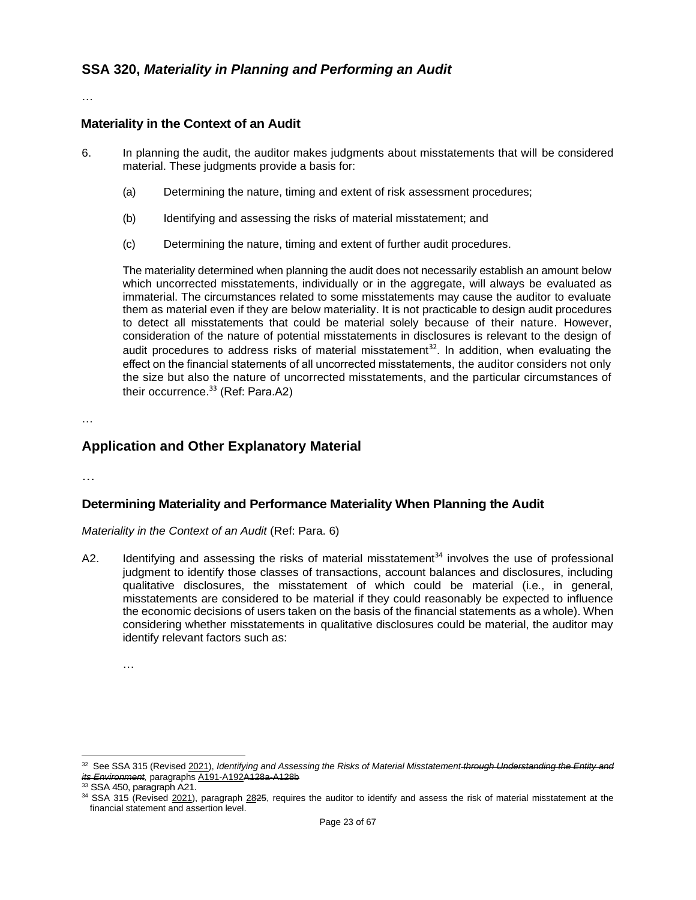## SSA 320, *Materiality in Planning and Performing an Audit*

…

### Materiality in the Context of an Audit

6. In planning the audit, the auditor makes judgments about misstatements that will be considered material. These judgments provide a basis for:

   (a) Determining the nature, timing and extent of risk assessment procedures;

   (b) Identifying and assessing the risks of material misstatement; and

   (c) Determining the nature, timing and extent of further audit procedures.

   The materiality determined when planning the audit does not necessarily establish an amount below which uncorrected misstatements, individually or in the aggregate, will always be evaluated as immaterial. The circumstances related to some misstatements may cause the auditor to evaluate them as material even if they are below materiality. It is not practicable to design audit procedures to detect all misstatements that could be material solely because of their nature. However, consideration of the nature of potential misstatements in disclosures is relevant to the design of audit procedures to address risks of material misstatement[32]. In addition, when evaluating the effect on the financial statements of all uncorrected misstatements, the auditor considers not only the size but also the nature of uncorrected misstatements, and the particular circumstances of their occurrence.[33] (Ref: Para.A2)

…

## Application and Other Explanatory Material

…

### Determining Materiality and Performance Materiality When Planning the Audit

*Materiality in the Context of an Audit* (Ref: Para. 6)

A2. Identifying and assessing the risks of material misstatement[34] involves the use of professional judgment to identify those classes of transactions, account balances and disclosures, including qualitative disclosures, the misstatement of which could be material (i.e., in general, misstatements are considered to be material if they could reasonably be expected to influence the economic decisions of users taken on the basis of the financial statements as a whole). When considering whether misstatements in qualitative disclosures could be material, the auditor may identify relevant factors such as:

   …

---

[32] See SSA 315 (Revised 2021), *Identifying and Assessing the Risks of Material Misstatement ~~through Understanding the Entity and its Environment~~,* paragraphs A191-A192~~A128a-A128b~~

[33] SSA 450, paragraph A21.

[34] SSA 315 (Revised 2021), paragraph 28~~25~~, requires the auditor to identify and assess the risk of material misstatement at the financial statement and assertion level.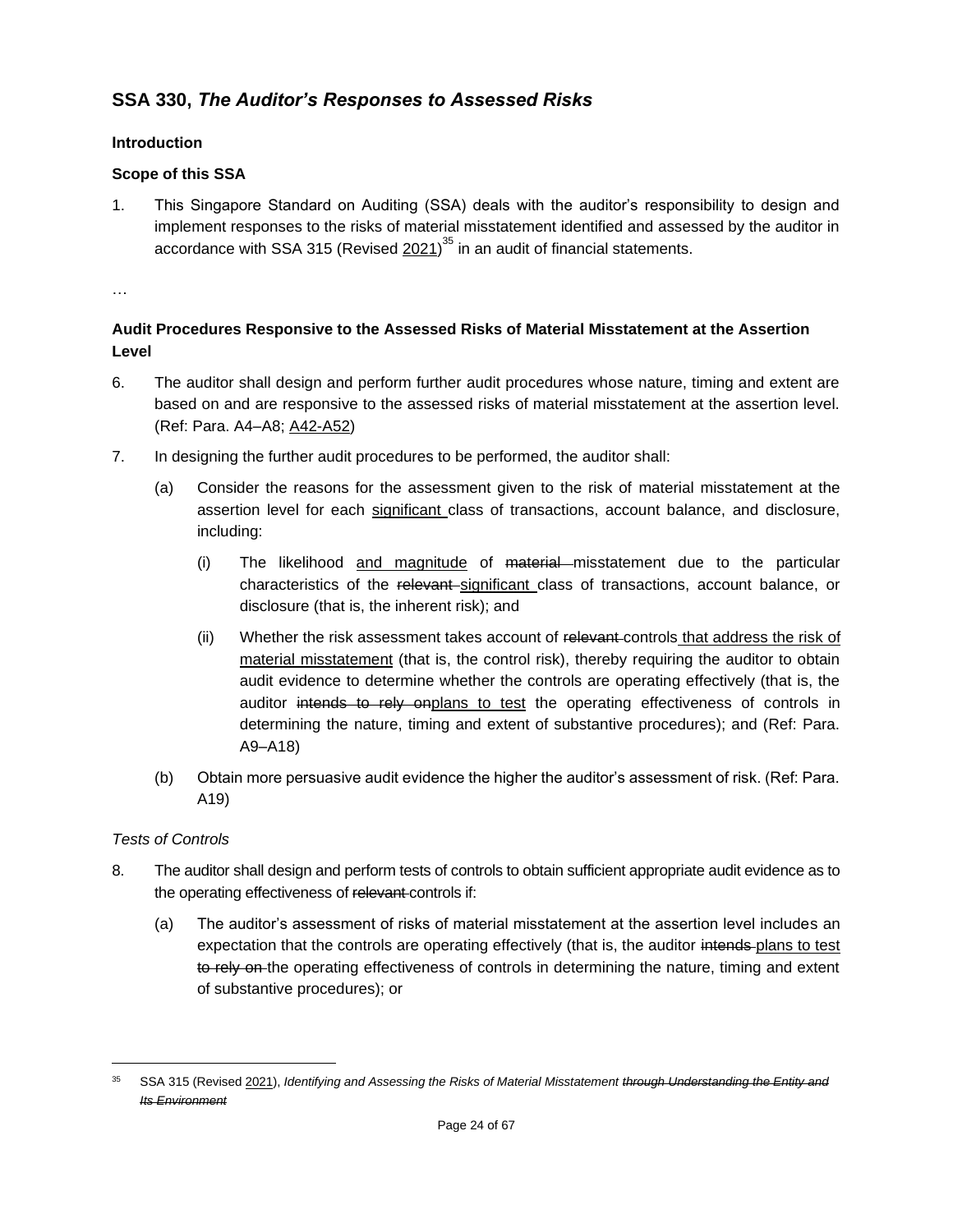## SSA 330, *The Auditor's Responses to Assessed Risks*

### Introduction

### Scope of this SSA

1. This Singapore Standard on Auditing (SSA) deals with the auditor's responsibility to design and implement responses to the risks of material misstatement identified and assessed by the auditor in accordance with SSA 315 (Revised <u>2021</u>)[35] in an audit of financial statements.

…

### Audit Procedures Responsive to the Assessed Risks of Material Misstatement at the Assertion Level

6. The auditor shall design and perform further audit procedures whose nature, timing and extent are based on and are responsive to the assessed risks of material misstatement at the assertion level. (Ref: Para. A4–A8; <u>A42-A52</u>)

7. In designing the further audit procedures to be performed, the auditor shall:

   (a) Consider the reasons for the assessment given to the risk of material misstatement at the assertion level for each <u>significant</u> class of transactions, account balance, and disclosure, including:

      (i) The likelihood <u>and magnitude</u> of ~~material~~ misstatement due to the particular characteristics of the ~~relevant~~ <u>significant</u> class of transactions, account balance, or disclosure (that is, the inherent risk); and

      (ii) Whether the risk assessment takes account of ~~relevant~~ controls <u>that address the risk of material misstatement</u> (that is, the control risk), thereby requiring the auditor to obtain audit evidence to determine whether the controls are operating effectively (that is, the auditor ~~intends to rely on~~<u>plans to test</u> the operating effectiveness of controls in determining the nature, timing and extent of substantive procedures); and (Ref: Para. A9–A18)

   (b) Obtain more persuasive audit evidence the higher the auditor's assessment of risk. (Ref: Para. A19)

*Tests of Controls*

8. The auditor shall design and perform tests of controls to obtain sufficient appropriate audit evidence as to the operating effectiveness of ~~relevant~~ controls if:

   (a) The auditor's assessment of risks of material misstatement at the assertion level includes an expectation that the controls are operating effectively (that is, the auditor ~~intends~~ <u>plans to test</u> ~~to rely on~~ the operating effectiveness of controls in determining the nature, timing and extent of substantive procedures); or

---

[35] SSA 315 (Revised <u>2021</u>), *Identifying and Assessing the Risks of Material Misstatement ~~through Understanding the Entity and Its Environment~~*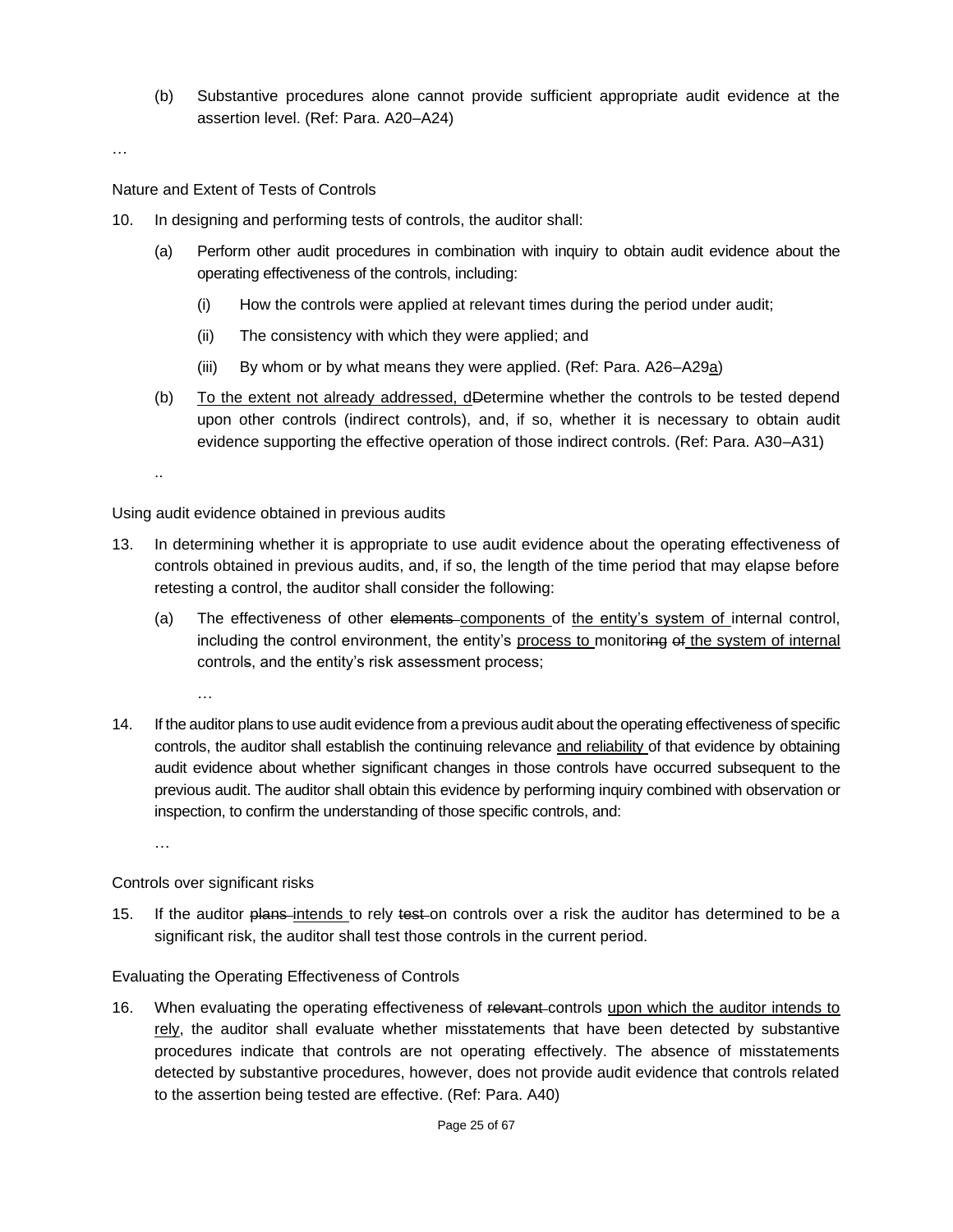(b) Substantive procedures alone cannot provide sufficient appropriate audit evidence at the assertion level. (Ref: Para. A20–A24)

…

Nature and Extent of Tests of Controls

10. In designing and performing tests of controls, the auditor shall:

    (a) Perform other audit procedures in combination with inquiry to obtain audit evidence about the operating effectiveness of the controls, including:

        (i) How the controls were applied at relevant times during the period under audit;

        (ii) The consistency with which they were applied; and

        (iii) By whom or by what means they were applied. (Ref: Para. A26–A29<u>a</u>)

    (b) <u>To the extent not already addressed, d</u>~~D~~etermine whether the controls to be tested depend upon other controls (indirect controls), and, if so, whether it is necessary to obtain audit evidence supporting the effective operation of those indirect controls. (Ref: Para. A30–A31)

    ..

Using audit evidence obtained in previous audits

13. In determining whether it is appropriate to use audit evidence about the operating effectiveness of controls obtained in previous audits, and, if so, the length of the time period that may elapse before retesting a control, the auditor shall consider the following:

    (a) The effectiveness of other ~~elements~~ <u>components</u> of <u>the entity's system of</u> internal control, including the control environment, the entity's <u>process to</u> monitor~~ing~~ ~~of~~ <u>the system of internal</u> control~~s~~, and the entity's risk assessment process;

    …

14. If the auditor plans to use audit evidence from a previous audit about the operating effectiveness of specific controls, the auditor shall establish the continuing relevance <u>and reliability</u> of that evidence by obtaining audit evidence about whether significant changes in those controls have occurred subsequent to the previous audit. The auditor shall obtain this evidence by performing inquiry combined with observation or inspection, to confirm the understanding of those specific controls, and:

    …

Controls over significant risks

15. If the auditor ~~plans~~ <u>intends</u> to rely ~~test~~ on controls over a risk the auditor has determined to be a significant risk, the auditor shall test those controls in the current period.

Evaluating the Operating Effectiveness of Controls

16. When evaluating the operating effectiveness of ~~relevant~~ controls <u>upon which the auditor intends to rely</u>, the auditor shall evaluate whether misstatements that have been detected by substantive procedures indicate that controls are not operating effectively. The absence of misstatements detected by substantive procedures, however, does not provide audit evidence that controls related to the assertion being tested are effective. (Ref: Para. A40)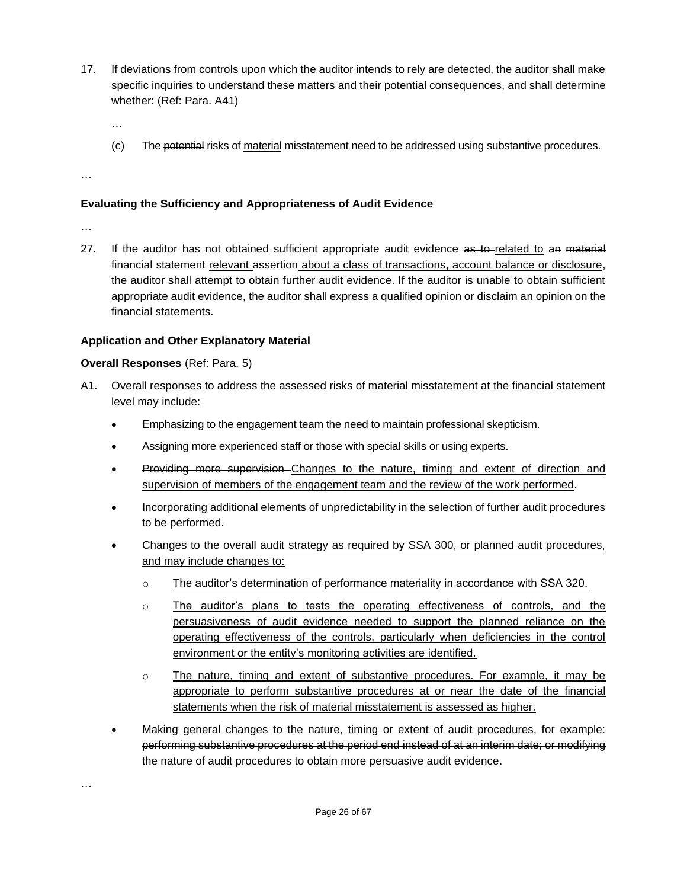17. If deviations from controls upon which the auditor intends to rely are detected, the auditor shall make specific inquiries to understand these matters and their potential consequences, and shall determine whether: (Ref: Para. A41)

    …

    (c) The ~~potential~~ risks of <u>material</u> misstatement need to be addressed using substantive procedures.

…

**Evaluating the Sufficiency and Appropriateness of Audit Evidence**

…

27. If the auditor has not obtained sufficient appropriate audit evidence ~~as to~~ <u>related to</u> a~~n~~ ~~material financial statement~~ <u>relevant</u> assertion <u>about a class of transactions, account balance or disclosure</u>, the auditor shall attempt to obtain further audit evidence. If the auditor is unable to obtain sufficient appropriate audit evidence, the auditor shall express a qualified opinion or disclaim an opinion on the financial statements.

**Application and Other Explanatory Material**

**Overall Responses** (Ref: Para. 5)

A1. Overall responses to address the assessed risks of material misstatement at the financial statement level may include:

- Emphasizing to the engagement team the need to maintain professional skepticism.
- Assigning more experienced staff or those with special skills or using experts.
- ~~Providing more supervision~~ <u>Changes to the nature, timing and extent of direction and supervision of members of the engagement team and the review of the work performed</u>.
- Incorporating additional elements of unpredictability in the selection of further audit procedures to be performed.
- <u>Changes to the overall audit strategy as required by SSA 300, or planned audit procedures, and may include changes to:</u>
  - <u>The auditor's determination of performance materiality in accordance with SSA 320.</u>
  - <u>The auditor's plans to test~~s~~ the operating effectiveness of controls, and the persuasiveness of audit evidence needed to support the planned reliance on the operating effectiveness of the controls, particularly when deficiencies in the control environment or the entity's monitoring activities are identified.</u>
  - <u>The nature, timing and extent of substantive procedures. For example, it may be appropriate to perform substantive procedures at or near the date of the financial statements when the risk of material misstatement is assessed as higher.</u>
- ~~Making general changes to the nature, timing or extent of audit procedures, for example: performing substantive procedures at the period end instead of at an interim date; or modifying the nature of audit procedures to obtain more persuasive audit evidence~~.

…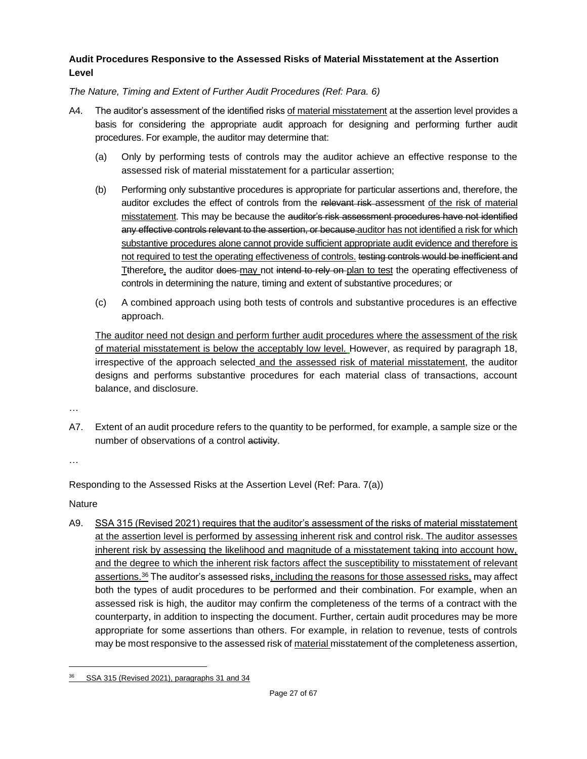**Audit Procedures Responsive to the Assessed Risks of Material Misstatement at the Assertion Level**

*The Nature, Timing and Extent of Further Audit Procedures (Ref: Para. 6)*

A4. The auditor's assessment of the identified risks <u>of material misstatement</u> at the assertion level provides a basis for considering the appropriate audit approach for designing and performing further audit procedures. For example, the auditor may determine that:

(a) Only by performing tests of controls may the auditor achieve an effective response to the assessed risk of material misstatement for a particular assertion;

(b) Performing only substantive procedures is appropriate for particular assertions and, therefore, the auditor excludes the effect of controls from the ~~relevant risk~~ assessment <u>of the risk of material misstatement</u>. This may be because the ~~auditor's risk assessment procedures have not identified any effective controls relevant to the assertion, or because~~ <u>auditor has not identified a risk for which substantive procedures alone cannot provide sufficient appropriate audit evidence and therefore is not required to test the operating effectiveness of controls.</u> ~~testing controls would be inefficient and~~ <u>T</u>~~t~~herefore<u>,</u> the auditor ~~does~~ <u>may</u> not ~~intend to rely on~~ <u>plan to test</u> the operating effectiveness of controls in determining the nature, timing and extent of substantive procedures; or

(c) A combined approach using both tests of controls and substantive procedures is an effective approach.

<u>The auditor need not design and perform further audit procedures where the assessment of the risk of material misstatement is below the acceptably low level.</u> However, as required by paragraph 18, irrespective of the approach selected <u>and the assessed risk of material misstatement</u>, the auditor designs and performs substantive procedures for each material class of transactions, account balance, and disclosure.

…

A7. Extent of an audit procedure refers to the quantity to be performed, for example, a sample size or the number of observations of a control ~~activity~~.

…

Responding to the Assessed Risks at the Assertion Level (Ref: Para. 7(a))

Nature

A9. <u>SSA 315 (Revised 2021) requires that the auditor's assessment of the risks of material misstatement at the assertion level is performed by assessing inherent risk and control risk. The auditor assesses inherent risk by assessing the likelihood and magnitude of a misstatement taking into account how, and the degree to which the inherent risk factors affect the susceptibility to misstatement of relevant assertions.</u>[36] The auditor's assessed risks<u>, including the reasons for those assessed risks,</u> may affect both the types of audit procedures to be performed and their combination. For example, when an assessed risk is high, the auditor may confirm the completeness of the terms of a contract with the counterparty, in addition to inspecting the document. Further, certain audit procedures may be more appropriate for some assertions than others. For example, in relation to revenue, tests of controls may be most responsive to the assessed risk of <u>material</u> misstatement of the completeness assertion,

---

[36] <u>SSA 315 (Revised 2021), paragraphs 31 and 34</u>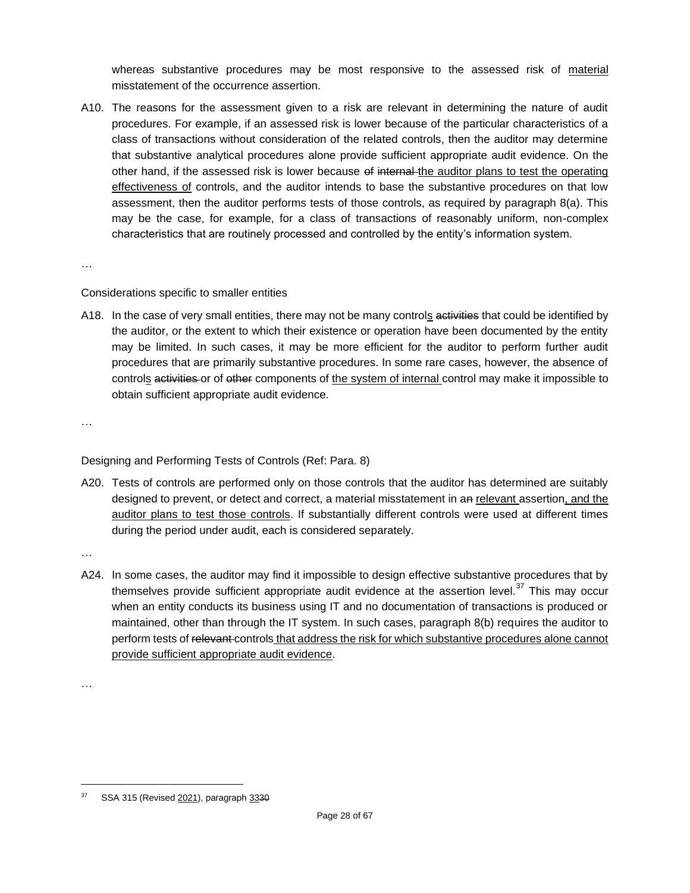whereas substantive procedures may be most responsive to the assessed risk of material misstatement of the occurrence assertion.

A10. The reasons for the assessment given to a risk are relevant in determining the nature of audit procedures. For example, if an assessed risk is lower because of the particular characteristics of a class of transactions without consideration of the related controls, then the auditor may determine that substantive analytical procedures alone provide sufficient appropriate audit evidence. On the other hand, if the assessed risk is lower because ~~of internal~~ the auditor plans to test the operating effectiveness of controls, and the auditor intends to base the substantive procedures on that low assessment, then the auditor performs tests of those controls, as required by paragraph 8(a). This may be the case, for example, for a class of transactions of reasonably uniform, non-complex characteristics that are routinely processed and controlled by the entity's information system.

…

Considerations specific to smaller entities

A18. In the case of very small entities, there may not be many controls ~~activities~~ that could be identified by the auditor, or the extent to which their existence or operation have been documented by the entity may be limited. In such cases, it may be more efficient for the auditor to perform further audit procedures that are primarily substantive procedures. In some rare cases, however, the absence of controls ~~activities~~ or of ~~other~~ components of the system of internal control may make it impossible to obtain sufficient appropriate audit evidence.

…

Designing and Performing Tests of Controls (Ref: Para. 8)

A20. Tests of controls are performed only on those controls that the auditor has determined are suitably designed to prevent, or detect and correct, a material misstatement in a~~n~~ relevant assertion, and the auditor plans to test those controls. If substantially different controls were used at different times during the period under audit, each is considered separately.

…

A24. In some cases, the auditor may find it impossible to design effective substantive procedures that by themselves provide sufficient appropriate audit evidence at the assertion level.[37] This may occur when an entity conducts its business using IT and no documentation of transactions is produced or maintained, other than through the IT system. In such cases, paragraph 8(b) requires the auditor to perform tests of ~~relevant~~ controls that address the risk for which substantive procedures alone cannot provide sufficient appropriate audit evidence.

…

[37] SSA 315 (Revised 2021), paragraph 33~~30~~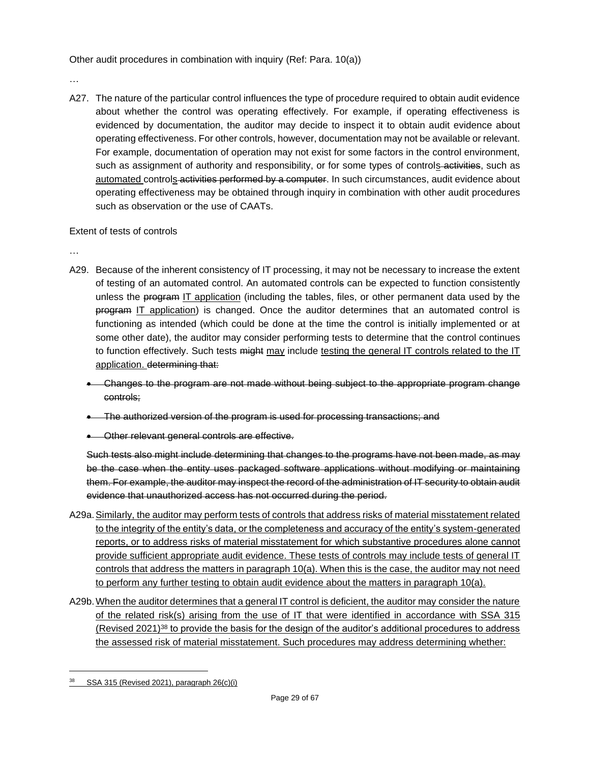Other audit procedures in combination with inquiry (Ref: Para. 10(a))

…

A27. The nature of the particular control influences the type of procedure required to obtain audit evidence about whether the control was operating effectively. For example, if operating effectiveness is evidenced by documentation, the auditor may decide to inspect it to obtain audit evidence about operating effectiveness. For other controls, however, documentation may not be available or relevant. For example, documentation of operation may not exist for some factors in the control environment, such as assignment of authority and responsibility, or for some types of controls ~~activities~~, such as automated controls ~~activities performed by a computer~~. In such circumstances, audit evidence about operating effectiveness may be obtained through inquiry in combination with other audit procedures such as observation or the use of CAATs.

Extent of tests of controls

…

A29. Because of the inherent consistency of IT processing, it may not be necessary to increase the extent of testing of an automated control. An automated control~~s~~ can be expected to function consistently unless the ~~program~~ IT application (including the tables, files, or other permanent data used by the ~~program~~ IT application) is changed. Once the auditor determines that an automated control is functioning as intended (which could be done at the time the control is initially implemented or at some other date), the auditor may consider performing tests to determine that the control continues to function effectively. Such tests ~~might~~ may include testing the general IT controls related to the IT application. ~~determining that:~~

- ~~Changes to the program are not made without being subject to the appropriate program change controls;~~
- ~~The authorized version of the program is used for processing transactions; and~~
- ~~Other relevant general controls are effective.~~

~~Such tests also might include determining that changes to the programs have not been made, as may be the case when the entity uses packaged software applications without modifying or maintaining them. For example, the auditor may inspect the record of the administration of IT security to obtain audit evidence that unauthorized access has not occurred during the period.~~

A29a. Similarly, the auditor may perform tests of controls that address risks of material misstatement related to the integrity of the entity's data, or the completeness and accuracy of the entity's system-generated reports, or to address risks of material misstatement for which substantive procedures alone cannot provide sufficient appropriate audit evidence. These tests of controls may include tests of general IT controls that address the matters in paragraph 10(a). When this is the case, the auditor may not need to perform any further testing to obtain audit evidence about the matters in paragraph 10(a).

A29b. When the auditor determines that a general IT control is deficient, the auditor may consider the nature of the related risk(s) arising from the use of IT that were identified in accordance with SSA 315 (Revised 2021)[38] to provide the basis for the design of the auditor's additional procedures to address the assessed risk of material misstatement. Such procedures may address determining whether:

[38] SSA 315 (Revised 2021), paragraph 26(c)(i)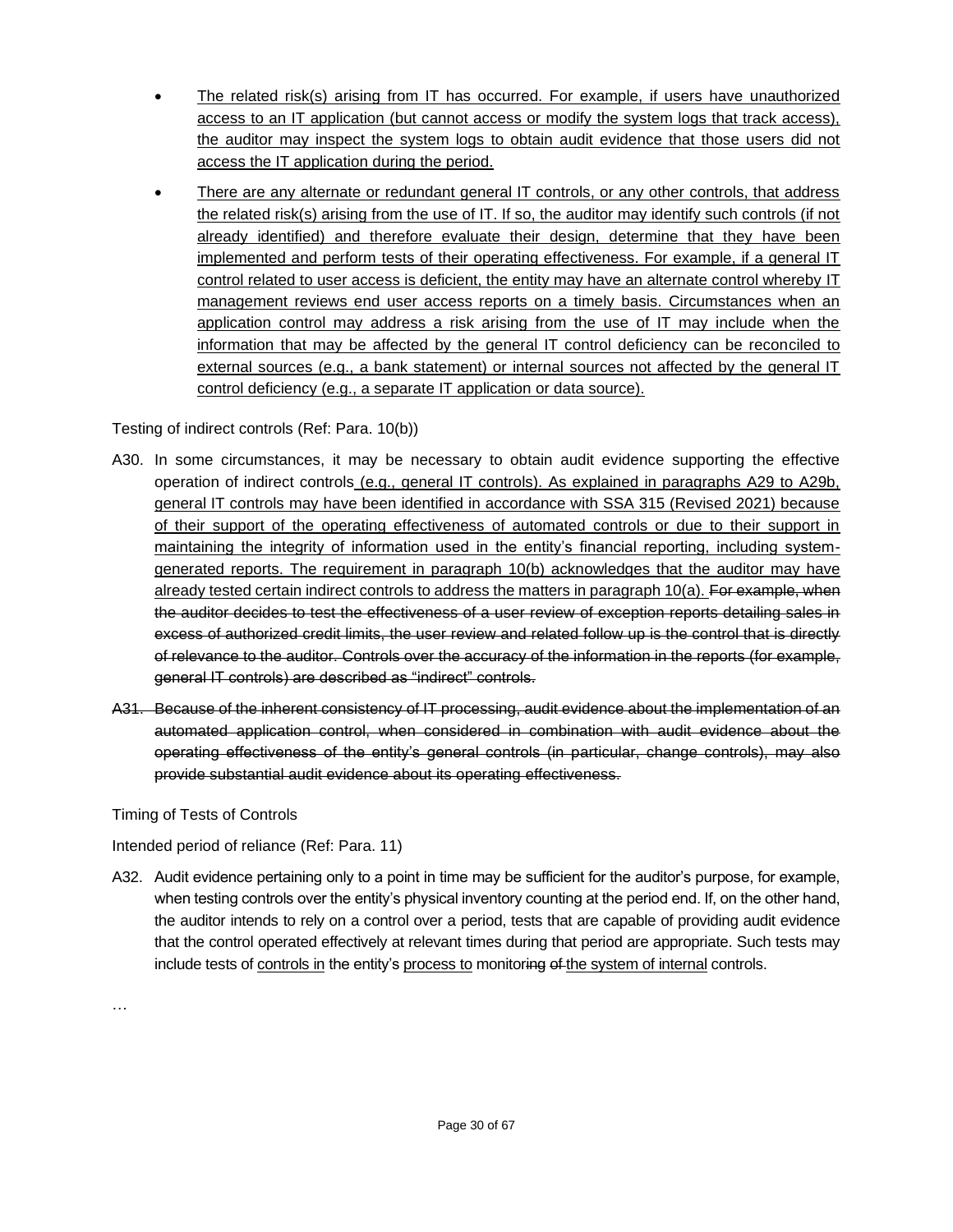- The related risk(s) arising from IT has occurred. For example, if users have unauthorized access to an IT application (but cannot access or modify the system logs that track access), the auditor may inspect the system logs to obtain audit evidence that those users did not access the IT application during the period.
- There are any alternate or redundant general IT controls, or any other controls, that address the related risk(s) arising from the use of IT. If so, the auditor may identify such controls (if not already identified) and therefore evaluate their design, determine that they have been implemented and perform tests of their operating effectiveness. For example, if a general IT control related to user access is deficient, the entity may have an alternate control whereby IT management reviews end user access reports on a timely basis. Circumstances when an application control may address a risk arising from the use of IT may include when the information that may be affected by the general IT control deficiency can be reconciled to external sources (e.g., a bank statement) or internal sources not affected by the general IT control deficiency (e.g., a separate IT application or data source).

Testing of indirect controls (Ref: Para. 10(b))

A30. In some circumstances, it may be necessary to obtain audit evidence supporting the effective operation of indirect controls (e.g., general IT controls). As explained in paragraphs A29 to A29b, general IT controls may have been identified in accordance with SSA 315 (Revised 2021) because of their support of the operating effectiveness of automated controls or due to their support in maintaining the integrity of information used in the entity's financial reporting, including system-generated reports. The requirement in paragraph 10(b) acknowledges that the auditor may have already tested certain indirect controls to address the matters in paragraph 10(a). ~~For example, when the auditor decides to test the effectiveness of a user review of exception reports detailing sales in excess of authorized credit limits, the user review and related follow up is the control that is directly of relevance to the auditor. Controls over the accuracy of the information in the reports (for example, general IT controls) are described as "indirect" controls.~~

~~A31. Because of the inherent consistency of IT processing, audit evidence about the implementation of an automated application control, when considered in combination with audit evidence about the operating effectiveness of the entity's general controls (in particular, change controls), may also provide substantial audit evidence about its operating effectiveness.~~

Timing of Tests of Controls

Intended period of reliance (Ref: Para. 11)

A32. Audit evidence pertaining only to a point in time may be sufficient for the auditor's purpose, for example, when testing controls over the entity's physical inventory counting at the period end. If, on the other hand, the auditor intends to rely on a control over a period, tests that are capable of providing audit evidence that the control operated effectively at relevant times during that period are appropriate. Such tests may include tests of controls in the entity's process to monitor~~ing of~~ the system of internal controls.

…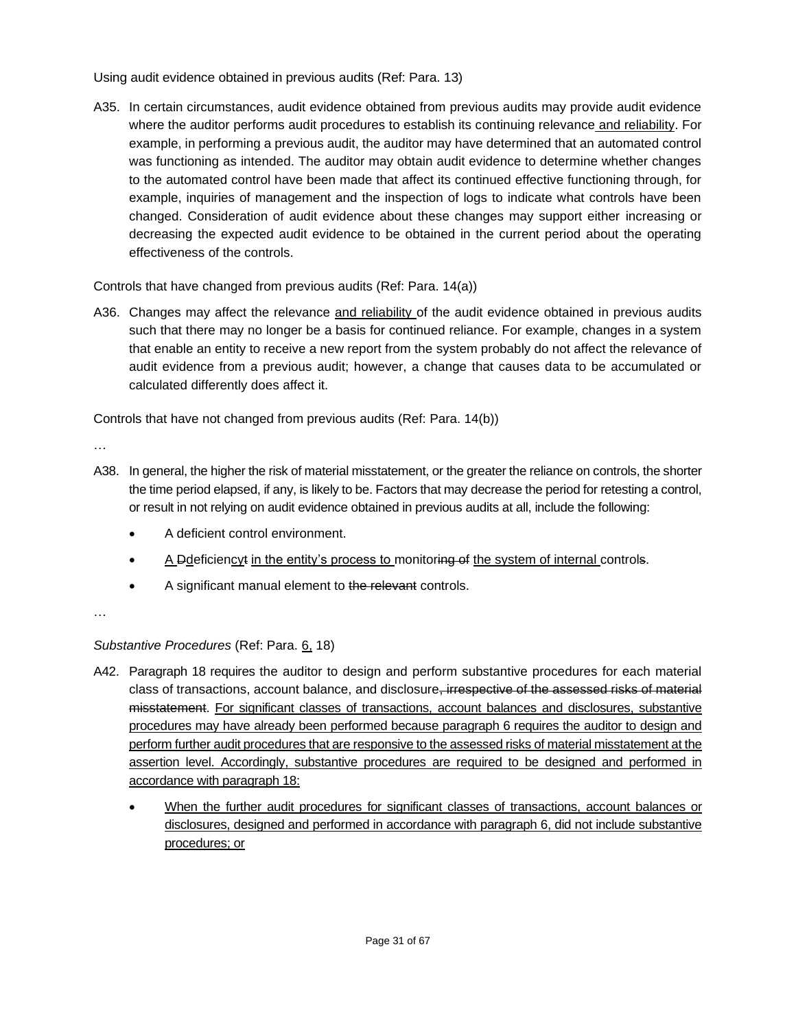Using audit evidence obtained in previous audits (Ref: Para. 13)

A35. In certain circumstances, audit evidence obtained from previous audits may provide audit evidence where the auditor performs audit procedures to establish its continuing relevance and reliability. For example, in performing a previous audit, the auditor may have determined that an automated control was functioning as intended. The auditor may obtain audit evidence to determine whether changes to the automated control have been made that affect its continued effective functioning through, for example, inquiries of management and the inspection of logs to indicate what controls have been changed. Consideration of audit evidence about these changes may support either increasing or decreasing the expected audit evidence to be obtained in the current period about the operating effectiveness of the controls.

Controls that have changed from previous audits (Ref: Para. 14(a))

A36. Changes may affect the relevance and reliability of the audit evidence obtained in previous audits such that there may no longer be a basis for continued reliance. For example, changes in a system that enable an entity to receive a new report from the system probably do not affect the relevance of audit evidence from a previous audit; however, a change that causes data to be accumulated or calculated differently does affect it.

Controls that have not changed from previous audits (Ref: Para. 14(b))

…

A38. In general, the higher the risk of material misstatement, or the greater the reliance on controls, the shorter the time period elapsed, if any, is likely to be. Factors that may decrease the period for retesting a control, or result in not relying on audit evidence obtained in previous audits at all, include the following:

- A deficient control environment.
- A ~~D~~deficienc~~y~~t in the entity's process to monitor~~ing of~~ the system of internal control~~s~~.
- A significant manual element to ~~the relevant~~ controls.

…

*Substantive Procedures* (Ref: Para. 6, 18)

A42. Paragraph 18 requires the auditor to design and perform substantive procedures for each material class of transactions, account balance, and disclosure~~, irrespective of the assessed risks of material misstatement~~. For significant classes of transactions, account balances and disclosures, substantive procedures may have already been performed because paragraph 6 requires the auditor to design and perform further audit procedures that are responsive to the assessed risks of material misstatement at the assertion level. Accordingly, substantive procedures are required to be designed and performed in accordance with paragraph 18:

- When the further audit procedures for significant classes of transactions, account balances or disclosures, designed and performed in accordance with paragraph 6, did not include substantive procedures; or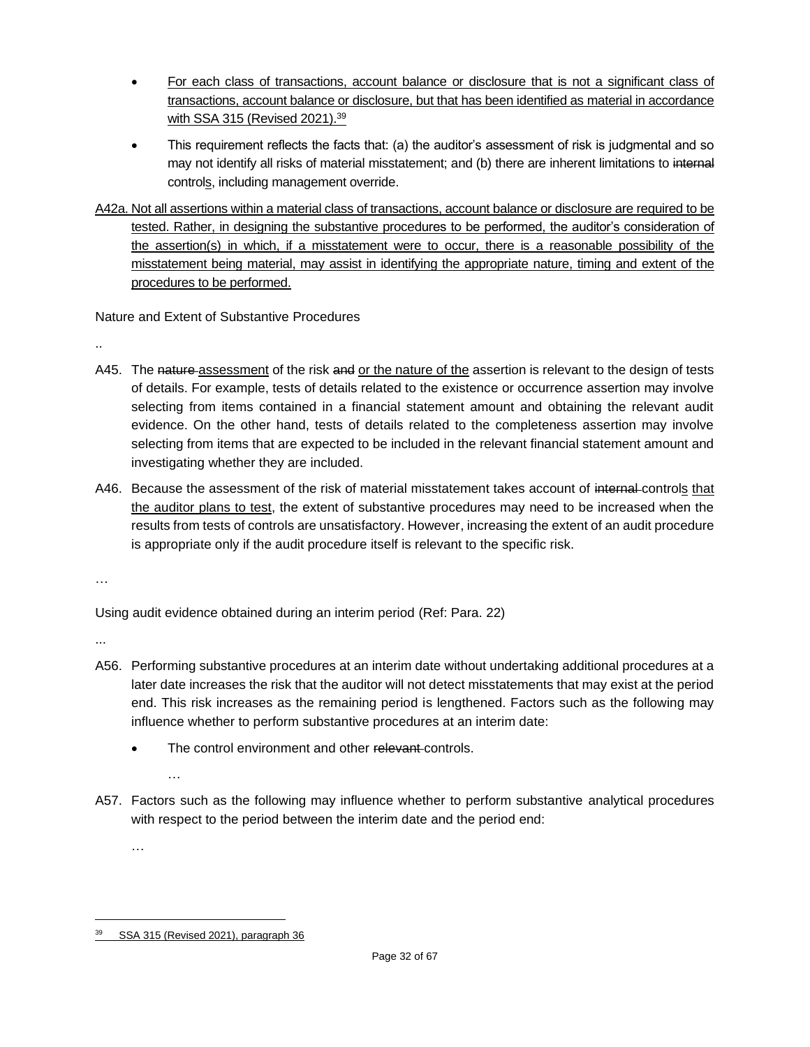- <u>For each class of transactions, account balance or disclosure that is not a significant class of transactions, account balance or disclosure, but that has been identified as material in accordance with SSA 315 (Revised 2021).</u>[39]
- This requirement reflects the facts that: (a) the auditor's assessment of risk is judgmental and so may not identify all risks of material misstatement; and (b) there are inherent limitations to ~~internal~~ control<u>s</u>, including management override.

<u>A42a. Not all assertions within a material class of transactions, account balance or disclosure are required to be tested. Rather, in designing the substantive procedures to be performed, the auditor's consideration of the assertion(s) in which, if a misstatement were to occur, there is a reasonable possibility of the misstatement being material, may assist in identifying the appropriate nature, timing and extent of the procedures to be performed.</u>

Nature and Extent of Substantive Procedures

..

A45. The ~~nature~~ <u>assessment</u> of the risk ~~and~~ <u>or the nature of the</u> assertion is relevant to the design of tests of details. For example, tests of details related to the existence or occurrence assertion may involve selecting from items contained in a financial statement amount and obtaining the relevant audit evidence. On the other hand, tests of details related to the completeness assertion may involve selecting from items that are expected to be included in the relevant financial statement amount and investigating whether they are included.

A46. Because the assessment of the risk of material misstatement takes account of ~~internal~~ control<u>s</u> <u>that the auditor plans to test</u>, the extent of substantive procedures may need to be increased when the results from tests of controls are unsatisfactory. However, increasing the extent of an audit procedure is appropriate only if the audit procedure itself is relevant to the specific risk.

…

Using audit evidence obtained during an interim period (Ref: Para. 22)

...

A56. Performing substantive procedures at an interim date without undertaking additional procedures at a later date increases the risk that the auditor will not detect misstatements that may exist at the period end. This risk increases as the remaining period is lengthened. Factors such as the following may influence whether to perform substantive procedures at an interim date:

- The control environment and other ~~relevant~~ controls.

  …

A57. Factors such as the following may influence whether to perform substantive analytical procedures with respect to the period between the interim date and the period end:

…

---

[39] <u>SSA 315 (Revised 2021), paragraph 36</u>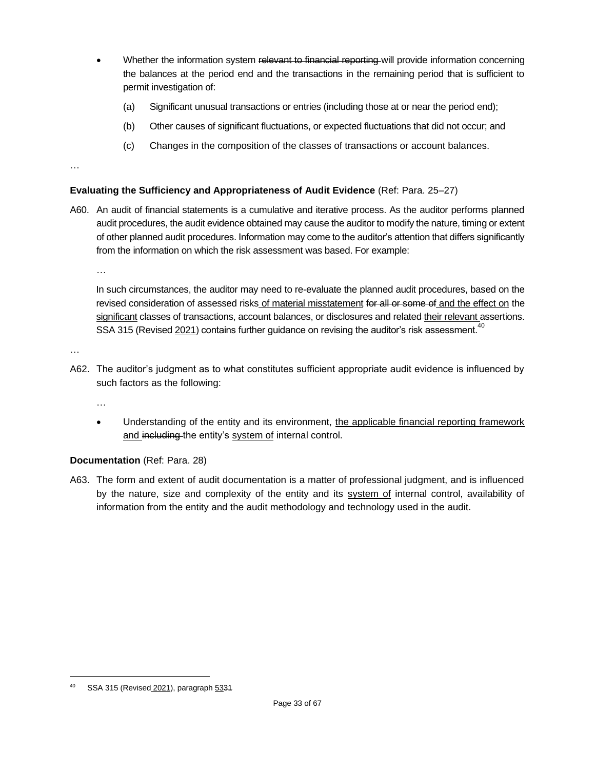- Whether the information system ~~relevant to financial reporting~~ will provide information concerning the balances at the period end and the transactions in the remaining period that is sufficient to permit investigation of:

  (a) Significant unusual transactions or entries (including those at or near the period end);

  (b) Other causes of significant fluctuations, or expected fluctuations that did not occur; and

  (c) Changes in the composition of the classes of transactions or account balances.

…

**Evaluating the Sufficiency and Appropriateness of Audit Evidence** (Ref: Para. 25–27)

A60. An audit of financial statements is a cumulative and iterative process. As the auditor performs planned audit procedures, the audit evidence obtained may cause the auditor to modify the nature, timing or extent of other planned audit procedures. Information may come to the auditor's attention that differs significantly from the information on which the risk assessment was based. For example:

…

In such circumstances, the auditor may need to re-evaluate the planned audit procedures, based on the revised consideration of assessed risks <u>of material misstatement</u> ~~for all or some of~~ <u>and the effect on</u> the <u>significant</u> classes of transactions, account balances, or disclosures and ~~related~~ <u>their relevant</u> assertions. SSA 315 (Revised <u>2021</u>) contains further guidance on revising the auditor's risk assessment.[40]

…

A62. The auditor's judgment as to what constitutes sufficient appropriate audit evidence is influenced by such factors as the following:

…

- Understanding of the entity and its environment, <u>the applicable financial reporting framework and</u> ~~including~~ the entity's <u>system of</u> internal control.

**Documentation** (Ref: Para. 28)

A63. The form and extent of audit documentation is a matter of professional judgment, and is influenced by the nature, size and complexity of the entity and its <u>system of</u> internal control, availability of information from the entity and the audit methodology and technology used in the audit.

---

[40] SSA 315 (Revised <u>2021</u>), paragraph <u>53</u>~~31~~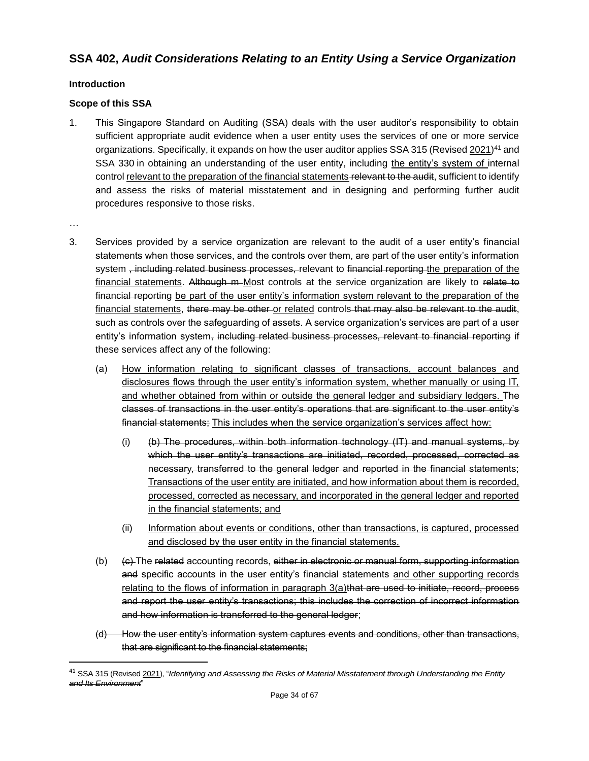## SSA 402, *Audit Considerations Relating to an Entity Using a Service Organization*

### Introduction

### Scope of this SSA

1. This Singapore Standard on Auditing (SSA) deals with the user auditor's responsibility to obtain sufficient appropriate audit evidence when a user entity uses the services of one or more service organizations. Specifically, it expands on how the user auditor applies SSA 315 (Revised <u>2021</u>)[41] and SSA 330 in obtaining an understanding of the user entity, including <u>the entity's system of </u>internal control <u>relevant to the preparation of the financial statements</u>~~ relevant to the audit~~, sufficient to identify and assess the risks of material misstatement and in designing and performing further audit procedures responsive to those risks.

…

3. Services provided by a service organization are relevant to the audit of a user entity's financial statements when those services, and the controls over them, are part of the user entity's information system ~~, including related business processes,~~ relevant to ~~financial reporting~~ <u>the preparation of the financial statements</u>. ~~Although m~~ <u>M</u>ost controls at the service organization are likely to ~~relate to financial reporting~~ <u>be part of the user entity's information system relevant to the preparation of the financial statements</u>, ~~there may be other~~ <u>or related</u> controls ~~that may also be relevant to the audit~~, such as controls over the safeguarding of assets. A service organization's services are part of a user entity's information system~~, including related business processes, relevant to financial reporting~~ if these services affect any of the following:

   (a) <u>How information relating to significant classes of transactions, account balances and disclosures flows through the user entity's information system, whether manually or using IT, and whether obtained from within or outside the general ledger and subsidiary ledgers.</u> ~~The classes of transactions in the user entity's operations that are significant to the user entity's financial statements;~~ <u>This includes when the service organization's services affect how:</u>

      (i) ~~(b) The procedures, within both information technology (IT) and manual systems, by which the user entity's transactions are initiated, recorded, processed, corrected as necessary, transferred to the general ledger and reported in the financial statements;~~ <u>Transactions of the user entity are initiated, and how information about them is recorded, processed, corrected as necessary, and incorporated in the general ledger and reported in the financial statements; and</u>

      (ii) <u>Information about events or conditions, other than transactions, is captured, processed and disclosed by the user entity in the financial statements.</u>

   (b) ~~(c)~~ The ~~related~~ accounting records, ~~either in electronic or manual form, supporting information and~~ specific accounts in the user entity's financial statements <u>and other supporting records relating to the flows of information in paragraph 3(a)</u>~~that are used to initiate, record, process and report the user entity's transactions; this includes the correction of incorrect information and how information is transferred to the general ledger~~;

   ~~(d) How the user entity's information system captures events and conditions, other than transactions, that are significant to the financial statements;~~

---

[41] SSA 315 (Revised <u>2021</u>), "*Identifying and Assessing the Risks of Material Misstatement~~ through Understanding the Entity and Its Environment~~*"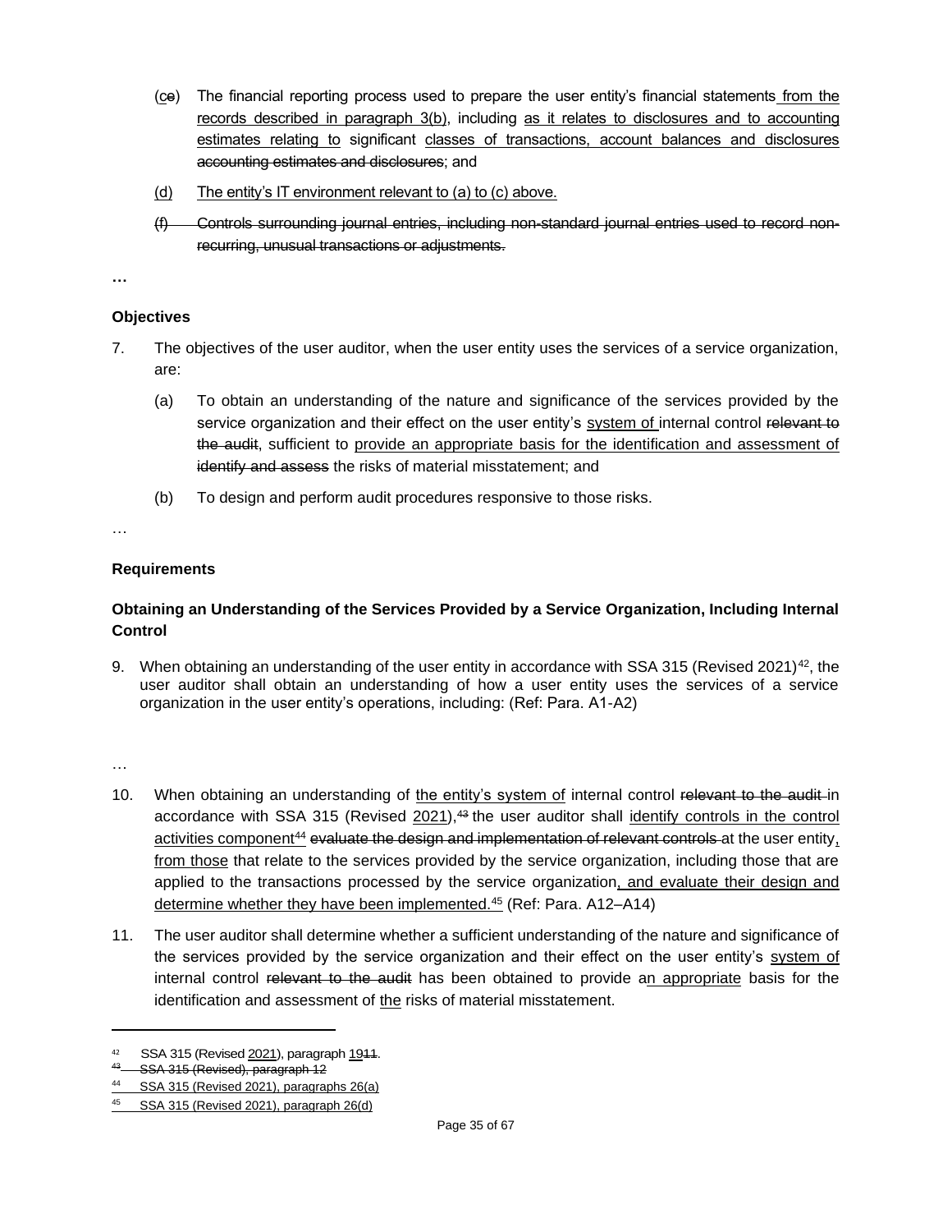(ce) The financial reporting process used to prepare the user entity's financial statements from the records described in paragraph 3(b), including as it relates to disclosures and to accounting estimates relating to significant classes of transactions, account balances and disclosures accounting estimates and disclosures; and

(d) The entity's IT environment relevant to (a) to (c) above.

~~(f) Controls surrounding journal entries, including non-standard journal entries used to record non-recurring, unusual transactions or adjustments.~~

…

### Objectives

7. The objectives of the user auditor, when the user entity uses the services of a service organization, are:

   (a) To obtain an understanding of the nature and significance of the services provided by the service organization and their effect on the user entity's system of internal control ~~relevant to the audit~~, sufficient to provide an appropriate basis for the identification and assessment of ~~identify and assess~~ the risks of material misstatement; and

   (b) To design and perform audit procedures responsive to those risks.

…

### Requirements

### Obtaining an Understanding of the Services Provided by a Service Organization, Including Internal Control

9. When obtaining an understanding of the user entity in accordance with SSA 315 (Revised 2021)[42], the user auditor shall obtain an understanding of how a user entity uses the services of a service organization in the user entity's operations, including: (Ref: Para. A1-A2)

…

10. When obtaining an understanding of the entity's system of internal control ~~relevant to the audit~~ in accordance with SSA 315 (Revised 2021),~~[43]~~ the user auditor shall identify controls in the control activities component[44] ~~evaluate the design and implementation of relevant controls~~ at the user entity, from those that relate to the services provided by the service organization, including those that are applied to the transactions processed by the service organization, and evaluate their design and determine whether they have been implemented.[45] (Ref: Para. A12–A14)

11. The user auditor shall determine whether a sufficient understanding of the nature and significance of the services provided by the service organization and their effect on the user entity's system of internal control ~~relevant to the audit~~ has been obtained to provide an appropriate basis for the identification and assessment of the risks of material misstatement.

---

[42] SSA 315 (Revised 2021), paragraph 19~~11~~.

~~[43] SSA 315 (Revised), paragraph 12~~

[44] SSA 315 (Revised 2021), paragraphs 26(a)

[45] SSA 315 (Revised 2021), paragraph 26(d)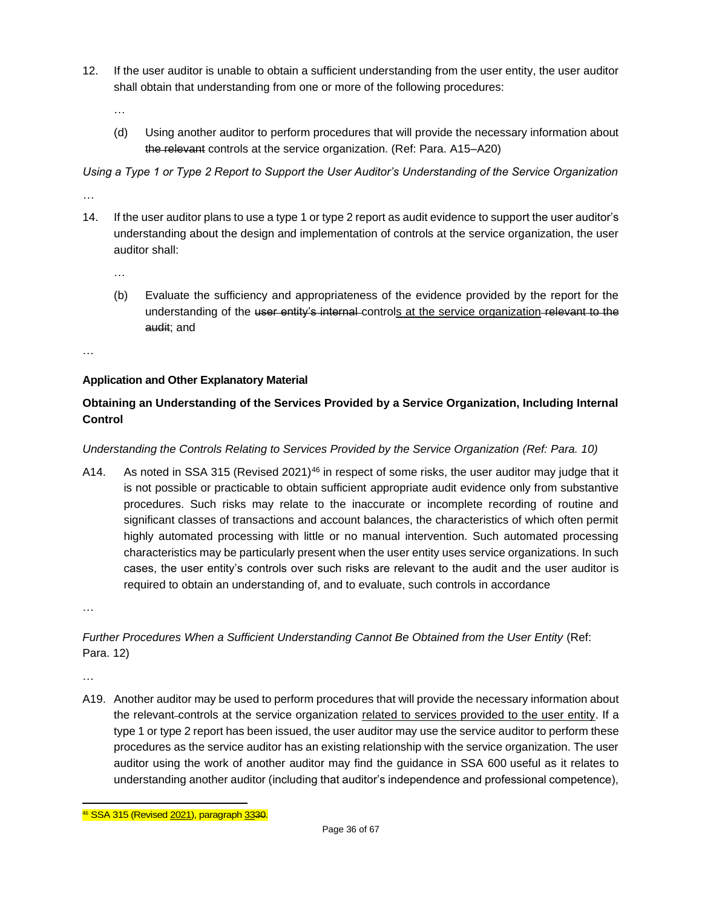12. If the user auditor is unable to obtain a sufficient understanding from the user entity, the user auditor shall obtain that understanding from one or more of the following procedures:

    …

    (d) Using another auditor to perform procedures that will provide the necessary information about ~~the relevant~~ controls at the service organization. (Ref: Para. A15–A20)

*Using a Type 1 or Type 2 Report to Support the User Auditor's Understanding of the Service Organization*

…

14. If the user auditor plans to use a type 1 or type 2 report as audit evidence to support the user auditor's understanding about the design and implementation of controls at the service organization, the user auditor shall:

    …

    (b) Evaluate the sufficiency and appropriateness of the evidence provided by the report for the understanding of the ~~user entity's internal~~ control<u>s at the service organization</u> ~~relevant to the audit~~; and

…

**Application and Other Explanatory Material**

**Obtaining an Understanding of the Services Provided by a Service Organization, Including Internal Control**

*Understanding the Controls Relating to Services Provided by the Service Organization (Ref: Para. 10)*

A14. As noted in SSA 315 (Revised 2021)[46] in respect of some risks, the user auditor may judge that it is not possible or practicable to obtain sufficient appropriate audit evidence only from substantive procedures. Such risks may relate to the inaccurate or incomplete recording of routine and significant classes of transactions and account balances, the characteristics of which often permit highly automated processing with little or no manual intervention. Such automated processing characteristics may be particularly present when the user entity uses service organizations. In such cases, the user entity's controls over such risks are relevant to the audit and the user auditor is required to obtain an understanding of, and to evaluate, such controls in accordance

…

*Further Procedures When a Sufficient Understanding Cannot Be Obtained from the User Entity* (Ref: Para. 12)

…

A19. Another auditor may be used to perform procedures that will provide the necessary information about the relevant ~~-~~controls at the service organization <u>related to services provided to the user entity</u>. If a type 1 or type 2 report has been issued, the user auditor may use the service auditor to perform these procedures as the service auditor has an existing relationship with the service organization. The user auditor using the work of another auditor may find the guidance in SSA 600 useful as it relates to understanding another auditor (including that auditor's independence and professional competence),

[46] SSA 315 (Revised <u>2021</u>), paragraph <u>33</u>~~30~~.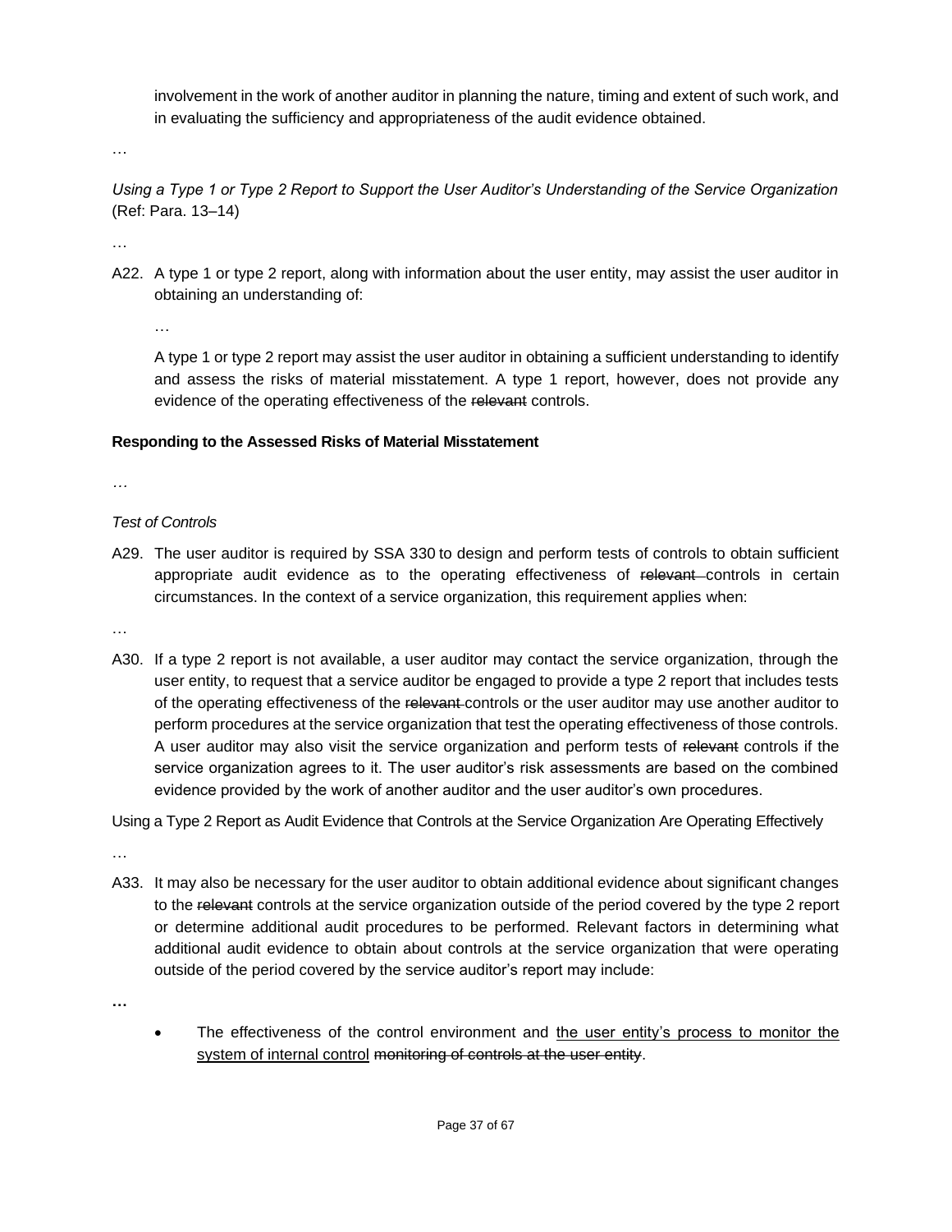involvement in the work of another auditor in planning the nature, timing and extent of such work, and in evaluating the sufficiency and appropriateness of the audit evidence obtained.

…

*Using a Type 1 or Type 2 Report to Support the User Auditor's Understanding of the Service Organization* (Ref: Para. 13–14)

…

A22. A type 1 or type 2 report, along with information about the user entity, may assist the user auditor in obtaining an understanding of:

…

A type 1 or type 2 report may assist the user auditor in obtaining a sufficient understanding to identify and assess the risks of material misstatement. A type 1 report, however, does not provide any evidence of the operating effectiveness of the ~~relevant~~ controls.

**Responding to the Assessed Risks of Material Misstatement**

…

*Test of Controls*

A29. The user auditor is required by SSA 330 to design and perform tests of controls to obtain sufficient appropriate audit evidence as to the operating effectiveness of ~~relevant~~ controls in certain circumstances. In the context of a service organization, this requirement applies when:

…

A30. If a type 2 report is not available, a user auditor may contact the service organization, through the user entity, to request that a service auditor be engaged to provide a type 2 report that includes tests of the operating effectiveness of the ~~relevant~~ controls or the user auditor may use another auditor to perform procedures at the service organization that test the operating effectiveness of those controls. A user auditor may also visit the service organization and perform tests of ~~relevant~~ controls if the service organization agrees to it. The user auditor's risk assessments are based on the combined evidence provided by the work of another auditor and the user auditor's own procedures.

Using a Type 2 Report as Audit Evidence that Controls at the Service Organization Are Operating Effectively

…

A33. It may also be necessary for the user auditor to obtain additional evidence about significant changes to the ~~relevant~~ controls at the service organization outside of the period covered by the type 2 report or determine additional audit procedures to be performed. Relevant factors in determining what additional audit evidence to obtain about controls at the service organization that were operating outside of the period covered by the service auditor's report may include:

…

- The effectiveness of the control environment and <u>the user entity's process to monitor the system of internal control</u> ~~monitoring of controls at the user entity~~.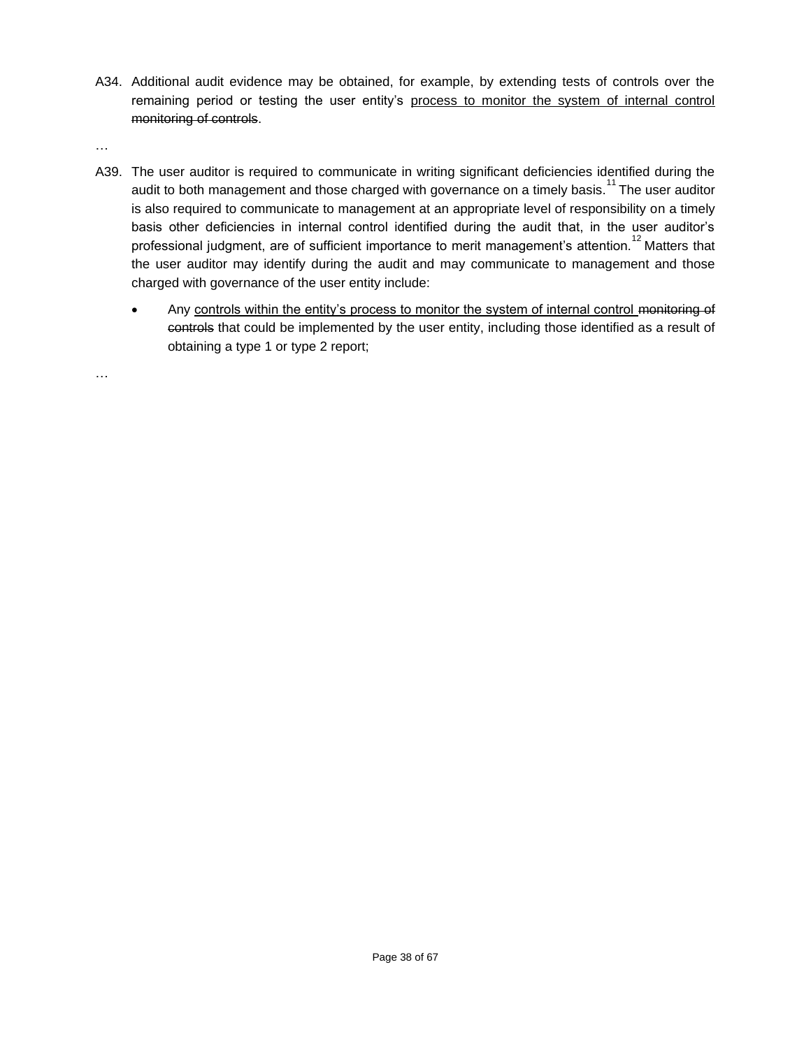A34. Additional audit evidence may be obtained, for example, by extending tests of controls over the remaining period or testing the user entity's <u>process to monitor the system of internal control</u> ~~monitoring of controls~~.

…

A39. The user auditor is required to communicate in writing significant deficiencies identified during the audit to both management and those charged with governance on a timely basis.[11] The user auditor is also required to communicate to management at an appropriate level of responsibility on a timely basis other deficiencies in internal control identified during the audit that, in the user auditor's professional judgment, are of sufficient importance to merit management's attention.[12] Matters that the user auditor may identify during the audit and may communicate to management and those charged with governance of the user entity include:

- Any <u>controls within the entity's process to monitor the system of internal control</u> ~~monitoring of controls~~ that could be implemented by the user entity, including those identified as a result of obtaining a type 1 or type 2 report;

…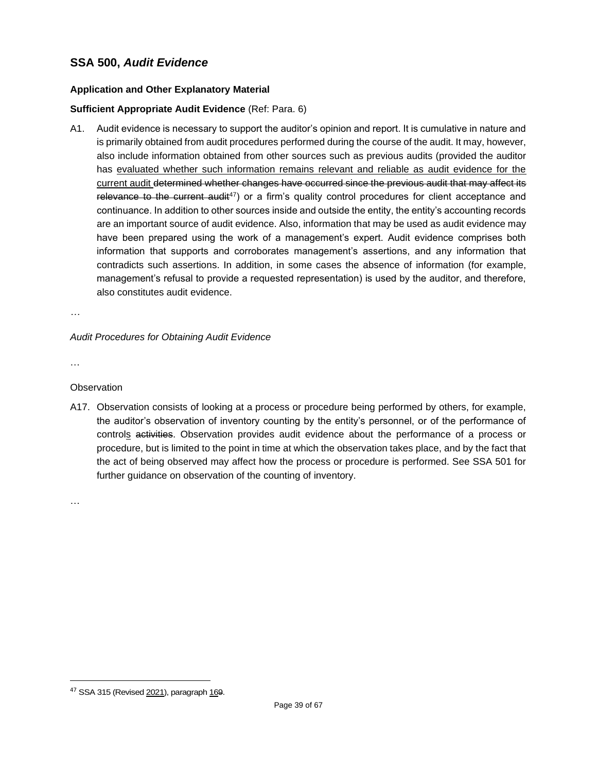## SSA 500, *Audit Evidence*

### Application and Other Explanatory Material

**Sufficient Appropriate Audit Evidence** (Ref: Para. 6)

A1. Audit evidence is necessary to support the auditor's opinion and report. It is cumulative in nature and is primarily obtained from audit procedures performed during the course of the audit. It may, however, also include information obtained from other sources such as previous audits (provided the auditor has <u>evaluated whether such information remains relevant and reliable as audit evidence for the current audit</u> ~~determined whether changes have occurred since the previous audit that may affect its relevance to the current audit~~[47]) or a firm's quality control procedures for client acceptance and continuance. In addition to other sources inside and outside the entity, the entity's accounting records are an important source of audit evidence. Also, information that may be used as audit evidence may have been prepared using the work of a management's expert. Audit evidence comprises both information that supports and corroborates management's assertions, and any information that contradicts such assertions. In addition, in some cases the absence of information (for example, management's refusal to provide a requested representation) is used by the auditor, and therefore, also constitutes audit evidence.

…

*Audit Procedures for Obtaining Audit Evidence*

…

Observation

A17. Observation consists of looking at a process or procedure being performed by others, for example, the auditor's observation of inventory counting by the entity's personnel, or of the performance of control<u>s</u> ~~activities~~. Observation provides audit evidence about the performance of a process or procedure, but is limited to the point in time at which the observation takes place, and by the fact that the act of being observed may affect how the process or procedure is performed. See SSA 501 for further guidance on observation of the counting of inventory.

…

[47] SSA 315 (Revised <u>2021</u>), paragraph <u>16</u>~~9~~.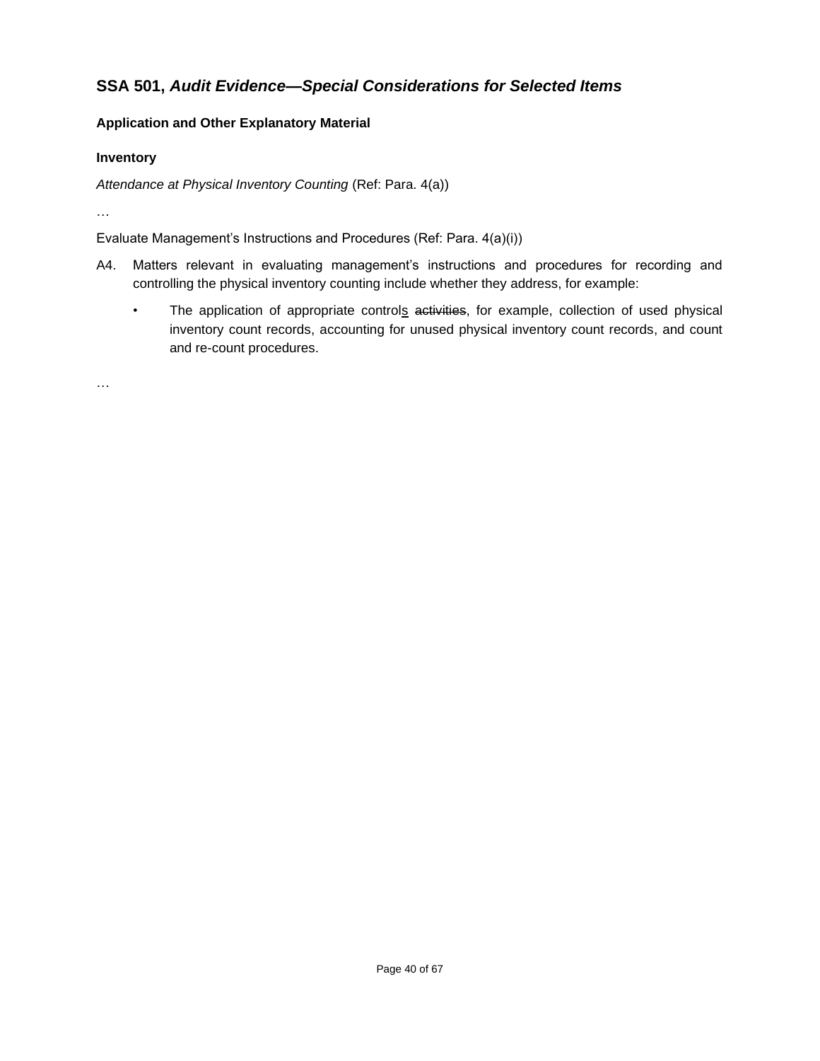## SSA 501, *Audit Evidence—Special Considerations for Selected Items*

### Application and Other Explanatory Material

#### Inventory

*Attendance at Physical Inventory Counting* (Ref: Para. 4(a))

…

Evaluate Management's Instructions and Procedures (Ref: Para. 4(a)(i))

A4. Matters relevant in evaluating management's instructions and procedures for recording and controlling the physical inventory counting include whether they address, for example:

- The application of appropriate controls ~~activities~~, for example, collection of used physical inventory count records, accounting for unused physical inventory count records, and count and re-count procedures.

…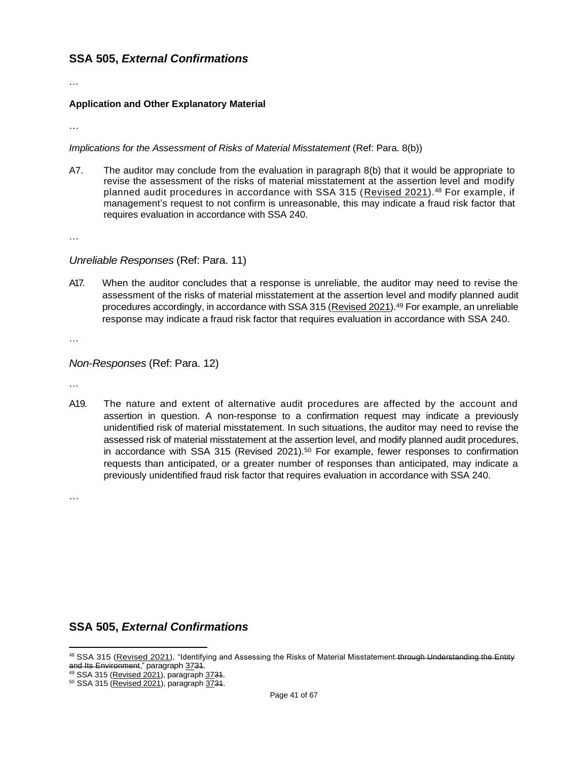## SSA 505, *External Confirmations*

…

### Application and Other Explanatory Material

…

*Implications for the Assessment of Risks of Material Misstatement* (Ref: Para. 8(b))

A7. The auditor may conclude from the evaluation in paragraph 8(b) that it would be appropriate to revise the assessment of the risks of material misstatement at the assertion level and modify planned audit procedures in accordance with SSA 315 (Revised 2021).[48] For example, if management's request to not confirm is unreasonable, this may indicate a fraud risk factor that requires evaluation in accordance with SSA 240.

…

*Unreliable Responses* (Ref: Para. 11)

A17. When the auditor concludes that a response is unreliable, the auditor may need to revise the assessment of the risks of material misstatement at the assertion level and modify planned audit procedures accordingly, in accordance with SSA 315 (Revised 2021).[49] For example, an unreliable response may indicate a fraud risk factor that requires evaluation in accordance with SSA 240.

…

*Non-Responses* (Ref: Para. 12)

…

A19. The nature and extent of alternative audit procedures are affected by the account and assertion in question. A non-response to a confirmation request may indicate a previously unidentified risk of material misstatement. In such situations, the auditor may need to revise the assessed risk of material misstatement at the assertion level, and modify planned audit procedures, in accordance with SSA 315 (Revised 2021).[50] For example, fewer responses to confirmation requests than anticipated, or a greater number of responses than anticipated, may indicate a previously unidentified fraud risk factor that requires evaluation in accordance with SSA 240.

…

## SSA 505, *External Confirmations*

---

[48] SSA 315 (Revised 2021), "Identifying and Assessing the Risks of Material Misstatement ~~through Understanding the Entity and Its Environment~~," paragraph 37~~31~~.

[49] SSA 315 (Revised 2021), paragraph 37~~31~~.

[50] SSA 315 (Revised 2021), paragraph 37~~31~~.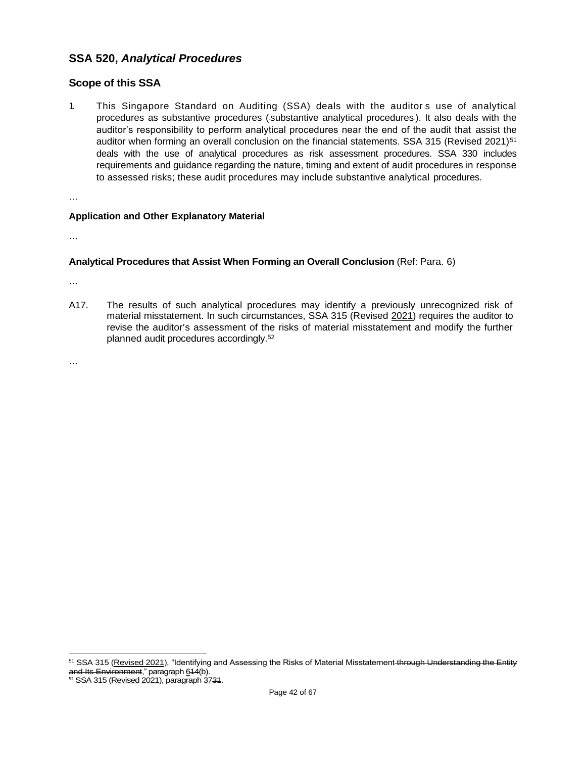## SSA 520, *Analytical Procedures*

### Scope of this SSA

1. This Singapore Standard on Auditing (SSA) deals with the auditor's use of analytical procedures as substantive procedures (substantive analytical procedures). It also deals with the auditor's responsibility to perform analytical procedures near the end of the audit that assist the auditor when forming an overall conclusion on the financial statements. SSA 315 (Revised 2021)[51] deals with the use of analytical procedures as risk assessment procedures. SSA 330 includes requirements and guidance regarding the nature, timing and extent of audit procedures in response to assessed risks; these audit procedures may include substantive analytical procedures.

…

**Application and Other Explanatory Material**

…

**Analytical Procedures that Assist When Forming an Overall Conclusion** (Ref: Para. 6)

…

A17. The results of such analytical procedures may identify a previously unrecognized risk of material misstatement. In such circumstances, SSA 315 (Revised 2021) requires the auditor to revise the auditor's assessment of the risks of material misstatement and modify the further planned audit procedures accordingly.[52]

…

---

[51] SSA 315 (Revised 2021), "Identifying and Assessing the Risks of Material Misstatement ~~through Understanding the Entity and Its Environment~~," paragraph 6~~14~~(b).

[52] SSA 315 (Revised 2021), paragraph 37~~31~~.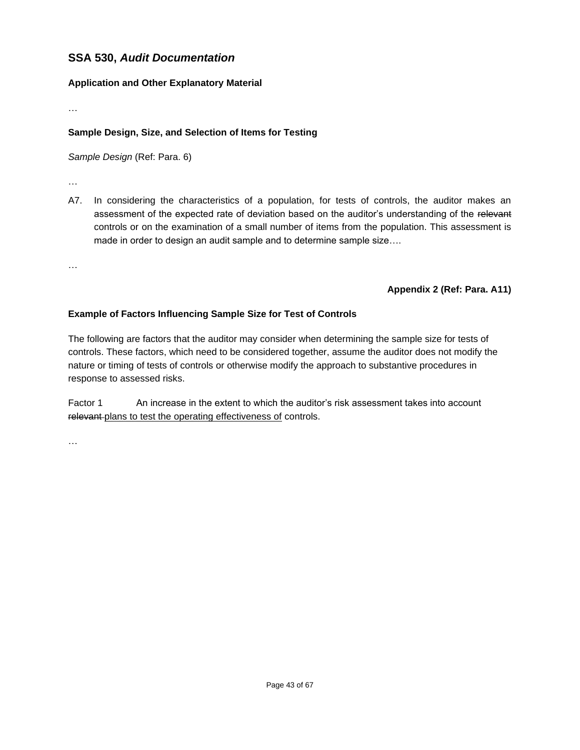## SSA 530, *Audit Documentation*

### Application and Other Explanatory Material

…

#### Sample Design, Size, and Selection of Items for Testing

*Sample Design* (Ref: Para. 6)

…

A7. In considering the characteristics of a population, for tests of controls, the auditor makes an assessment of the expected rate of deviation based on the auditor's understanding of the ~~relevant~~ controls or on the examination of a small number of items from the population. This assessment is made in order to design an audit sample and to determine sample size….

…

**Appendix 2 (Ref: Para. A11)**

#### Example of Factors Influencing Sample Size for Test of Controls

The following are factors that the auditor may consider when determining the sample size for tests of controls. These factors, which need to be considered together, assume the auditor does not modify the nature or timing of tests of controls or otherwise modify the approach to substantive procedures in response to assessed risks.

Factor 1 An increase in the extent to which the auditor's risk assessment takes into account ~~relevant~~ <u>plans to test the operating effectiveness of</u> controls.

…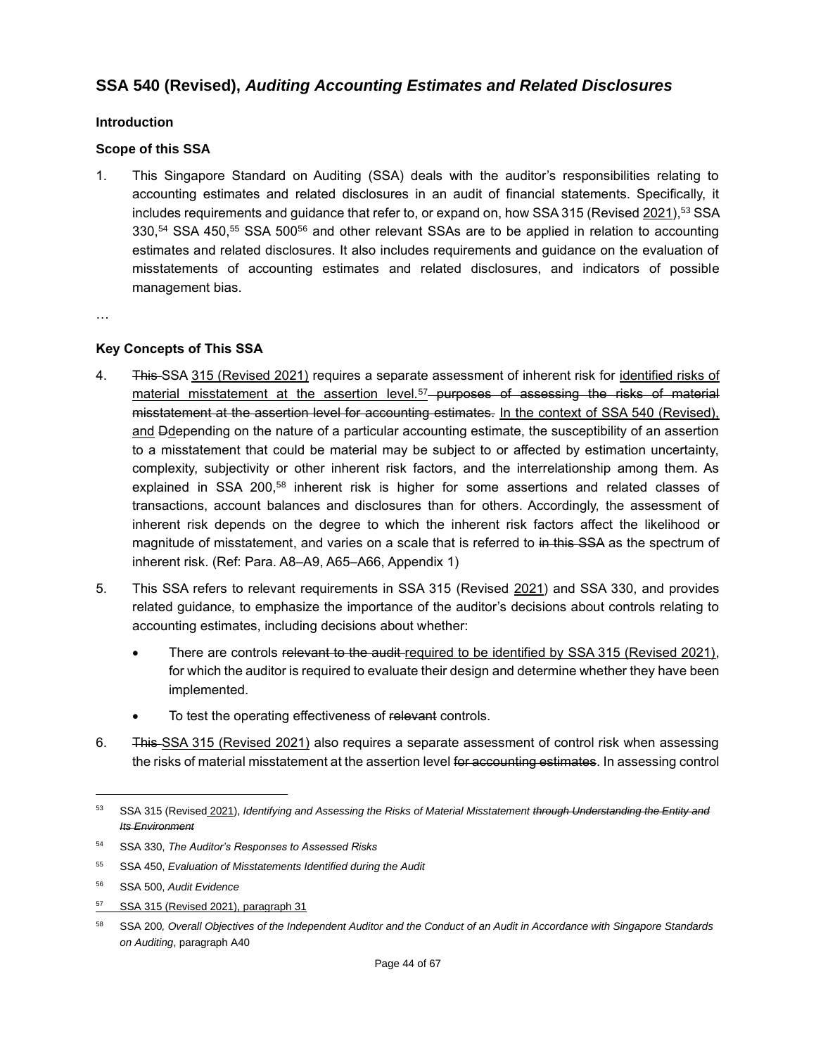## SSA 540 (Revised), *Auditing Accounting Estimates and Related Disclosures*

### Introduction

### Scope of this SSA

1. This Singapore Standard on Auditing (SSA) deals with the auditor's responsibilities relating to accounting estimates and related disclosures in an audit of financial statements. Specifically, it includes requirements and guidance that refer to, or expand on, how SSA 315 (Revised <u>2021</u>),[53] SSA 330,[54] SSA 450,[55] SSA 500[56] and other relevant SSAs are to be applied in relation to accounting estimates and related disclosures. It also includes requirements and guidance on the evaluation of misstatements of accounting estimates and related disclosures, and indicators of possible management bias.

…

### Key Concepts of This SSA

4. ~~This~~ SSA <u>315 (Revised 2021)</u> requires a separate assessment of inherent risk for <u>identified risks of material misstatement at the assertion level.</u>[57] ~~purposes of assessing the risks of material misstatement at the assertion level for accounting estimates.~~ <u>In the context of SSA 540 (Revised), and</u> ~~D~~<u>d</u>epending on the nature of a particular accounting estimate, the susceptibility of an assertion to a misstatement that could be material may be subject to or affected by estimation uncertainty, complexity, subjectivity or other inherent risk factors, and the interrelationship among them. As explained in SSA 200,[58] inherent risk is higher for some assertions and related classes of transactions, account balances and disclosures than for others. Accordingly, the assessment of inherent risk depends on the degree to which the inherent risk factors affect the likelihood or magnitude of misstatement, and varies on a scale that is referred to ~~in this SSA~~ as the spectrum of inherent risk. (Ref: Para. A8–A9, A65–A66, Appendix 1)

5. This SSA refers to relevant requirements in SSA 315 (Revised <u>2021</u>) and SSA 330, and provides related guidance, to emphasize the importance of the auditor's decisions about controls relating to accounting estimates, including decisions about whether:

   - There are controls ~~relevant to the audit~~ <u>required to be identified by SSA 315 (Revised 2021)</u>, for which the auditor is required to evaluate their design and determine whether they have been implemented.
   - To test the operating effectiveness of ~~relevant~~ controls.

6. ~~This~~ <u>SSA 315 (Revised 2021)</u> also requires a separate assessment of control risk when assessing the risks of material misstatement at the assertion level ~~for accounting estimates~~. In assessing control

---

[53] SSA 315 (Revised <u>2021</u>), *Identifying and Assessing the Risks of Material Misstatement ~~through Understanding the Entity and Its Environment~~*

[54] SSA 330, *The Auditor's Responses to Assessed Risks*

[55] SSA 450, *Evaluation of Misstatements Identified during the Audit*

[56] SSA 500, *Audit Evidence*

[57] <u>SSA 315 (Revised 2021), paragraph 31</u>

[58] SSA 200, *Overall Objectives of the Independent Auditor and the Conduct of an Audit in Accordance with Singapore Standards on Auditing*, paragraph A40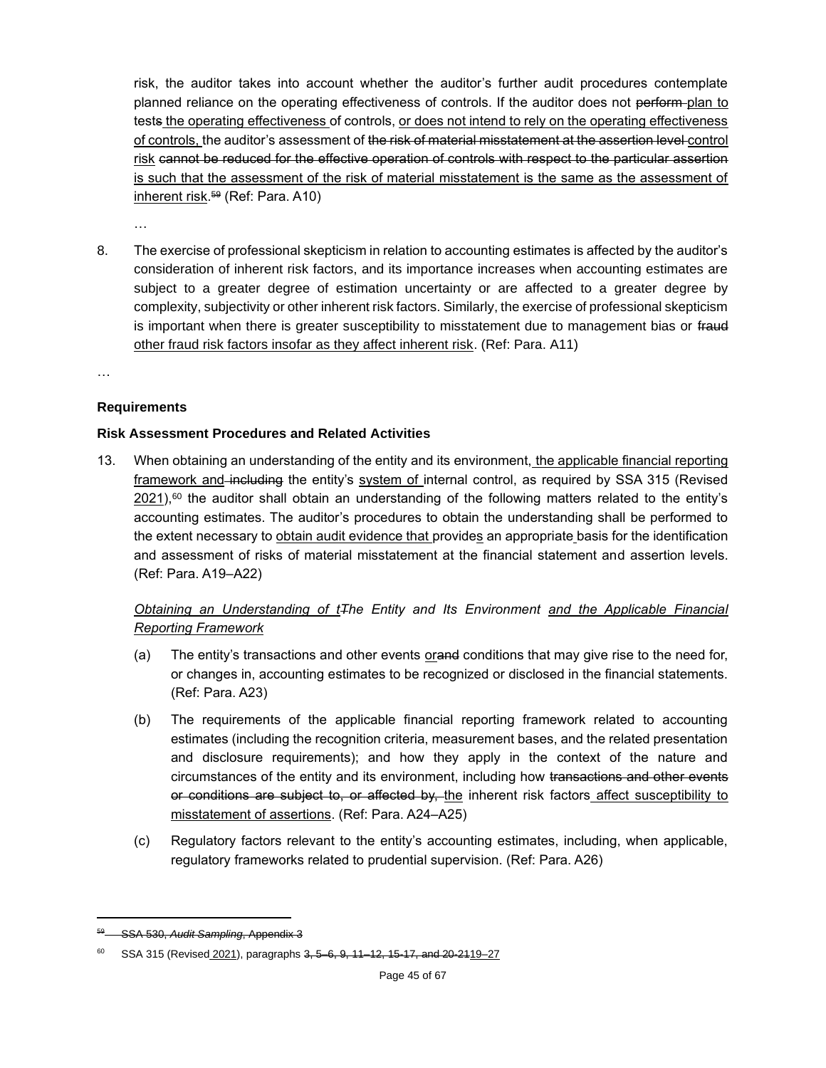risk, the auditor takes into account whether the auditor's further audit procedures contemplate planned reliance on the operating effectiveness of controls. If the auditor does not ~~perform~~ plan to tests the operating effectiveness of controls, or does not intend to rely on the operating effectiveness of controls, the auditor's assessment of ~~the risk of material misstatement at the assertion level~~ control risk ~~cannot be reduced for the effective operation of controls with respect to the particular assertion~~ is such that the assessment of the risk of material misstatement is the same as the assessment of inherent risk.[59] (Ref: Para. A10)

…

8. The exercise of professional skepticism in relation to accounting estimates is affected by the auditor's consideration of inherent risk factors, and its importance increases when accounting estimates are subject to a greater degree of estimation uncertainty or are affected to a greater degree by complexity, subjectivity or other inherent risk factors. Similarly, the exercise of professional skepticism is important when there is greater susceptibility to misstatement due to management bias or ~~fraud~~ other fraud risk factors insofar as they affect inherent risk. (Ref: Para. A11)

…

**Requirements**

**Risk Assessment Procedures and Related Activities**

13. When obtaining an understanding of the entity and its environment, the applicable financial reporting framework and ~~including~~ the entity's system of internal control, as required by SSA 315 (Revised 2021),[60] the auditor shall obtain an understanding of the following matters related to the entity's accounting estimates. The auditor's procedures to obtain the understanding shall be performed to the extent necessary to obtain audit evidence that provides an appropriate basis for the identification and assessment of risks of material misstatement at the financial statement and assertion levels. (Ref: Para. A19–A22)

*Obtaining an Understanding of t~~T~~he Entity and Its Environment and the Applicable Financial Reporting Framework*

(a) The entity's transactions and other events or~~and~~ conditions that may give rise to the need for, or changes in, accounting estimates to be recognized or disclosed in the financial statements. (Ref: Para. A23)

(b) The requirements of the applicable financial reporting framework related to accounting estimates (including the recognition criteria, measurement bases, and the related presentation and disclosure requirements); and how they apply in the context of the nature and circumstances of the entity and its environment, including how ~~transactions and other events or conditions are subject to, or affected by,~~ the inherent risk factors affect susceptibility to misstatement of assertions. (Ref: Para. A24–A25)

(c) Regulatory factors relevant to the entity's accounting estimates, including, when applicable, regulatory frameworks related to prudential supervision. (Ref: Para. A26)

---

~~[59] SSA 530, *Audit Sampling*, Appendix 3~~

[60] SSA 315 (Revised 2021), paragraphs ~~3, 5–6, 9, 11–12, 15-17, and 20-21~~19–27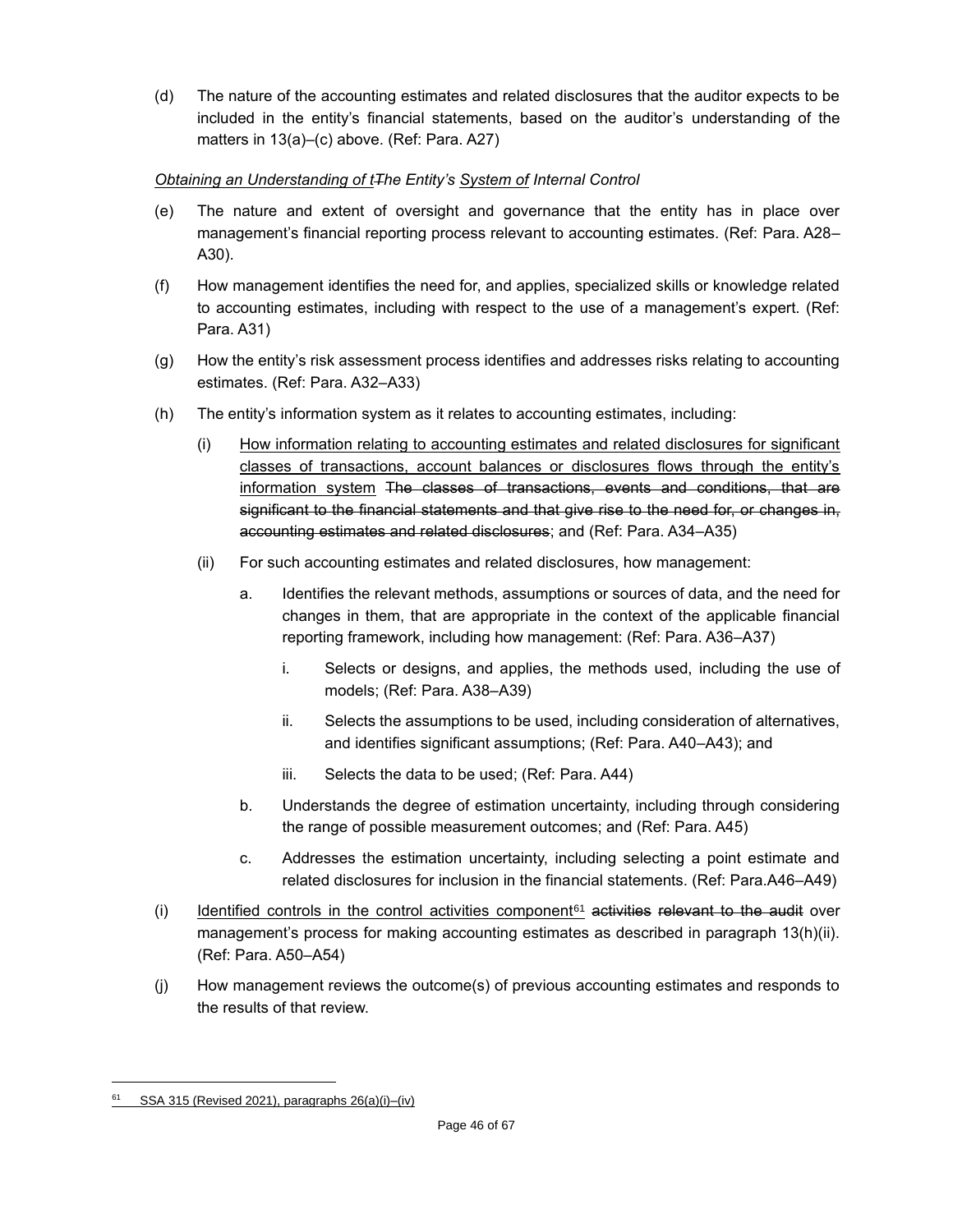(d) The nature of the accounting estimates and related disclosures that the auditor expects to be included in the entity's financial statements, based on the auditor's understanding of the matters in 13(a)–(c) above. (Ref: Para. A27)

*Obtaining an Understanding of t~~T~~he Entity's System of Internal Control*

(e) The nature and extent of oversight and governance that the entity has in place over management's financial reporting process relevant to accounting estimates. (Ref: Para. A28–A30).

(f) How management identifies the need for, and applies, specialized skills or knowledge related to accounting estimates, including with respect to the use of a management's expert. (Ref: Para. A31)

(g) How the entity's risk assessment process identifies and addresses risks relating to accounting estimates. (Ref: Para. A32–A33)

(h) The entity's information system as it relates to accounting estimates, including:

  (i) How information relating to accounting estimates and related disclosures for significant classes of transactions, account balances or disclosures flows through the entity's information system ~~The classes of transactions, events and conditions, that are significant to the financial statements and that give rise to the need for, or changes in, accounting estimates and related disclosures~~; and (Ref: Para. A34–A35)

  (ii) For such accounting estimates and related disclosures, how management:

    a. Identifies the relevant methods, assumptions or sources of data, and the need for changes in them, that are appropriate in the context of the applicable financial reporting framework, including how management: (Ref: Para. A36–A37)

      i. Selects or designs, and applies, the methods used, including the use of models; (Ref: Para. A38–A39)

      ii. Selects the assumptions to be used, including consideration of alternatives, and identifies significant assumptions; (Ref: Para. A40–A43); and

      iii. Selects the data to be used; (Ref: Para. A44)

    b. Understands the degree of estimation uncertainty, including through considering the range of possible measurement outcomes; and (Ref: Para. A45)

    c. Addresses the estimation uncertainty, including selecting a point estimate and related disclosures for inclusion in the financial statements. (Ref: Para.A46–A49)

(i) Identified controls in the control activities component[61] ~~activities relevant to the audit~~ over management's process for making accounting estimates as described in paragraph 13(h)(ii). (Ref: Para. A50–A54)

(j) How management reviews the outcome(s) of previous accounting estimates and responds to the results of that review.

---

[61] SSA 315 (Revised 2021), paragraphs 26(a)(i)–(iv)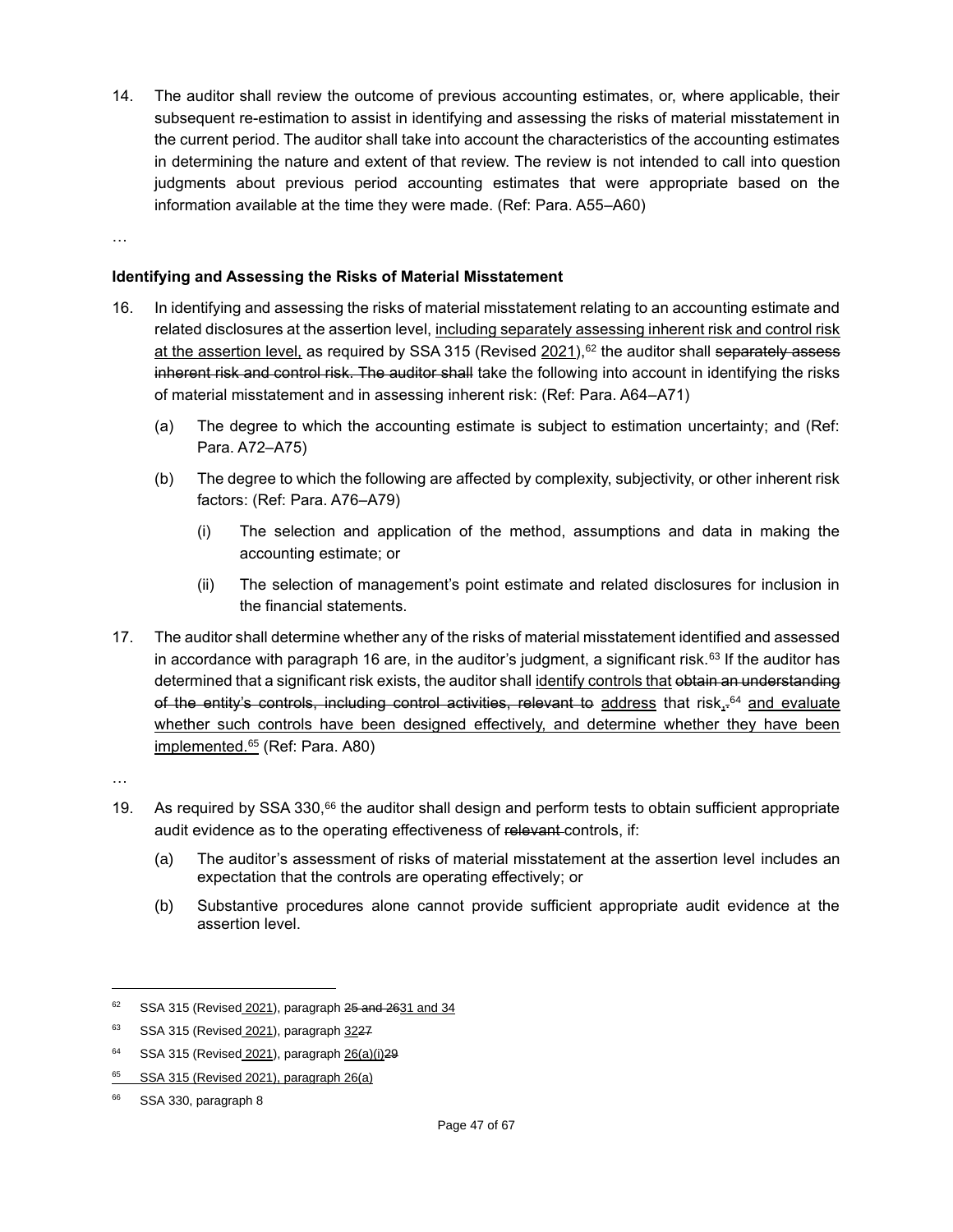14. The auditor shall review the outcome of previous accounting estimates, or, where applicable, their subsequent re-estimation to assist in identifying and assessing the risks of material misstatement in the current period. The auditor shall take into account the characteristics of the accounting estimates in determining the nature and extent of that review. The review is not intended to call into question judgments about previous period accounting estimates that were appropriate based on the information available at the time they were made. (Ref: Para. A55–A60)

…

**Identifying and Assessing the Risks of Material Misstatement**

16. In identifying and assessing the risks of material misstatement relating to an accounting estimate and related disclosures at the assertion level, <u>including separately assessing inherent risk and control risk at the assertion level,</u> as required by SSA 315 (Revised <u>2021</u>),[62] the auditor shall ~~separately assess inherent risk and control risk. The auditor shall~~ take the following into account in identifying the risks of material misstatement and in assessing inherent risk: (Ref: Para. A64–A71)

    (a) The degree to which the accounting estimate is subject to estimation uncertainty; and (Ref: Para. A72–A75)

    (b) The degree to which the following are affected by complexity, subjectivity, or other inherent risk factors: (Ref: Para. A76–A79)

        (i) The selection and application of the method, assumptions and data in making the accounting estimate; or

        (ii) The selection of management's point estimate and related disclosures for inclusion in the financial statements.

17. The auditor shall determine whether any of the risks of material misstatement identified and assessed in accordance with paragraph 16 are, in the auditor's judgment, a significant risk.[63] If the auditor has determined that a significant risk exists, the auditor shall <u>identify controls that</u> ~~obtain an understanding of the entity's controls, including control activities, relevant to~~ <u>address</u> that risk<u>,</u>~~.~~[64] <u>and evaluate whether such controls have been designed effectively, and determine whether they have been implemented.</u>[65] (Ref: Para. A80)

…

19. As required by SSA 330,[66] the auditor shall design and perform tests to obtain sufficient appropriate audit evidence as to the operating effectiveness of ~~relevant~~ controls, if:

    (a) The auditor's assessment of risks of material misstatement at the assertion level includes an expectation that the controls are operating effectively; or

    (b) Substantive procedures alone cannot provide sufficient appropriate audit evidence at the assertion level.

---

[62] SSA 315 (Revised <u>2021</u>), paragraph ~~25 and 26~~<u>31 and 34</u>

[63] SSA 315 (Revised <u>2021</u>), paragraph <u>32</u>~~27~~

[64] SSA 315 (Revised <u>2021</u>), paragraph <u>26(a)(i)</u>~~29~~

[65] <u>SSA 315 (Revised 2021), paragraph 26(a)</u>

[66] SSA 330, paragraph 8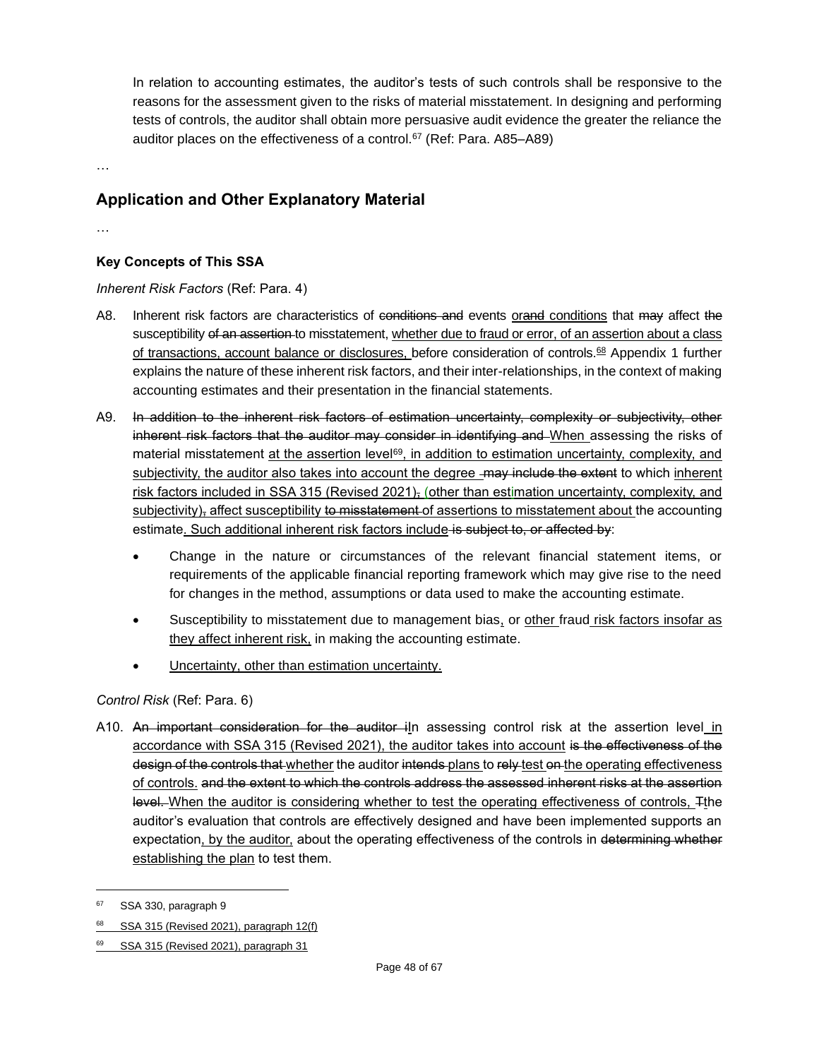In relation to accounting estimates, the auditor's tests of such controls shall be responsive to the reasons for the assessment given to the risks of material misstatement. In designing and performing tests of controls, the auditor shall obtain more persuasive audit evidence the greater the reliance the auditor places on the effectiveness of a control.[67] (Ref: Para. A85–A89)

…

## Application and Other Explanatory Material

…

### Key Concepts of This SSA

*Inherent Risk Factors* (Ref: Para. 4)

A8. Inherent risk factors are characteristics of ~~conditions and~~ events orand conditions that ~~may~~ affect ~~the~~ susceptibility ~~of an assertion~~ to misstatement, whether due to fraud or error, of an assertion about a class of transactions, account balance or disclosures, before consideration of controls.[68] Appendix 1 further explains the nature of these inherent risk factors, and their inter-relationships, in the context of making accounting estimates and their presentation in the financial statements.

A9. ~~In addition to the inherent risk factors of estimation uncertainty, complexity or subjectivity, other inherent risk factors that the auditor may consider in identifying and~~ When assessing the risks of material misstatement at the assertion level[69], in addition to estimation uncertainty, complexity, and subjectivity, the auditor also takes into account the degree ~~may include the extent~~ to which inherent risk factors included in SSA 315 (Revised 2021)~~,~~ (other than estimation uncertainty, complexity, and subjectivity)~~,~~ affect susceptibility ~~to misstatement~~ of assertions to misstatement about the accounting estimate. Such additional inherent risk factors include ~~is subject to, or affected by~~:

- Change in the nature or circumstances of the relevant financial statement items, or requirements of the applicable financial reporting framework which may give rise to the need for changes in the method, assumptions or data used to make the accounting estimate.
- Susceptibility to misstatement due to management bias, or other fraud risk factors insofar as they affect inherent risk, in making the accounting estimate.
- Uncertainty, other than estimation uncertainty.

*Control Risk* (Ref: Para. 6)

A10. ~~An important consideration for the auditor i~~In assessing control risk at the assertion level in accordance with SSA 315 (Revised 2021), the auditor takes into account ~~is the effectiveness of the design of the controls that~~ whether the auditor ~~intends~~ plans to ~~rely~~ test ~~on~~ the operating effectiveness of controls. ~~and the extent to which the controls address the assessed inherent risks at the assertion level.~~ When the auditor is considering whether to test the operating effectiveness of controls, ~~T~~the auditor's evaluation that controls are effectively designed and have been implemented supports an expectation, by the auditor, about the operating effectiveness of the controls in ~~determining whether~~ establishing the plan to test them.

---

[67] SSA 330, paragraph 9

[68] SSA 315 (Revised 2021), paragraph 12(f)

[69] SSA 315 (Revised 2021), paragraph 31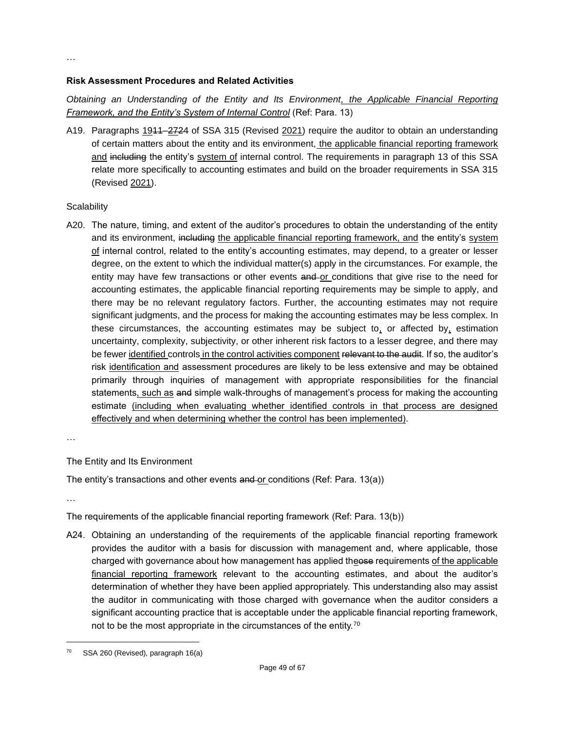…

**Risk Assessment Procedures and Related Activities**

*Obtaining an Understanding of the Entity and Its Environment, the Applicable Financial Reporting Framework, and the Entity's System of Internal Control* (Ref: Para. 13)

A19. Paragraphs 1911–2724 of SSA 315 (Revised 2021) require the auditor to obtain an understanding of certain matters about the entity and its environment, the applicable financial reporting framework and including the entity's system of internal control. The requirements in paragraph 13 of this SSA relate more specifically to accounting estimates and build on the broader requirements in SSA 315 (Revised 2021).

Scalability

A20. The nature, timing, and extent of the auditor's procedures to obtain the understanding of the entity and its environment, including the applicable financial reporting framework, and the entity's system of internal control, related to the entity's accounting estimates, may depend, to a greater or lesser degree, on the extent to which the individual matter(s) apply in the circumstances. For example, the entity may have few transactions or other events and or conditions that give rise to the need for accounting estimates, the applicable financial reporting requirements may be simple to apply, and there may be no relevant regulatory factors. Further, the accounting estimates may not require significant judgments, and the process for making the accounting estimates may be less complex. In these circumstances, the accounting estimates may be subject to, or affected by, estimation uncertainty, complexity, subjectivity, or other inherent risk factors to a lesser degree, and there may be fewer identified controls in the control activities component relevant to the audit. If so, the auditor's risk identification and assessment procedures are likely to be less extensive and may be obtained primarily through inquiries of management with appropriate responsibilities for the financial statements, such as and simple walk-throughs of management's process for making the accounting estimate (including when evaluating whether identified controls in that process are designed effectively and when determining whether the control has been implemented).

…

The Entity and Its Environment

The entity's transactions and other events and or conditions (Ref: Para. 13(a))

…

The requirements of the applicable financial reporting framework (Ref: Para. 13(b))

A24. Obtaining an understanding of the requirements of the applicable financial reporting framework provides the auditor with a basis for discussion with management and, where applicable, those charged with governance about how management has applied theose requirements of the applicable financial reporting framework relevant to the accounting estimates, and about the auditor's determination of whether they have been applied appropriately. This understanding also may assist the auditor in communicating with those charged with governance when the auditor considers a significant accounting practice that is acceptable under the applicable financial reporting framework, not to be the most appropriate in the circumstances of the entity.[70]

[70] SSA 260 (Revised), paragraph 16(a)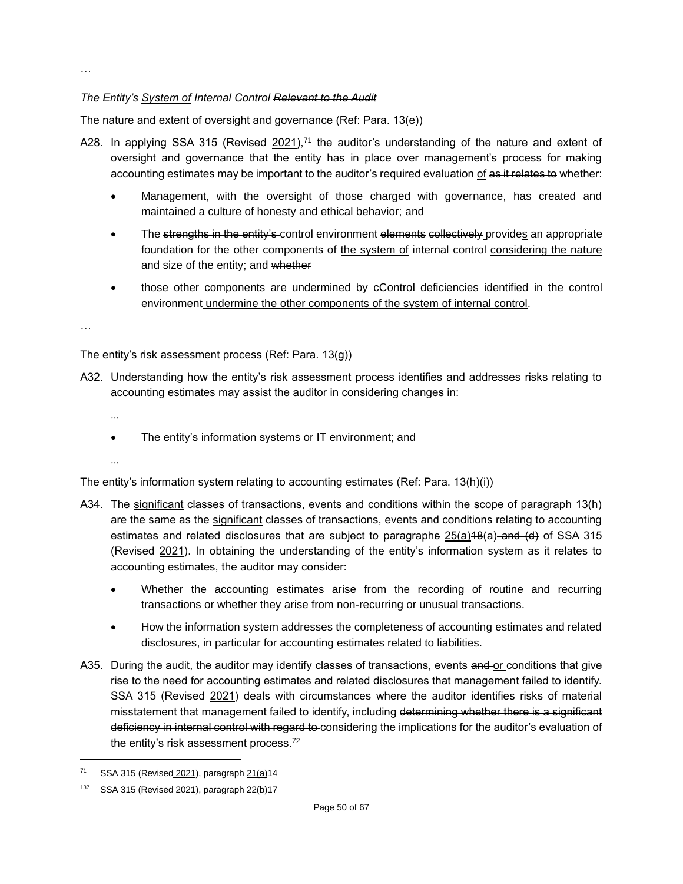…

*The Entity's System of Internal Control ~~Relevant to the Audit~~*

The nature and extent of oversight and governance (Ref: Para. 13(e))

A28. In applying SSA 315 (Revised 2021),[71] the auditor's understanding of the nature and extent of oversight and governance that the entity has in place over management's process for making accounting estimates may be important to the auditor's required evaluation of ~~as it relates to~~ whether:

- Management, with the oversight of those charged with governance, has created and maintained a culture of honesty and ethical behavior; ~~and~~
- The ~~strengths in the entity's~~ control environment ~~elements~~ ~~collectively~~ provides an appropriate foundation for the other components of the system of internal control considering the nature and size of the entity; and ~~whether~~
- ~~those other components are undermined by c~~Control deficiencies identified in the control environment undermine the other components of the system of internal control.

…

The entity's risk assessment process (Ref: Para. 13(g))

A32. Understanding how the entity's risk assessment process identifies and addresses risks relating to accounting estimates may assist the auditor in considering changes in:

...

- The entity's information systems or IT environment; and

...

The entity's information system relating to accounting estimates (Ref: Para. 13(h)(i))

A34. The significant classes of transactions, events and conditions within the scope of paragraph 13(h) are the same as the significant classes of transactions, events and conditions relating to accounting estimates and related disclosures that are subject to paragraph~~s~~ 25(a)~~18~~(a) ~~and (d)~~ of SSA 315 (Revised 2021). In obtaining the understanding of the entity's information system as it relates to accounting estimates, the auditor may consider:

- Whether the accounting estimates arise from the recording of routine and recurring transactions or whether they arise from non-recurring or unusual transactions.
- How the information system addresses the completeness of accounting estimates and related disclosures, in particular for accounting estimates related to liabilities.

A35. During the audit, the auditor may identify classes of transactions, events ~~and~~ or conditions that give rise to the need for accounting estimates and related disclosures that management failed to identify. SSA 315 (Revised 2021) deals with circumstances where the auditor identifies risks of material misstatement that management failed to identify, including ~~determining whether there is a significant deficiency in internal control with regard to~~ considering the implications for the auditor's evaluation of the entity's risk assessment process.[72]

---

[71] SSA 315 (Revised 2021), paragraph 21(a)~~14~~

[137] SSA 315 (Revised 2021), paragraph 22(b)~~17~~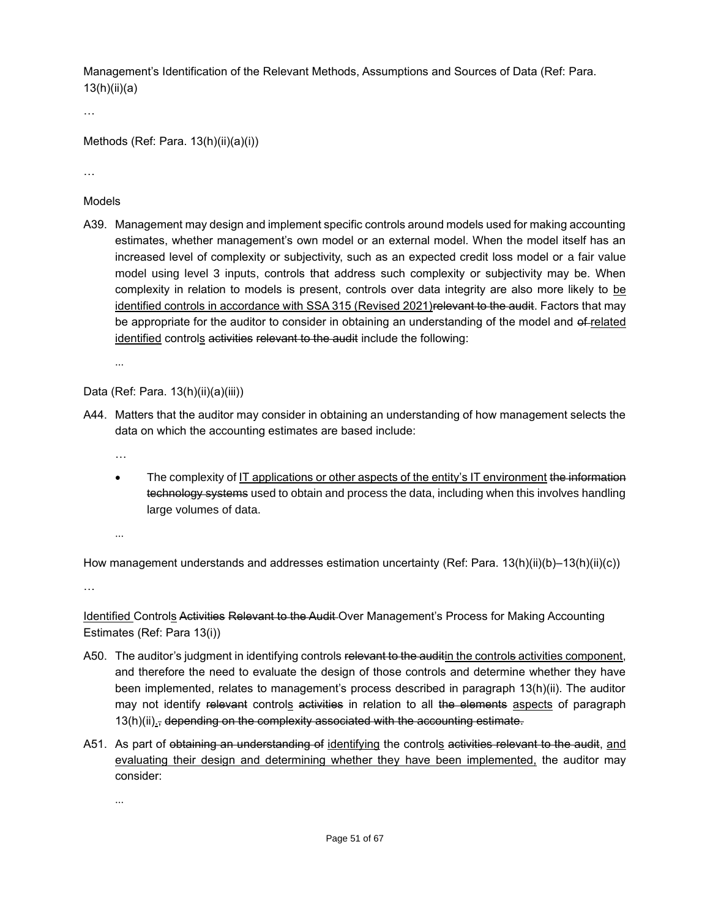Management's Identification of the Relevant Methods, Assumptions and Sources of Data (Ref: Para. 13(h)(ii)(a)

…

Methods (Ref: Para. 13(h)(ii)(a)(i))

…

Models

A39. Management may design and implement specific controls around models used for making accounting estimates, whether management's own model or an external model. When the model itself has an increased level of complexity or subjectivity, such as an expected credit loss model or a fair value model using level 3 inputs, controls that address such complexity or subjectivity may be. When complexity in relation to models is present, controls over data integrity are also more likely to <u>be identified controls in accordance with SSA 315 (Revised 2021)</u>~~relevant to the audit~~. Factors that may be appropriate for the auditor to consider in obtaining an understanding of the model and ~~of~~ <u>related identified</u> control<u>s</u> ~~activities~~ ~~relevant to the audit~~ include the following:

...

Data (Ref: Para. 13(h)(ii)(a)(iii))

A44. Matters that the auditor may consider in obtaining an understanding of how management selects the data on which the accounting estimates are based include:

…

- The complexity of <u>IT applications or other aspects of the entity's IT environment</u> ~~the information technology systems~~ used to obtain and process the data, including when this involves handling large volumes of data.

...

How management understands and addresses estimation uncertainty (Ref: Para. 13(h)(ii)(b)–13(h)(ii)(c))

…

<u>Identified</u> Control<u>s</u> ~~Activities~~ ~~Relevant to the Audit~~ Over Management's Process for Making Accounting Estimates (Ref: Para 13(i))

A50. The auditor's judgment in identifying controls ~~relevant to the audit~~<u>in the control</u>~~s~~ <u>activities component</u>, and therefore the need to evaluate the design of those controls and determine whether they have been implemented, relates to management's process described in paragraph 13(h)(ii). The auditor may not identify ~~relevant~~ control<u>s</u> ~~activities~~ in relation to all ~~the elements~~ <u>aspects</u> of paragraph 13(h)(ii)<u>.</u>~~,~~ ~~depending on the complexity associated with the accounting estimate.~~

A51. As part of ~~obtaining an understanding of~~ <u>identifying</u> the control<u>s</u> ~~activities relevant to the audit~~, <u>and evaluating their design and determining whether they have been implemented,</u> the auditor may consider:

...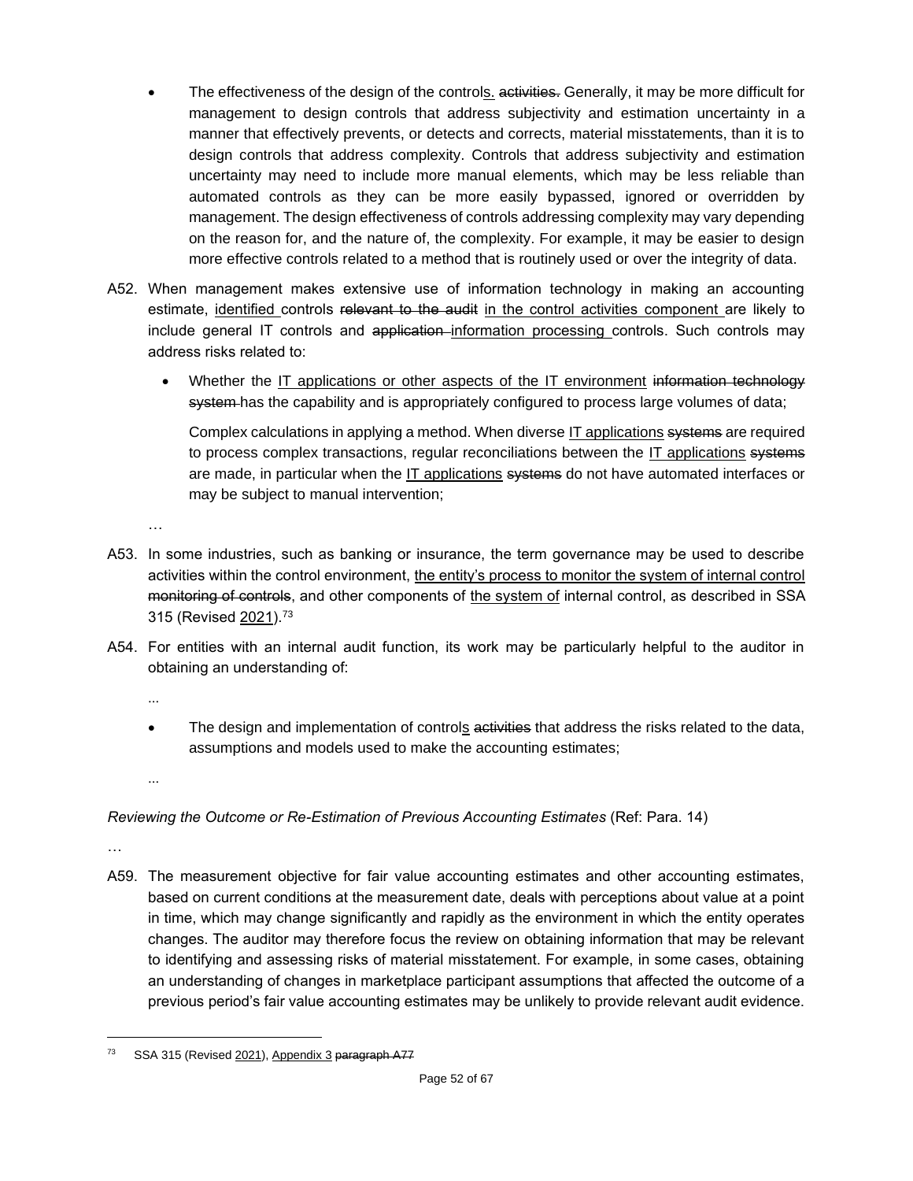- The effectiveness of the design of the control<u>s.</u> ~~activities.~~ Generally, it may be more difficult for management to design controls that address subjectivity and estimation uncertainty in a manner that effectively prevents, or detects and corrects, material misstatements, than it is to design controls that address complexity. Controls that address subjectivity and estimation uncertainty may need to include more manual elements, which may be less reliable than automated controls as they can be more easily bypassed, ignored or overridden by management. The design effectiveness of controls addressing complexity may vary depending on the reason for, and the nature of, the complexity. For example, it may be easier to design more effective controls related to a method that is routinely used or over the integrity of data.

A52. When management makes extensive use of information technology in making an accounting estimate, <u>identified</u> controls ~~relevant to the audit~~ <u>in the control activities component</u> are likely to include general IT controls and ~~application~~ <u>information processing</u> controls. Such controls may address risks related to:

- Whether the <u>IT applications or other aspects of the IT environment</u> ~~information technology system~~ has the capability and is appropriately configured to process large volumes of data;

  Complex calculations in applying a method. When diverse <u>IT applications</u> ~~systems~~ are required to process complex transactions, regular reconciliations between the <u>IT applications</u> ~~systems~~ are made, in particular when the <u>IT applications</u> ~~systems~~ do not have automated interfaces or may be subject to manual intervention;

…

A53. In some industries, such as banking or insurance, the term governance may be used to describe activities within the control environment, <u>the entity's process to monitor the system of internal control</u> ~~monitoring of controls~~, and other components of <u>the system of</u> internal control, as described in SSA 315 (Revised <u>2021</u>).[73]

A54. For entities with an internal audit function, its work may be particularly helpful to the auditor in obtaining an understanding of:

...

- The design and implementation of control<u>s</u> ~~activities~~ that address the risks related to the data, assumptions and models used to make the accounting estimates;

...

*Reviewing the Outcome or Re-Estimation of Previous Accounting Estimates* (Ref: Para. 14)

…

A59. The measurement objective for fair value accounting estimates and other accounting estimates, based on current conditions at the measurement date, deals with perceptions about value at a point in time, which may change significantly and rapidly as the environment in which the entity operates changes. The auditor may therefore focus the review on obtaining information that may be relevant to identifying and assessing risks of material misstatement. For example, in some cases, obtaining an understanding of changes in marketplace participant assumptions that affected the outcome of a previous period's fair value accounting estimates may be unlikely to provide relevant audit evidence.

---

[73] SSA 315 (Revised <u>2021</u>), <u>Appendix 3</u> ~~paragraph A77~~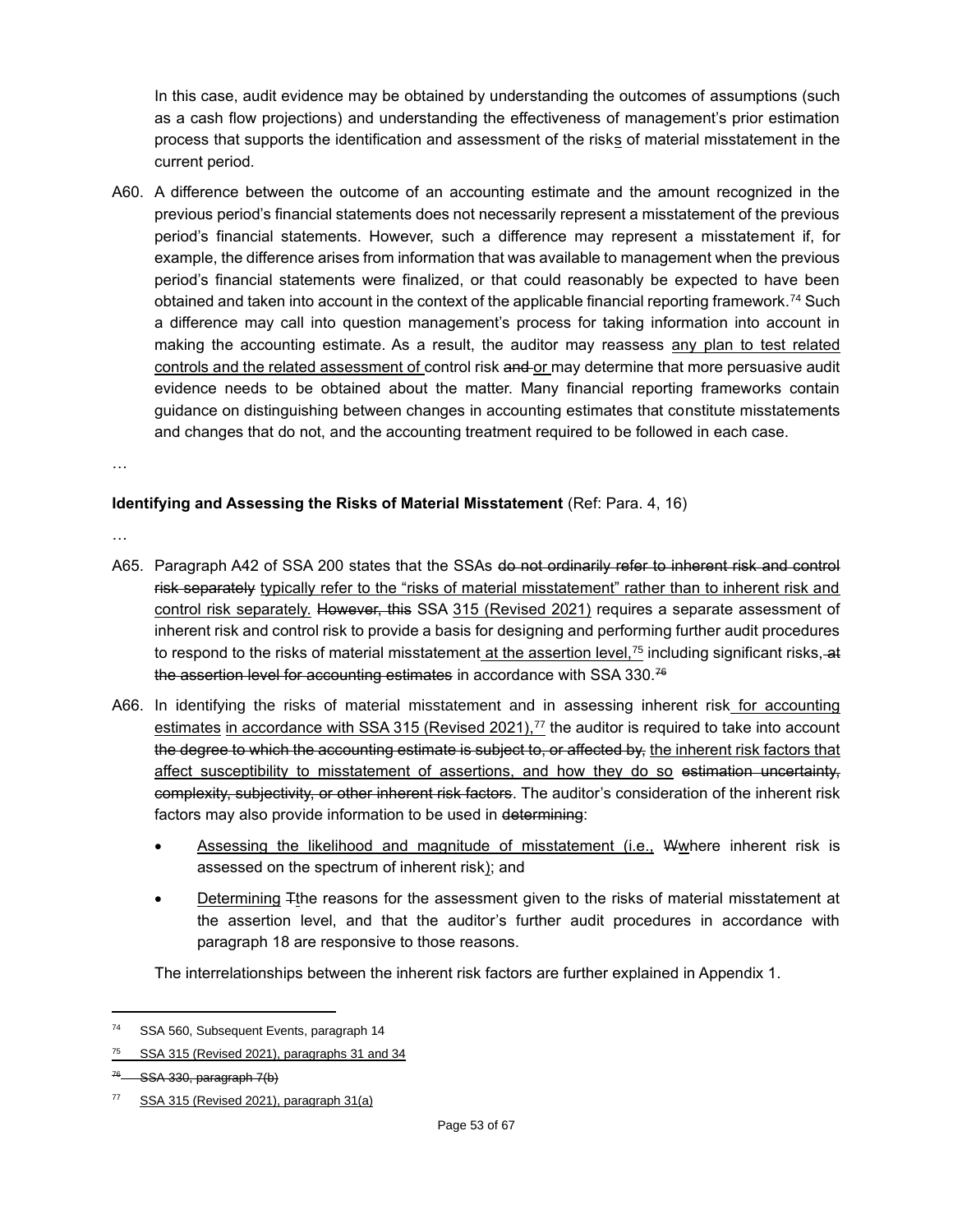In this case, audit evidence may be obtained by understanding the outcomes of assumptions (such as a cash flow projections) and understanding the effectiveness of management's prior estimation process that supports the identification and assessment of the risks of material misstatement in the current period.

A60. A difference between the outcome of an accounting estimate and the amount recognized in the previous period's financial statements does not necessarily represent a misstatement of the previous period's financial statements. However, such a difference may represent a misstatement if, for example, the difference arises from information that was available to management when the previous period's financial statements were finalized, or that could reasonably be expected to have been obtained and taken into account in the context of the applicable financial reporting framework.[74] Such a difference may call into question management's process for taking information into account in making the accounting estimate. As a result, the auditor may reassess <u>any plan to test related controls and the related assessment of</u> control risk ~~and~~ <u>or</u> may determine that more persuasive audit evidence needs to be obtained about the matter. Many financial reporting frameworks contain guidance on distinguishing between changes in accounting estimates that constitute misstatements and changes that do not, and the accounting treatment required to be followed in each case.

…

**Identifying and Assessing the Risks of Material Misstatement** (Ref: Para. 4, 16)

…

A65. Paragraph A42 of SSA 200 states that the SSAs ~~do not ordinarily refer to inherent risk and control risk separately~~ <u>typically refer to the "risks of material misstatement" rather than to inherent risk and control risk separately.</u> ~~However, this~~ SSA <u>315 (Revised 2021)</u> requires a separate assessment of inherent risk and control risk to provide a basis for designing and performing further audit procedures to respond to the risks of material misstatement <u>at the assertion level,</u>[75] including significant risks, ~~at the assertion level for accounting estimates~~ in accordance with SSA 330.~~[76]~~

A66. In identifying the risks of material misstatement and in assessing inherent risk <u>for accounting estimates</u> <u>in accordance with SSA 315 (Revised 2021),</u>[77] the auditor is required to take into account ~~the degree to which the accounting estimate is subject to, or affected by,~~ <u>the inherent risk factors that affect susceptibility to misstatement of assertions, and how they do so</u> ~~estimation uncertainty, complexity, subjectivity, or other inherent risk factors~~. The auditor's consideration of the inherent risk factors may also provide information to be used in ~~determining~~:

- <u>Assessing the likelihood and magnitude of misstatement (i.e.,</u> ~~W~~<u>w</u>here inherent risk is assessed on the spectrum of inherent risk<u>)</u>; and

- <u>Determining</u> ~~T~~<u>t</u>he reasons for the assessment given to the risks of material misstatement at the assertion level, and that the auditor's further audit procedures in accordance with paragraph 18 are responsive to those reasons.

The interrelationships between the inherent risk factors are further explained in Appendix 1.

---

[74] SSA 560, Subsequent Events, paragraph 14

[75] <u>SSA 315 (Revised 2021), paragraphs 31 and 34</u>

~~[76] SSA 330, paragraph 7(b)~~

[77] <u>SSA 315 (Revised 2021), paragraph 31(a)</u>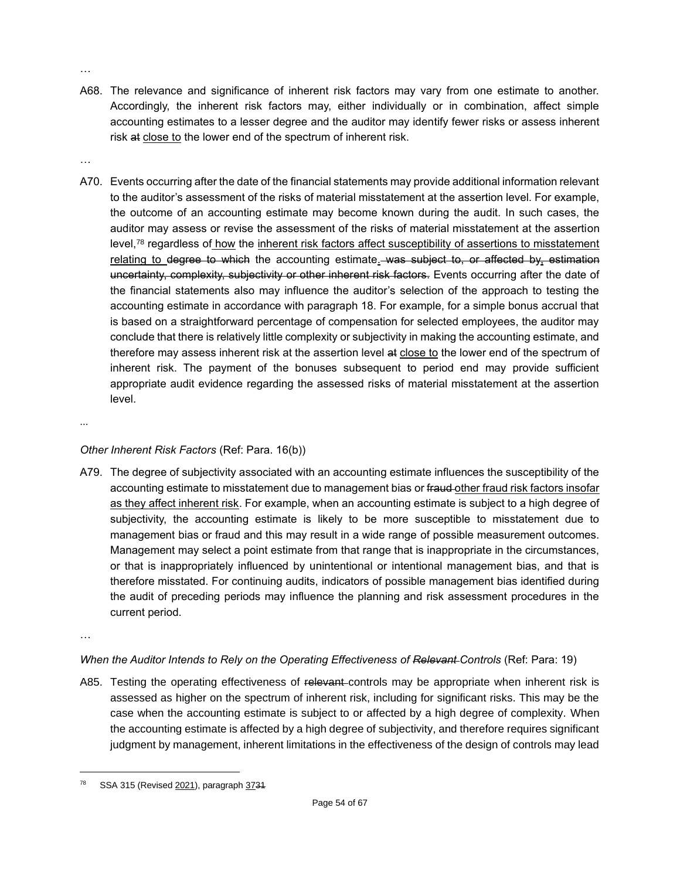…

A68. The relevance and significance of inherent risk factors may vary from one estimate to another. Accordingly, the inherent risk factors may, either individually or in combination, affect simple accounting estimates to a lesser degree and the auditor may identify fewer risks or assess inherent risk ~~at~~ <u>close to</u> the lower end of the spectrum of inherent risk.

…

A70. Events occurring after the date of the financial statements may provide additional information relevant to the auditor's assessment of the risks of material misstatement at the assertion level. For example, the outcome of an accounting estimate may become known during the audit. In such cases, the auditor may assess or revise the assessment of the risks of material misstatement at the assertion level,[78] regardless of <u>how</u> the <u>inherent risk factors affect susceptibility of assertions to misstatement relating to</u> ~~degree to which~~ the accounting estimate<u>.</u> ~~was subject to, or affected by, estimation uncertainty, complexity, subjectivity or other inherent risk factors.~~ Events occurring after the date of the financial statements also may influence the auditor's selection of the approach to testing the accounting estimate in accordance with paragraph 18. For example, for a simple bonus accrual that is based on a straightforward percentage of compensation for selected employees, the auditor may conclude that there is relatively little complexity or subjectivity in making the accounting estimate, and therefore may assess inherent risk at the assertion level ~~at~~ <u>close to</u> the lower end of the spectrum of inherent risk. The payment of the bonuses subsequent to period end may provide sufficient appropriate audit evidence regarding the assessed risks of material misstatement at the assertion level.

...

*Other Inherent Risk Factors* (Ref: Para. 16(b))

A79. The degree of subjectivity associated with an accounting estimate influences the susceptibility of the accounting estimate to misstatement due to management bias or ~~fraud~~ <u>other fraud risk factors insofar as they affect inherent risk</u>. For example, when an accounting estimate is subject to a high degree of subjectivity, the accounting estimate is likely to be more susceptible to misstatement due to management bias or fraud and this may result in a wide range of possible measurement outcomes. Management may select a point estimate from that range that is inappropriate in the circumstances, or that is inappropriately influenced by unintentional or intentional management bias, and that is therefore misstated. For continuing audits, indicators of possible management bias identified during the audit of preceding periods may influence the planning and risk assessment procedures in the current period.

…

*When the Auditor Intends to Rely on the Operating Effectiveness of ~~Relevant~~ Controls* (Ref: Para: 19)

A85. Testing the operating effectiveness of ~~relevant~~ controls may be appropriate when inherent risk is assessed as higher on the spectrum of inherent risk, including for significant risks. This may be the case when the accounting estimate is subject to or affected by a high degree of complexity. When the accounting estimate is affected by a high degree of subjectivity, and therefore requires significant judgment by management, inherent limitations in the effectiveness of the design of controls may lead

---

[78] SSA 315 (Revised <u>2021</u>), paragraph <u>37</u>~~31~~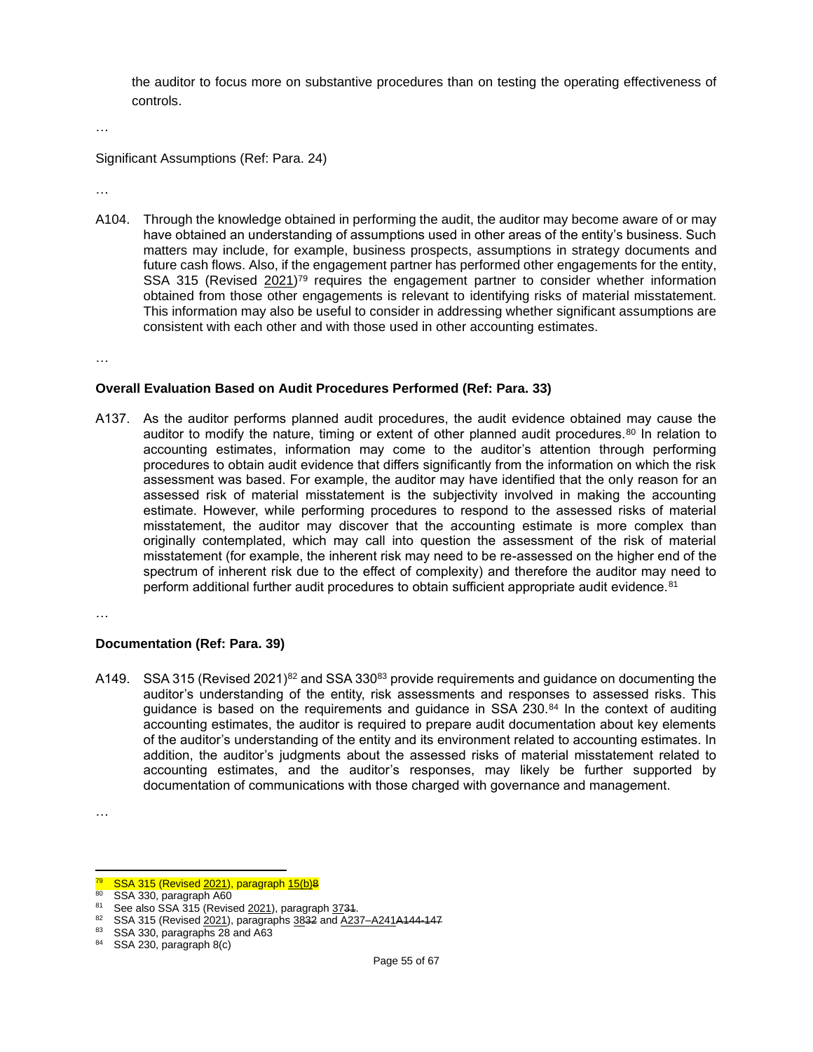the auditor to focus more on substantive procedures than on testing the operating effectiveness of controls.

…

Significant Assumptions (Ref: Para. 24)

…

A104. Through the knowledge obtained in performing the audit, the auditor may become aware of or may have obtained an understanding of assumptions used in other areas of the entity's business. Such matters may include, for example, business prospects, assumptions in strategy documents and future cash flows. Also, if the engagement partner has performed other engagements for the entity, SSA 315 (Revised 2021)[79] requires the engagement partner to consider whether information obtained from those other engagements is relevant to identifying risks of material misstatement. This information may also be useful to consider in addressing whether significant assumptions are consistent with each other and with those used in other accounting estimates.

…

**Overall Evaluation Based on Audit Procedures Performed (Ref: Para. 33)**

A137. As the auditor performs planned audit procedures, the audit evidence obtained may cause the auditor to modify the nature, timing or extent of other planned audit procedures.[80] In relation to accounting estimates, information may come to the auditor's attention through performing procedures to obtain audit evidence that differs significantly from the information on which the risk assessment was based. For example, the auditor may have identified that the only reason for an assessed risk of material misstatement is the subjectivity involved in making the accounting estimate. However, while performing procedures to respond to the assessed risks of material misstatement, the auditor may discover that the accounting estimate is more complex than originally contemplated, which may call into question the assessment of the risk of material misstatement (for example, the inherent risk may need to be re-assessed on the higher end of the spectrum of inherent risk due to the effect of complexity) and therefore the auditor may need to perform additional further audit procedures to obtain sufficient appropriate audit evidence.[81]

…

**Documentation (Ref: Para. 39)**

A149. SSA 315 (Revised 2021)[82] and SSA 330[83] provide requirements and guidance on documenting the auditor's understanding of the entity, risk assessments and responses to assessed risks. This guidance is based on the requirements and guidance in SSA 230.[84] In the context of auditing accounting estimates, the auditor is required to prepare audit documentation about key elements of the auditor's understanding of the entity and its environment related to accounting estimates. In addition, the auditor's judgments about the assessed risks of material misstatement related to accounting estimates, and the auditor's responses, may likely be further supported by documentation of communications with those charged with governance and management.

…

---

[79] SSA 315 (Revised 2021), paragraph 15(b)~~8~~

[80] SSA 330, paragraph A60

[81] See also SSA 315 (Revised 2021), paragraph 37~~31~~.

[82] SSA 315 (Revised 2021), paragraphs 38~~32~~ and A237–A241~~A144-147~~

[83] SSA 330, paragraphs 28 and A63

[84] SSA 230, paragraph 8(c)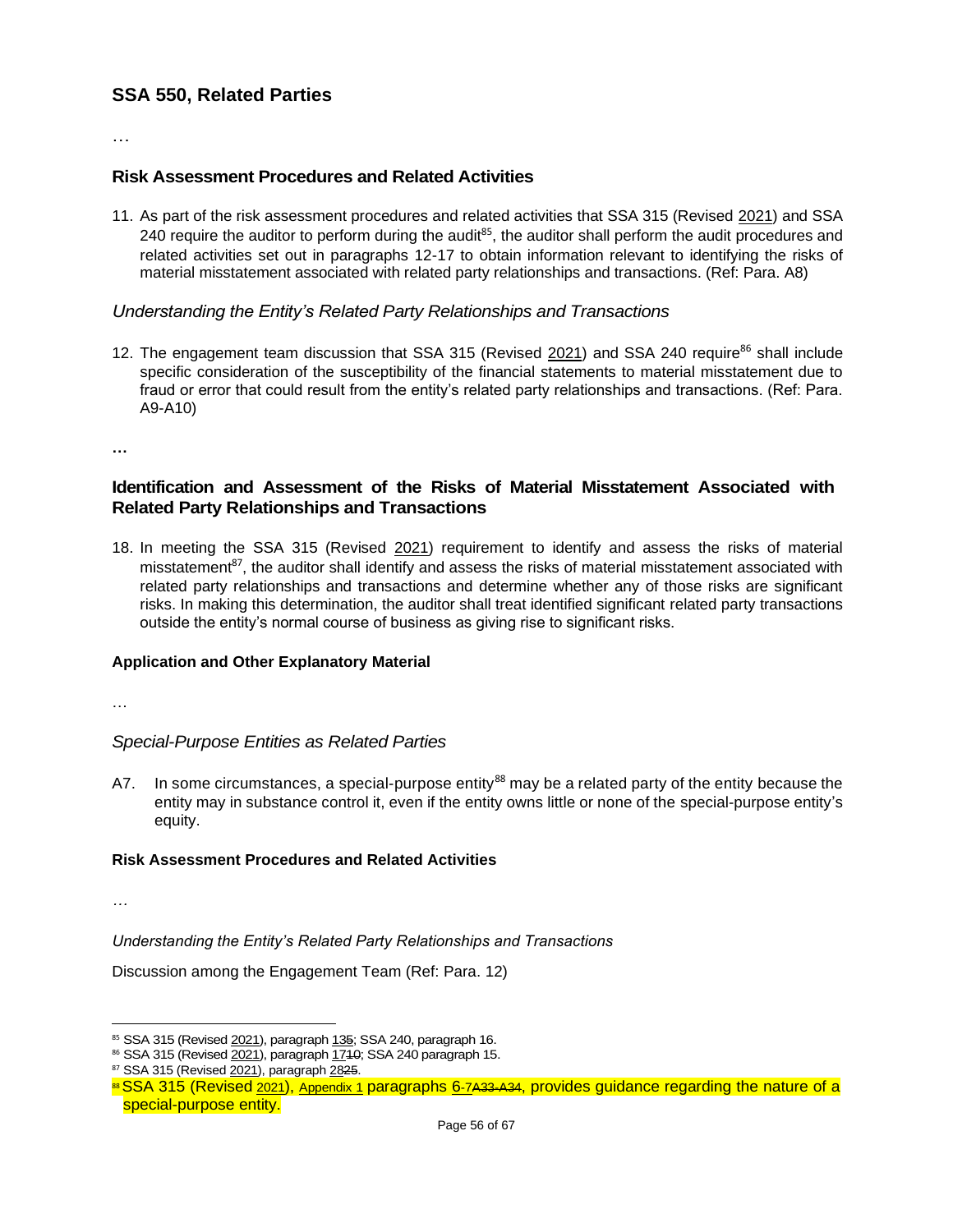## SSA 550, Related Parties

…

### Risk Assessment Procedures and Related Activities

11. As part of the risk assessment procedures and related activities that SSA 315 (Revised 2021) and SSA 240 require the auditor to perform during the audit[85], the auditor shall perform the audit procedures and related activities set out in paragraphs 12-17 to obtain information relevant to identifying the risks of material misstatement associated with related party relationships and transactions. (Ref: Para. A8)

*Understanding the Entity's Related Party Relationships and Transactions*

12. The engagement team discussion that SSA 315 (Revised 2021) and SSA 240 require[86] shall include specific consideration of the susceptibility of the financial statements to material misstatement due to fraud or error that could result from the entity's related party relationships and transactions. (Ref: Para. A9-A10)

…

### Identification and Assessment of the Risks of Material Misstatement Associated with Related Party Relationships and Transactions

18. In meeting the SSA 315 (Revised 2021) requirement to identify and assess the risks of material misstatement[87], the auditor shall identify and assess the risks of material misstatement associated with related party relationships and transactions and determine whether any of those risks are significant risks. In making this determination, the auditor shall treat identified significant related party transactions outside the entity's normal course of business as giving rise to significant risks.

#### Application and Other Explanatory Material

…

*Special-Purpose Entities as Related Parties*

A7. In some circumstances, a special-purpose entity[88] may be a related party of the entity because the entity may in substance control it, even if the entity owns little or none of the special-purpose entity's equity.

#### Risk Assessment Procedures and Related Activities

…

*Understanding the Entity's Related Party Relationships and Transactions*

Discussion among the Engagement Team (Ref: Para. 12)

---

[85] SSA 315 (Revised 2021), paragraph 135; SSA 240, paragraph 16.

[86] SSA 315 (Revised 2021), paragraph 1710; SSA 240 paragraph 15.

[87] SSA 315 (Revised 2021), paragraph 2825.

[88] SSA 315 (Revised 2021), Appendix 1 paragraphs 6-7A33-A34, provides guidance regarding the nature of a special-purpose entity.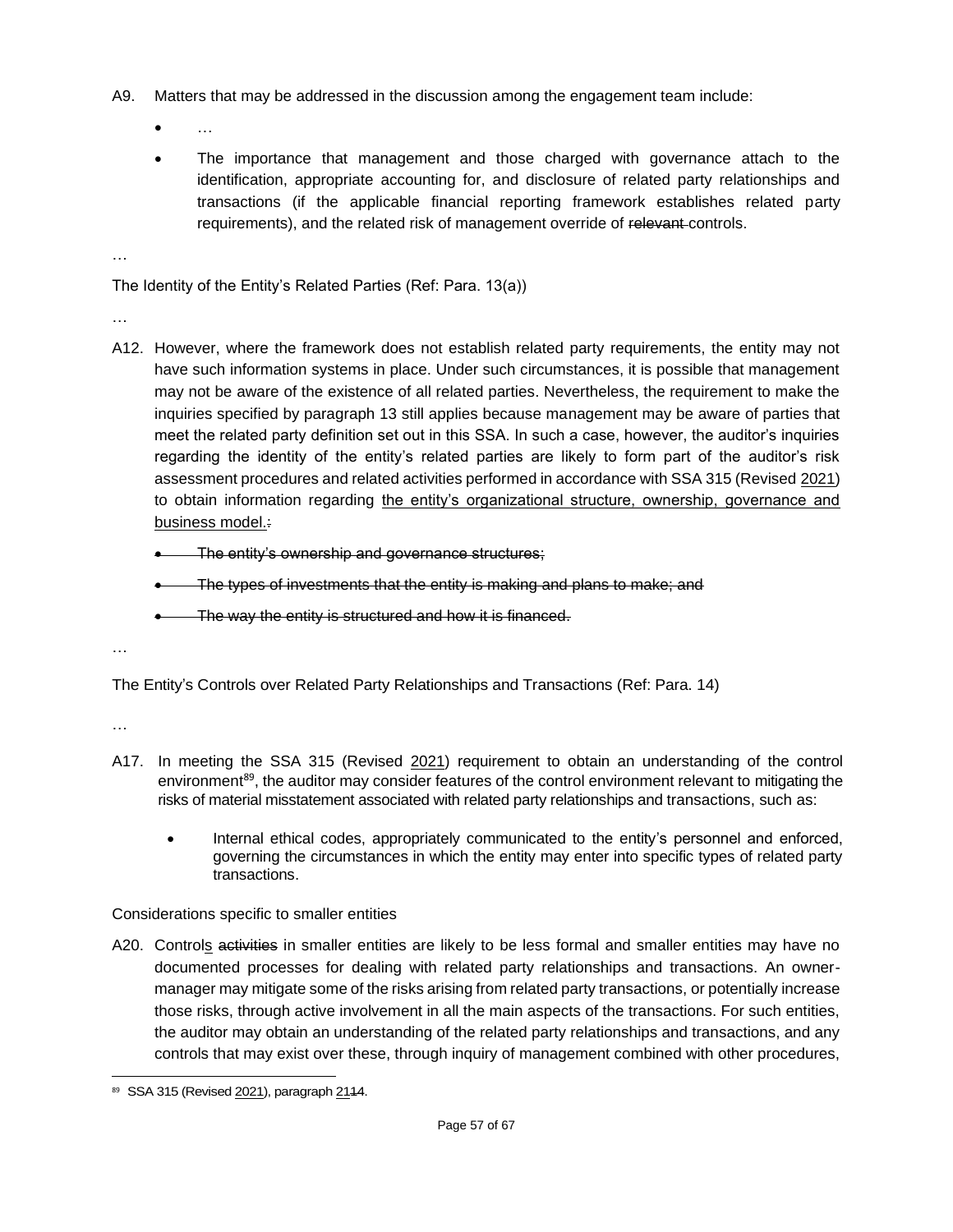A9. Matters that may be addressed in the discussion among the engagement team include:

- …
- The importance that management and those charged with governance attach to the identification, appropriate accounting for, and disclosure of related party relationships and transactions (if the applicable financial reporting framework establishes related party requirements), and the related risk of management override of ~~relevant~~ controls.

…

The Identity of the Entity's Related Parties (Ref: Para. 13(a))

…

A12. However, where the framework does not establish related party requirements, the entity may not have such information systems in place. Under such circumstances, it is possible that management may not be aware of the existence of all related parties. Nevertheless, the requirement to make the inquiries specified by paragraph 13 still applies because management may be aware of parties that meet the related party definition set out in this SSA. In such a case, however, the auditor's inquiries regarding the identity of the entity's related parties are likely to form part of the auditor's risk assessment procedures and related activities performed in accordance with SSA 315 (Revised <u>2021</u>) to obtain information regarding <u>the entity's organizational structure, ownership, governance and business model.</u>~~:~~

- ~~The entity's ownership and governance structures;~~
- ~~The types of investments that the entity is making and plans to make; and~~
- ~~The way the entity is structured and how it is financed.~~

…

The Entity's Controls over Related Party Relationships and Transactions (Ref: Para. 14)

…

A17. In meeting the SSA 315 (Revised <u>2021</u>) requirement to obtain an understanding of the control environment[89], the auditor may consider features of the control environment relevant to mitigating the risks of material misstatement associated with related party relationships and transactions, such as:

- Internal ethical codes, appropriately communicated to the entity's personnel and enforced, governing the circumstances in which the entity may enter into specific types of related party transactions.

Considerations specific to smaller entities

A20. Control<u>s</u> ~~activities~~ in smaller entities are likely to be less formal and smaller entities may have no documented processes for dealing with related party relationships and transactions. An owner-manager may mitigate some of the risks arising from related party transactions, or potentially increase those risks, through active involvement in all the main aspects of the transactions. For such entities, the auditor may obtain an understanding of the related party relationships and transactions, and any controls that may exist over these, through inquiry of management combined with other procedures,

---

[89] SSA 315 (Revised <u>2021</u>), paragraph <u>21</u>~~14~~.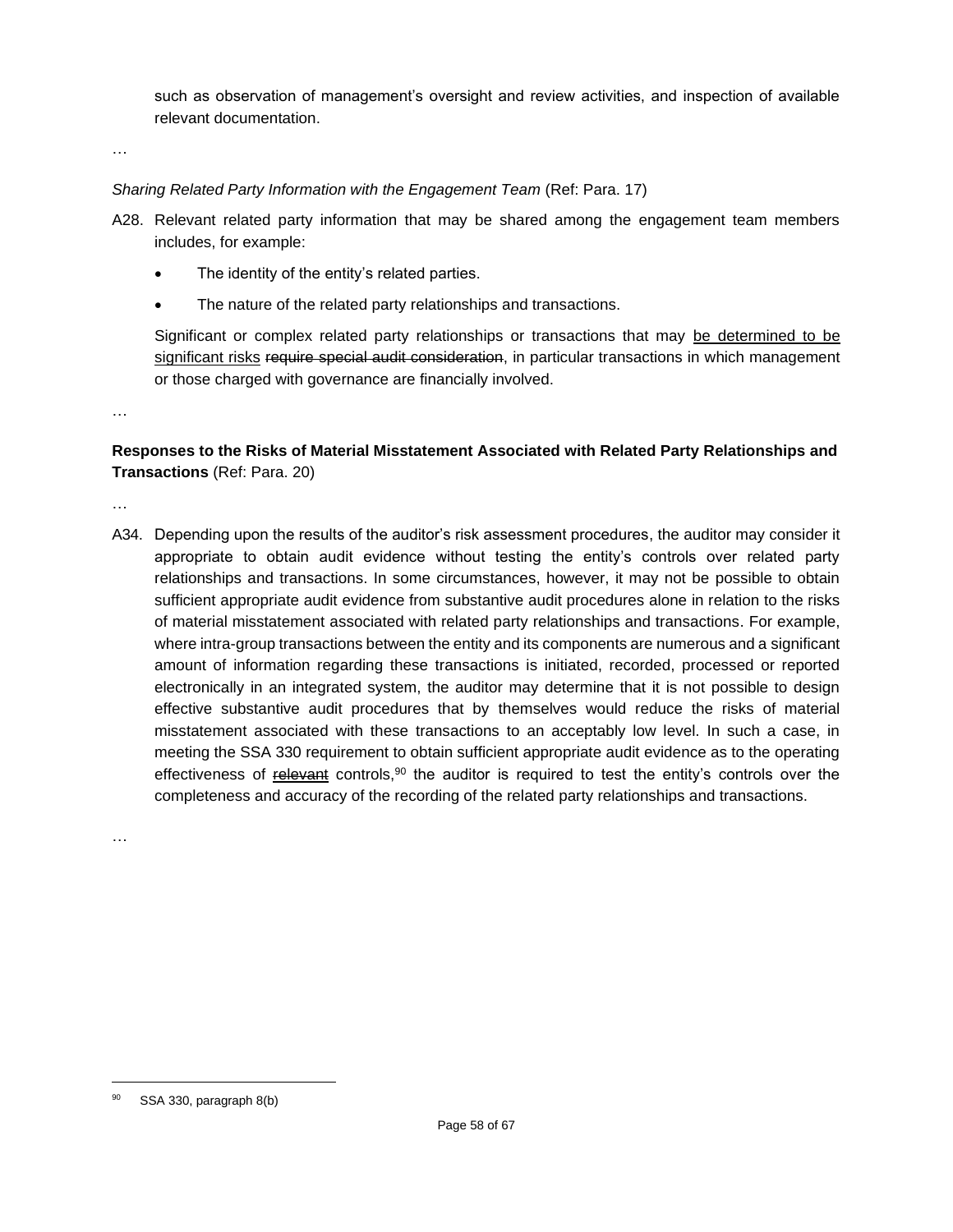such as observation of management's oversight and review activities, and inspection of available relevant documentation.

…

*Sharing Related Party Information with the Engagement Team* (Ref: Para. 17)

A28. Relevant related party information that may be shared among the engagement team members includes, for example:

- The identity of the entity's related parties.
- The nature of the related party relationships and transactions.

Significant or complex related party relationships or transactions that may <u>be determined to be significant risks</u> ~~require special audit consideration~~, in particular transactions in which management or those charged with governance are financially involved.

…

**Responses to the Risks of Material Misstatement Associated with Related Party Relationships and Transactions** (Ref: Para. 20)

…

A34. Depending upon the results of the auditor's risk assessment procedures, the auditor may consider it appropriate to obtain audit evidence without testing the entity's controls over related party relationships and transactions. In some circumstances, however, it may not be possible to obtain sufficient appropriate audit evidence from substantive audit procedures alone in relation to the risks of material misstatement associated with related party relationships and transactions. For example, where intra-group transactions between the entity and its components are numerous and a significant amount of information regarding these transactions is initiated, recorded, processed or reported electronically in an integrated system, the auditor may determine that it is not possible to design effective substantive audit procedures that by themselves would reduce the risks of material misstatement associated with these transactions to an acceptably low level. In such a case, in meeting the SSA 330 requirement to obtain sufficient appropriate audit evidence as to the operating effectiveness of ~~relevant~~ controls,[90] the auditor is required to test the entity's controls over the completeness and accuracy of the recording of the related party relationships and transactions.

…

[90] SSA 330, paragraph 8(b)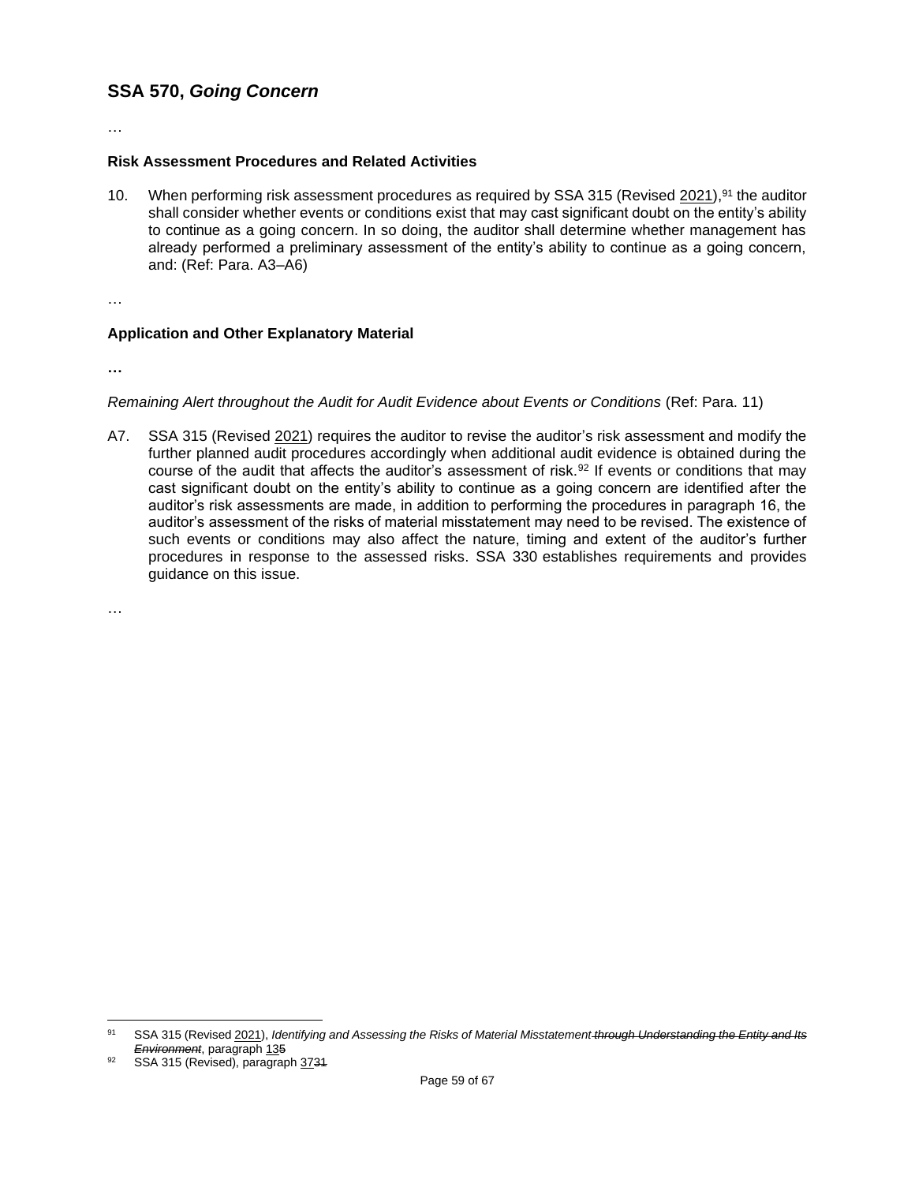## SSA 570, *Going Concern*

…

### Risk Assessment Procedures and Related Activities

10. When performing risk assessment procedures as required by SSA 315 (Revised 2021),[91] the auditor shall consider whether events or conditions exist that may cast significant doubt on the entity's ability to continue as a going concern. In so doing, the auditor shall determine whether management has already performed a preliminary assessment of the entity's ability to continue as a going concern, and: (Ref: Para. A3–A6)

…

### Application and Other Explanatory Material

**…**

*Remaining Alert throughout the Audit for Audit Evidence about Events or Conditions* (Ref: Para. 11)

A7. SSA 315 (Revised 2021) requires the auditor to revise the auditor's risk assessment and modify the further planned audit procedures accordingly when additional audit evidence is obtained during the course of the audit that affects the auditor's assessment of risk.[92] If events or conditions that may cast significant doubt on the entity's ability to continue as a going concern are identified after the auditor's risk assessments are made, in addition to performing the procedures in paragraph 16, the auditor's assessment of the risks of material misstatement may need to be revised. The existence of such events or conditions may also affect the nature, timing and extent of the auditor's further procedures in response to the assessed risks. SSA 330 establishes requirements and provides guidance on this issue.

…

---

[91] SSA 315 (Revised 2021), *Identifying and Assessing the Risks of Material Misstatement ~~through Understanding the Entity and Its Environment~~*, paragraph 13~~5~~

[92] SSA 315 (Revised), paragraph 37~~31~~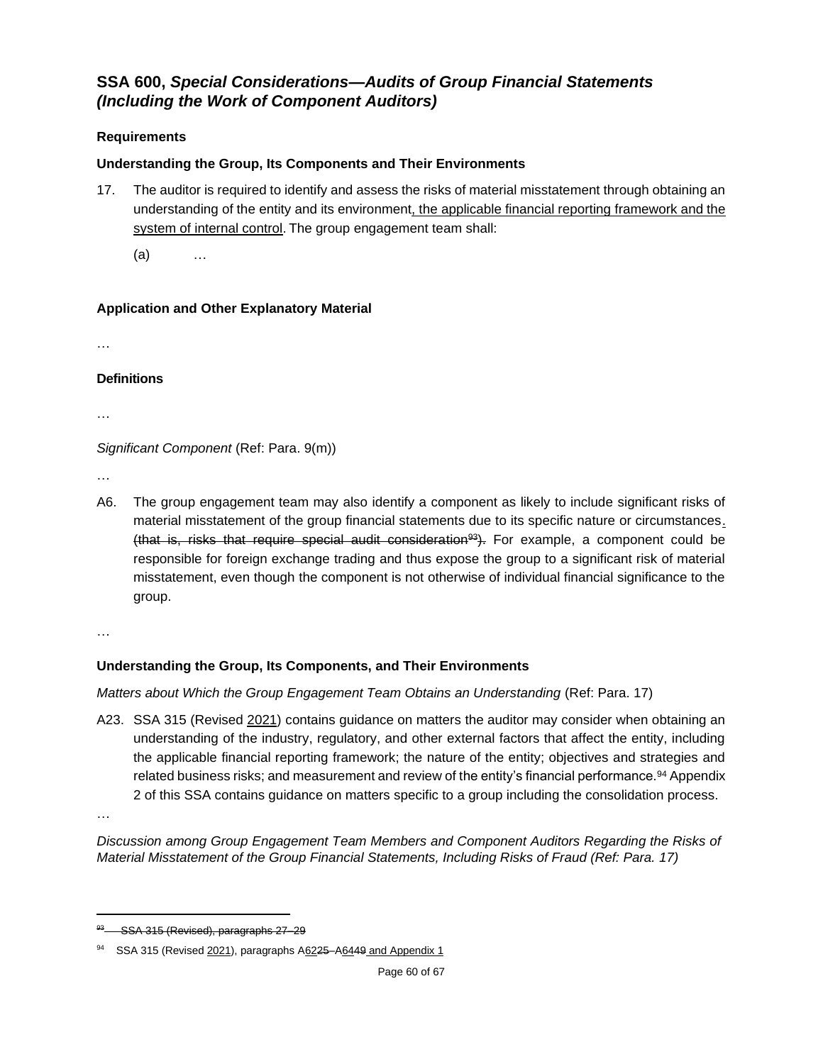## SSA 600, *Special Considerations—Audits of Group Financial Statements (Including the Work of Component Auditors)*

**Requirements**

**Understanding the Group, Its Components and Their Environments**

17. The auditor is required to identify and assess the risks of material misstatement through obtaining an understanding of the entity and its environment, the applicable financial reporting framework and the system of internal control. The group engagement team shall:

    (a) …

**Application and Other Explanatory Material**

…

**Definitions**

…

*Significant Component* (Ref: Para. 9(m))

…

A6. The group engagement team may also identify a component as likely to include significant risks of material misstatement of the group financial statements due to its specific nature or circumstances. (that is, risks that require special audit consideration[93]). For example, a component could be responsible for foreign exchange trading and thus expose the group to a significant risk of material misstatement, even though the component is not otherwise of individual financial significance to the group.

…

**Understanding the Group, Its Components, and Their Environments**

*Matters about Which the Group Engagement Team Obtains an Understanding* (Ref: Para. 17)

A23. SSA 315 (Revised 2021) contains guidance on matters the auditor may consider when obtaining an understanding of the industry, regulatory, and other external factors that affect the entity, including the applicable financial reporting framework; the nature of the entity; objectives and strategies and related business risks; and measurement and review of the entity's financial performance.[94] Appendix 2 of this SSA contains guidance on matters specific to a group including the consolidation process.

…

*Discussion among Group Engagement Team Members and Component Auditors Regarding the Risks of Material Misstatement of the Group Financial Statements, Including Risks of Fraud (Ref: Para. 17)*

---

[93] SSA 315 (Revised), paragraphs 27–29

[94] SSA 315 (Revised 2021), paragraphs A6225–A6449 and Appendix 1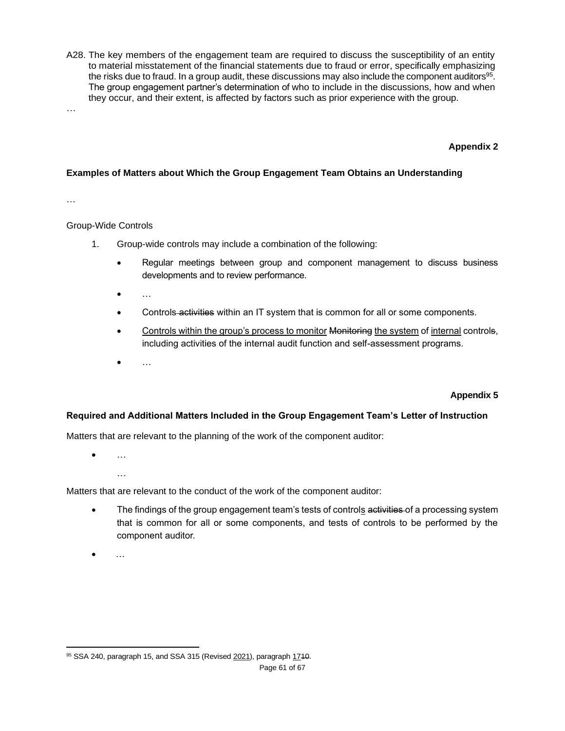A28. The key members of the engagement team are required to discuss the susceptibility of an entity to material misstatement of the financial statements due to fraud or error, specifically emphasizing the risks due to fraud. In a group audit, these discussions may also include the component auditors[95]. The group engagement partner's determination of who to include in the discussions, how and when they occur, and their extent, is affected by factors such as prior experience with the group.

…

**Appendix 2**

**Examples of Matters about Which the Group Engagement Team Obtains an Understanding**

…

Group-Wide Controls

1. Group-wide controls may include a combination of the following:

   - Regular meetings between group and component management to discuss business developments and to review performance.
   - …
   - Controls ~~activities~~ within an IT system that is common for all or some components.
   - <u>Controls within the group's process to monitor</u> ~~Monitoring~~ <u>the system</u> of <u>internal</u> control~~s~~, including activities of the internal audit function and self-assessment programs.
   - …

**Appendix 5**

**Required and Additional Matters Included in the Group Engagement Team's Letter of Instruction**

Matters that are relevant to the planning of the work of the component auditor:

- …

  …

Matters that are relevant to the conduct of the work of the component auditor:

- The findings of the group engagement team's tests of control<u>s</u> ~~activities~~ of a processing system that is common for all or some components, and tests of controls to be performed by the component auditor.
- …

[95] SSA 240, paragraph 15, and SSA 315 (Revised <u>2021</u>), paragraph <u>17</u>~~10~~.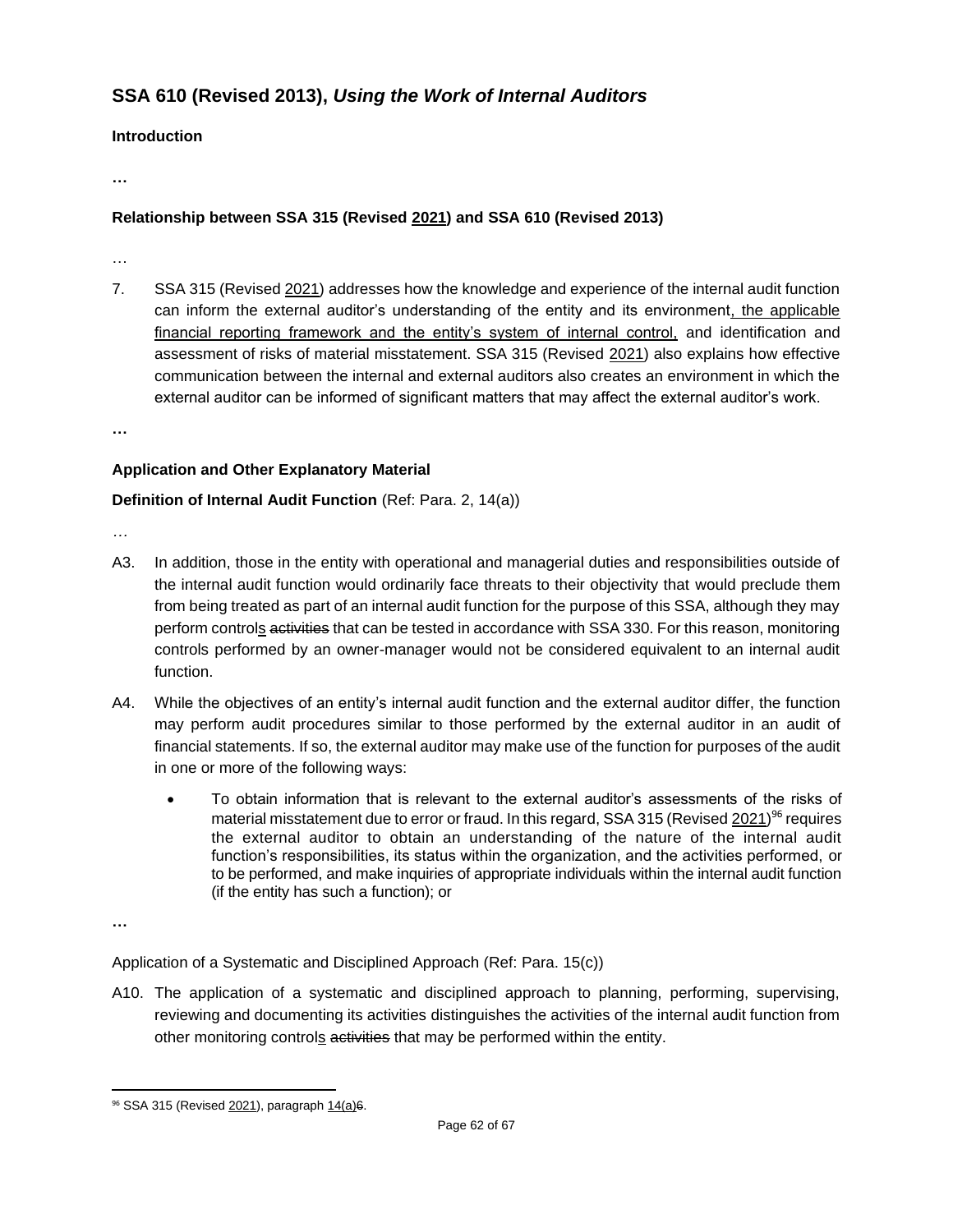## SSA 610 (Revised 2013), *Using the Work of Internal Auditors*

**Introduction**

**…**

**Relationship between SSA 315 (Revised 2021) and SSA 610 (Revised 2013)**

…

7. SSA 315 (Revised 2021) addresses how the knowledge and experience of the internal audit function can inform the external auditor's understanding of the entity and its environment, the applicable financial reporting framework and the entity's system of internal control, and identification and assessment of risks of material misstatement. SSA 315 (Revised 2021) also explains how effective communication between the internal and external auditors also creates an environment in which the external auditor can be informed of significant matters that may affect the external auditor's work.

**…**

**Application and Other Explanatory Material**

**Definition of Internal Audit Function** (Ref: Para. 2, 14(a))

…

A3. In addition, those in the entity with operational and managerial duties and responsibilities outside of the internal audit function would ordinarily face threats to their objectivity that would preclude them from being treated as part of an internal audit function for the purpose of this SSA, although they may perform controls ~~activities~~ that can be tested in accordance with SSA 330. For this reason, monitoring controls performed by an owner-manager would not be considered equivalent to an internal audit function.

A4. While the objectives of an entity's internal audit function and the external auditor differ, the function may perform audit procedures similar to those performed by the external auditor in an audit of financial statements. If so, the external auditor may make use of the function for purposes of the audit in one or more of the following ways:

- To obtain information that is relevant to the external auditor's assessments of the risks of material misstatement due to error or fraud. In this regard, SSA 315 (Revised 2021)[96] requires the external auditor to obtain an understanding of the nature of the internal audit function's responsibilities, its status within the organization, and the activities performed, or to be performed, and make inquiries of appropriate individuals within the internal audit function (if the entity has such a function); or

**…**

Application of a Systematic and Disciplined Approach (Ref: Para. 15(c))

A10. The application of a systematic and disciplined approach to planning, performing, supervising, reviewing and documenting its activities distinguishes the activities of the internal audit function from other monitoring controls ~~activities~~ that may be performed within the entity.

---

[96] SSA 315 (Revised 2021), paragraph 14(a)~~6~~.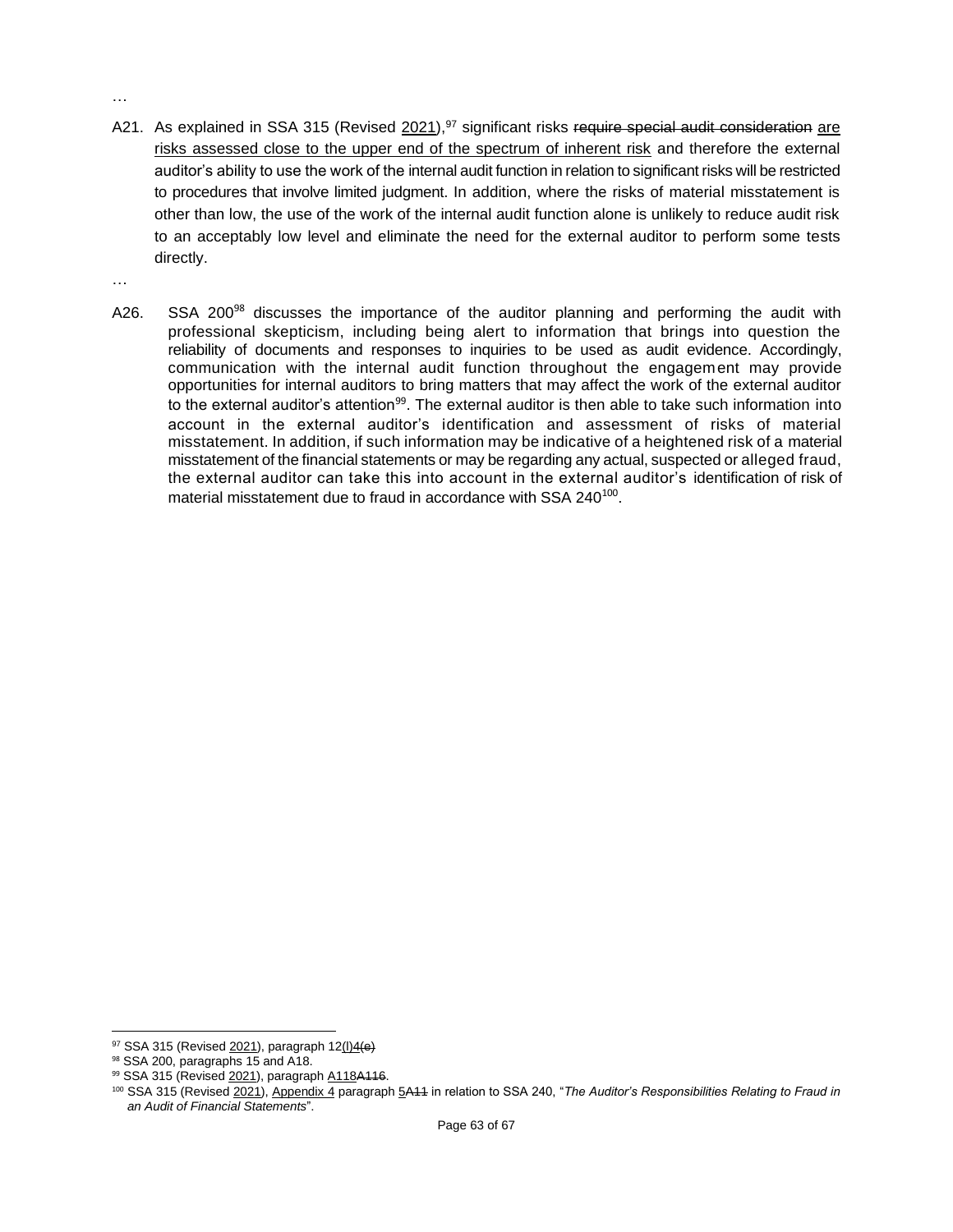…

A21. As explained in SSA 315 (Revised 2021),[97] significant risks ~~require special audit consideration~~ are risks assessed close to the upper end of the spectrum of inherent risk and therefore the external auditor's ability to use the work of the internal audit function in relation to significant risks will be restricted to procedures that involve limited judgment. In addition, where the risks of material misstatement is other than low, the use of the work of the internal audit function alone is unlikely to reduce audit risk to an acceptably low level and eliminate the need for the external auditor to perform some tests directly.

…

A26. SSA 200[98] discusses the importance of the auditor planning and performing the audit with professional skepticism, including being alert to information that brings into question the reliability of documents and responses to inquiries to be used as audit evidence. Accordingly, communication with the internal audit function throughout the engagement may provide opportunities for internal auditors to bring matters that may affect the work of the external auditor to the external auditor's attention[99]. The external auditor is then able to take such information into account in the external auditor's identification and assessment of risks of material misstatement. In addition, if such information may be indicative of a heightened risk of a material misstatement of the financial statements or may be regarding any actual, suspected or alleged fraud, the external auditor can take this into account in the external auditor's identification of risk of material misstatement due to fraud in accordance with SSA 240[100].

---

[97] SSA 315 (Revised 2021), paragraph 12(l)~~4(e)~~

[98] SSA 200, paragraphs 15 and A18.

[99] SSA 315 (Revised 2021), paragraph A118~~A116~~.

[100] SSA 315 (Revised 2021), Appendix 4 paragraph 5~~A11~~ in relation to SSA 240, "*The Auditor's Responsibilities Relating to Fraud in an Audit of Financial Statements*".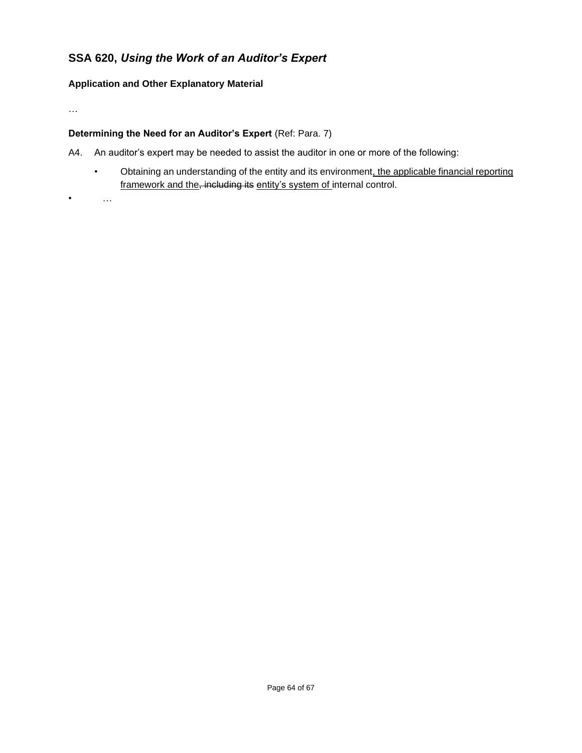## SSA 620, *Using the Work of an Auditor's Expert*

### Application and Other Explanatory Material

…

**Determining the Need for an Auditor's Expert** (Ref: Para. 7)

A4. An auditor's expert may be needed to assist the auditor in one or more of the following:

- Obtaining an understanding of the entity and its environment<u>, the applicable financial reporting framework and the</u>~~, including its~~ <u>entity's system of</u> internal control.
- …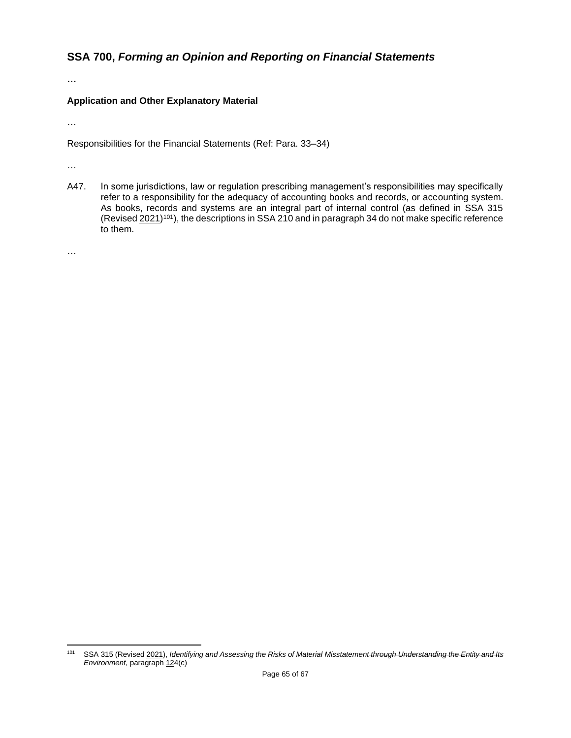## SSA 700, *Forming an Opinion and Reporting on Financial Statements*

**…**

### Application and Other Explanatory Material

…

Responsibilities for the Financial Statements (Ref: Para. 33–34)

…

A47. In some jurisdictions, law or regulation prescribing management's responsibilities may specifically refer to a responsibility for the adequacy of accounting books and records, or accounting system. As books, records and systems are an integral part of internal control (as defined in SSA 315 (Revised 2021)[101]), the descriptions in SSA 210 and in paragraph 34 do not make specific reference to them.

…

---

[101] SSA 315 (Revised 2021), *Identifying and Assessing the Risks of Material Misstatement ~~through Understanding the Entity and Its Environment~~*, paragraph 124(c)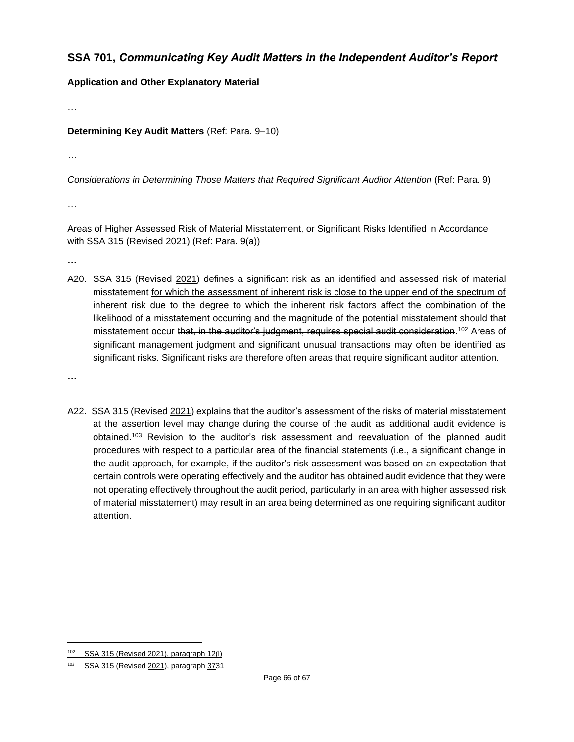## SSA 701, *Communicating Key Audit Matters in the Independent Auditor's Report*

**Application and Other Explanatory Material**

…

**Determining Key Audit Matters** (Ref: Para. 9–10)

…

*Considerations in Determining Those Matters that Required Significant Auditor Attention* (Ref: Para. 9)

…

Areas of Higher Assessed Risk of Material Misstatement, or Significant Risks Identified in Accordance with SSA 315 (Revised 2021) (Ref: Para. 9(a))

…

A20. SSA 315 (Revised 2021) defines a significant risk as an identified ~~and assessed~~ risk of material misstatement for which the assessment of inherent risk is close to the upper end of the spectrum of inherent risk due to the degree to which the inherent risk factors affect the combination of the likelihood of a misstatement occurring and the magnitude of the potential misstatement should that misstatement occur ~~that, in the auditor's judgment, requires special audit consideration~~.[102] Areas of significant management judgment and significant unusual transactions may often be identified as significant risks. Significant risks are therefore often areas that require significant auditor attention.

…

A22. SSA 315 (Revised 2021) explains that the auditor's assessment of the risks of material misstatement at the assertion level may change during the course of the audit as additional audit evidence is obtained.[103] Revision to the auditor's risk assessment and reevaluation of the planned audit procedures with respect to a particular area of the financial statements (i.e., a significant change in the audit approach, for example, if the auditor's risk assessment was based on an expectation that certain controls were operating effectively and the auditor has obtained audit evidence that they were not operating effectively throughout the audit period, particularly in an area with higher assessed risk of material misstatement) may result in an area being determined as one requiring significant auditor attention.

---

[102] SSA 315 (Revised 2021), paragraph 12(l)

[103] SSA 315 (Revised 2021), paragraph 37~~31~~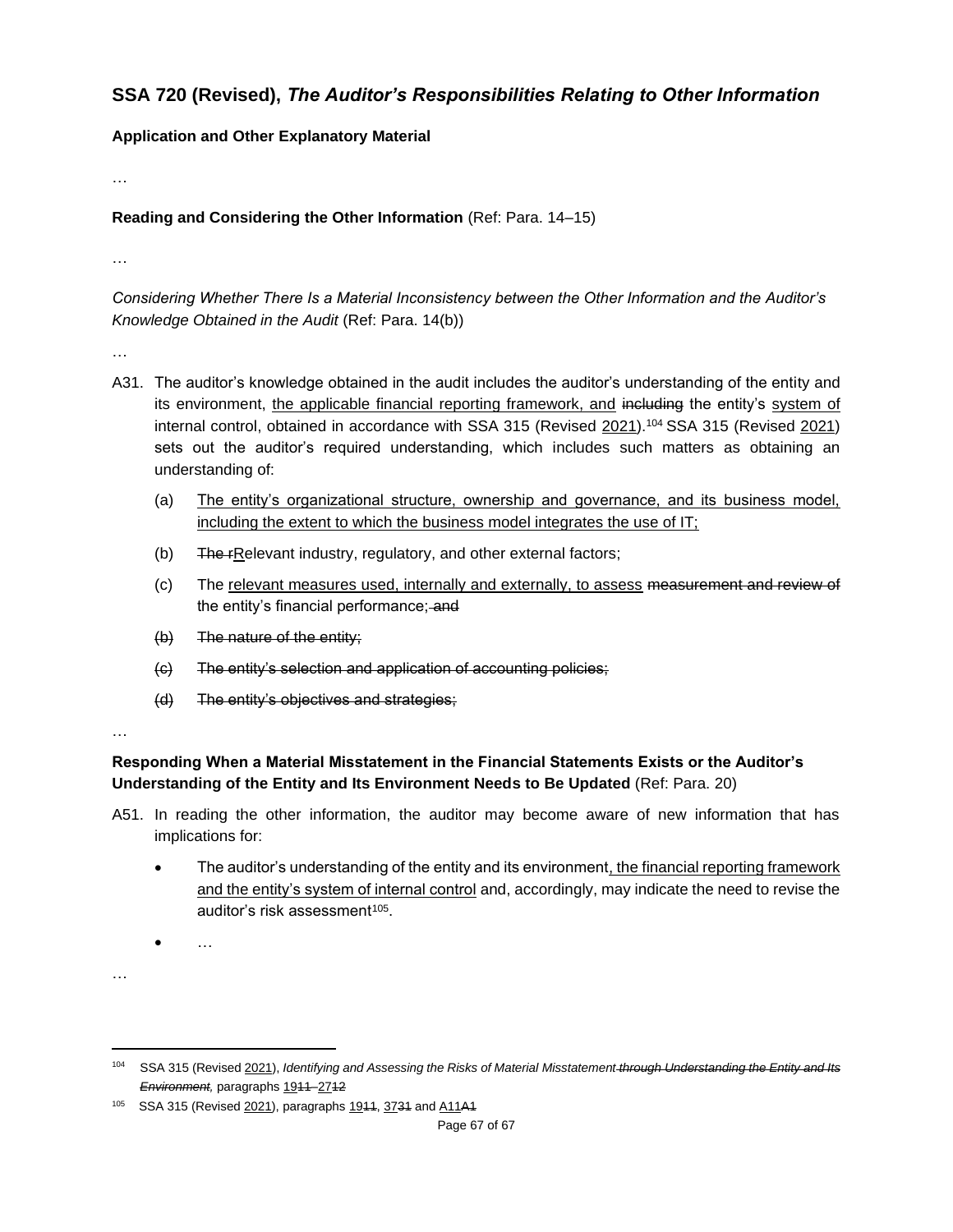## SSA 720 (Revised), *The Auditor's Responsibilities Relating to Other Information*

**Application and Other Explanatory Material**

…

**Reading and Considering the Other Information** (Ref: Para. 14–15)

…

*Considering Whether There Is a Material Inconsistency between the Other Information and the Auditor's Knowledge Obtained in the Audit* (Ref: Para. 14(b))

…

A31. The auditor's knowledge obtained in the audit includes the auditor's understanding of the entity and its environment, <u>the applicable financial reporting framework, and</u> ~~including~~ the entity's <u>system of</u> internal control, obtained in accordance with SSA 315 (Revised <u>2021</u>).[104] SSA 315 (Revised <u>2021</u>) sets out the auditor's required understanding, which includes such matters as obtaining an understanding of:

(a) <u>The entity's organizational structure, ownership and governance, and its business model, including the extent to which the business model integrates the use of IT;</u>

(b) ~~The r~~<u>R</u>elevant industry, regulatory, and other external factors;

(c) The <u>relevant measures used, internally and externally, to assess</u> ~~measurement and review of~~ the entity's financial performance;~~ and~~

~~(b) The nature of the entity;~~

~~(c) The entity's selection and application of accounting policies;~~

~~(d) The entity's objectives and strategies;~~

…

**Responding When a Material Misstatement in the Financial Statements Exists or the Auditor's Understanding of the Entity and Its Environment Needs to Be Updated** (Ref: Para. 20)

A51. In reading the other information, the auditor may become aware of new information that has implications for:

- The auditor's understanding of the entity and its environment<u>, the financial reporting framework and the entity's system of internal control</u> and, accordingly, may indicate the need to revise the auditor's risk assessment[105].
- …

…

---

[104] SSA 315 (Revised <u>2021</u>), *Identifying and Assessing the Risks of Material Misstatement ~~through Understanding the Entity and Its Environment~~*, paragraphs <u>19</u>~~11~~–<u>27</u>~~12~~

[105] SSA 315 (Revised <u>2021</u>), paragraphs <u>19</u>~~11~~, <u>37</u>~~31~~ and <u>A11</u>~~A1~~